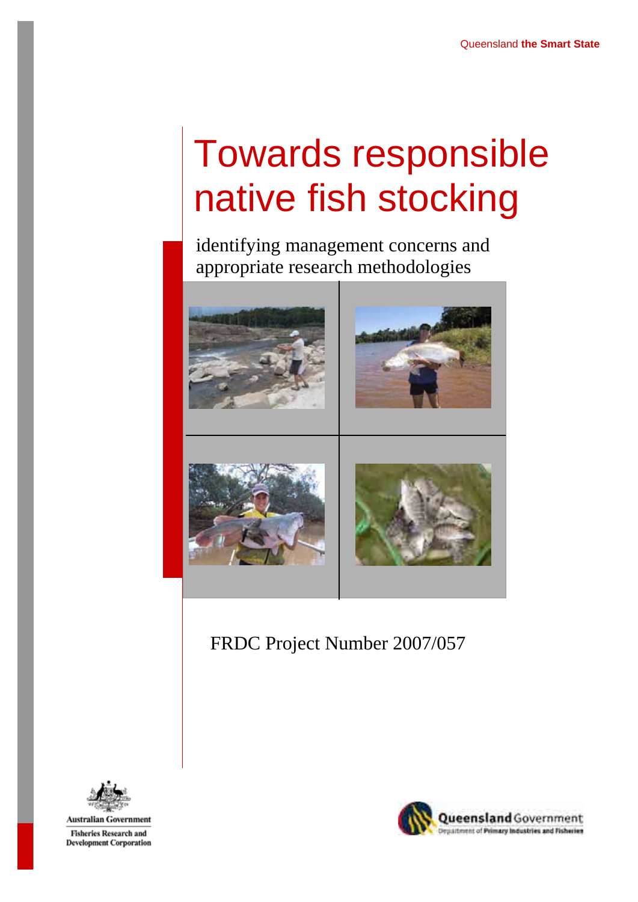Queensland **the Smart State**

# Towards responsible native fish stocking

## identifying management concerns and appropriate research methodologies

FRDC Project Number 2007/057

Australian Government
Fisheries Research and Development Corporation

Queensland Government
Department of Primary Industries and Fisheries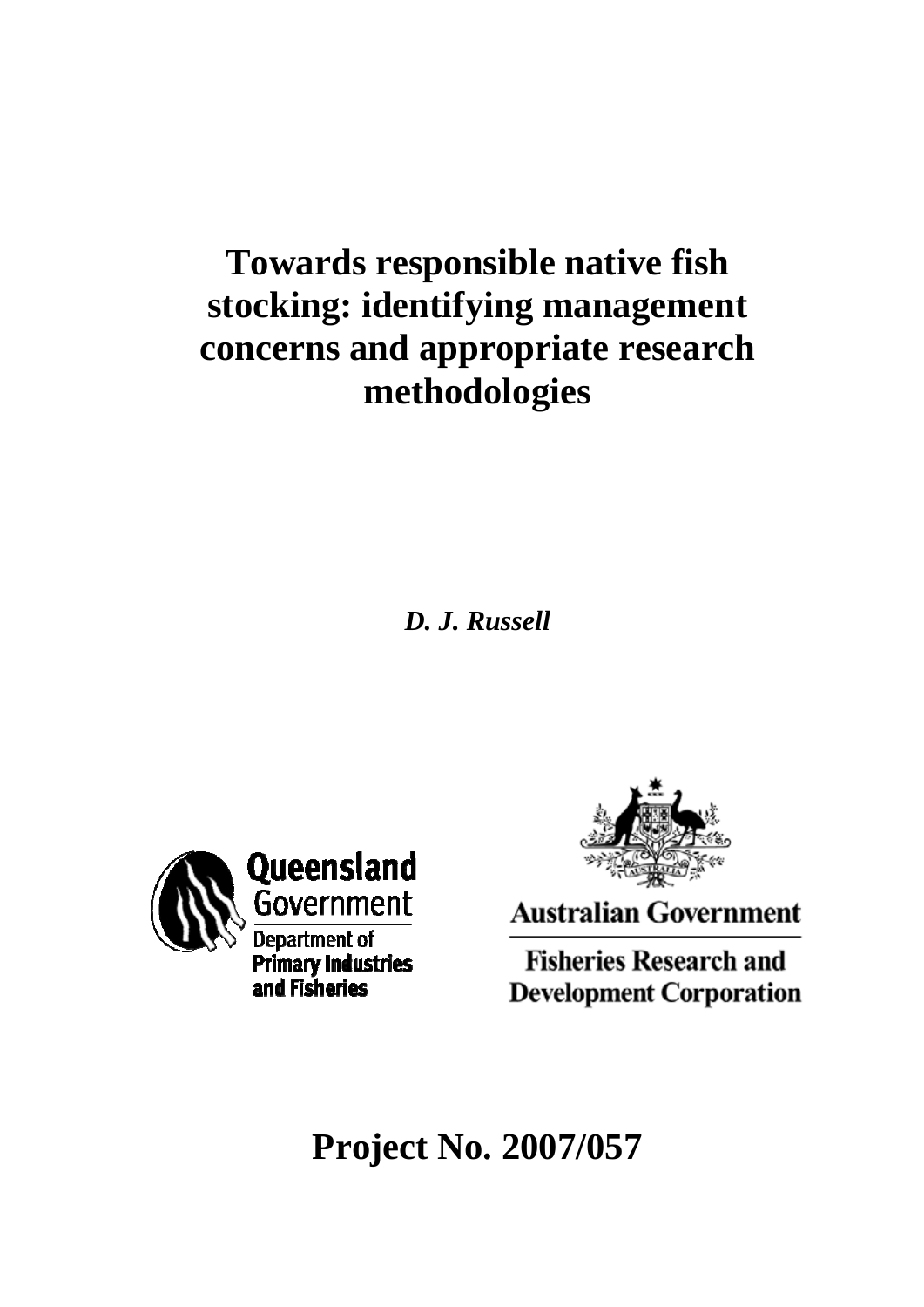# Towards responsible native fish stocking: identifying management concerns and appropriate research methodologies

***D. J. Russell***

Queensland Government
Department of Primary Industries and Fisheries

Australian Government
Fisheries Research and Development Corporation

# Project No. 2007/057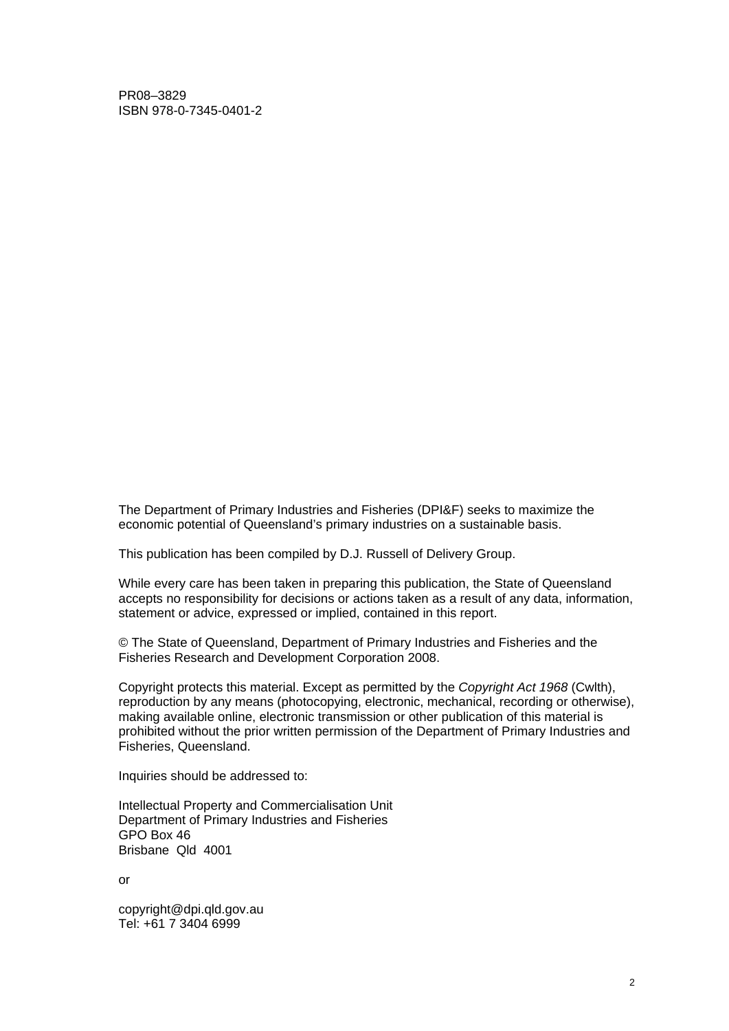PR08–3829
ISBN 978-0-7345-0401-2

The Department of Primary Industries and Fisheries (DPI&F) seeks to maximize the economic potential of Queensland's primary industries on a sustainable basis.

This publication has been compiled by D.J. Russell of Delivery Group.

While every care has been taken in preparing this publication, the State of Queensland accepts no responsibility for decisions or actions taken as a result of any data, information, statement or advice, expressed or implied, contained in this report.

© The State of Queensland, Department of Primary Industries and Fisheries and the Fisheries Research and Development Corporation 2008.

Copyright protects this material. Except as permitted by the *Copyright Act 1968* (Cwlth), reproduction by any means (photocopying, electronic, mechanical, recording or otherwise), making available online, electronic transmission or other publication of this material is prohibited without the prior written permission of the Department of Primary Industries and Fisheries, Queensland.

Inquiries should be addressed to:

Intellectual Property and Commercialisation Unit
Department of Primary Industries and Fisheries
GPO Box 46
Brisbane Qld 4001

or

copyright@dpi.qld.gov.au
Tel: +61 7 3404 6999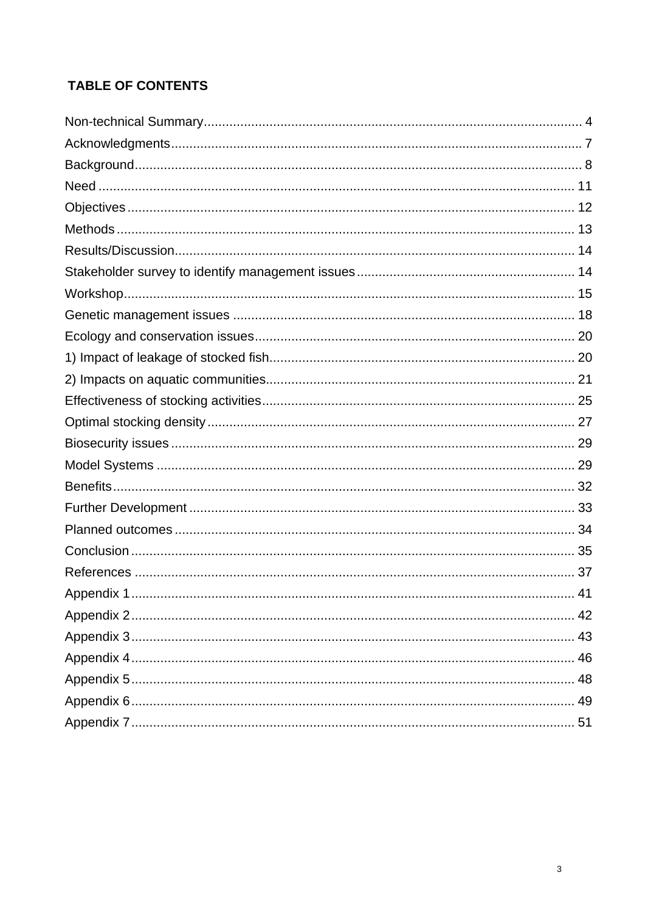## TABLE OF CONTENTS

| | |
|---|---|
| Non-technical Summary | 4 |
| Acknowledgments | 7 |
| Background | 8 |
| Need | 11 |
| Objectives | 12 |
| Methods | 13 |
| Results/Discussion | 14 |
| Stakeholder survey to identify management issues | 14 |
| Workshop | 15 |
| Genetic management issues | 18 |
| Ecology and conservation issues | 20 |
| 1) Impact of leakage of stocked fish | 20 |
| 2) Impacts on aquatic communities | 21 |
| Effectiveness of stocking activities | 25 |
| Optimal stocking density | 27 |
| Biosecurity issues | 29 |
| Model Systems | 29 |
| Benefits | 32 |
| Further Development | 33 |
| Planned outcomes | 34 |
| Conclusion | 35 |
| References | 37 |
| Appendix 1 | 41 |
| Appendix 2 | 42 |
| Appendix 3 | 43 |
| Appendix 4 | 46 |
| Appendix 5 | 48 |
| Appendix 6 | 49 |
| Appendix 7 | 51 |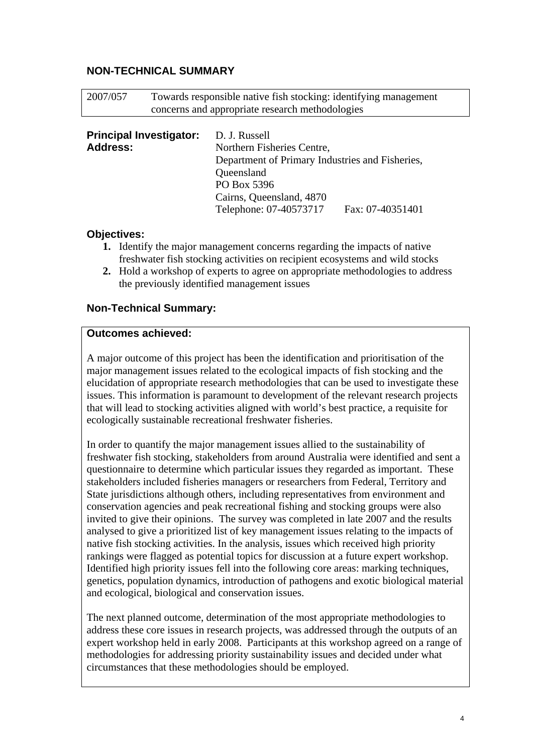## NON-TECHNICAL SUMMARY

| 2007/057 | Towards responsible native fish stocking: identifying management concerns and appropriate research methodologies |
|---|---|

**Principal Investigator:** D. J. Russell
**Address:** Northern Fisheries Centre,
Department of Primary Industries and Fisheries, Queensland
PO Box 5396
Cairns, Queensland, 4870
Telephone: 07-40573717 Fax: 07-40351401

### Objectives:

1. Identify the major management concerns regarding the impacts of native freshwater fish stocking activities on recipient ecosystems and wild stocks
2. Hold a workshop of experts to agree on appropriate methodologies to address the previously identified management issues

### Non-Technical Summary:

**Outcomes achieved:**

A major outcome of this project has been the identification and prioritisation of the major management issues related to the ecological impacts of fish stocking and the elucidation of appropriate research methodologies that can be used to investigate these issues. This information is paramount to development of the relevant research projects that will lead to stocking activities aligned with world's best practice, a requisite for ecologically sustainable recreational freshwater fisheries.

In order to quantify the major management issues allied to the sustainability of freshwater fish stocking, stakeholders from around Australia were identified and sent a questionnaire to determine which particular issues they regarded as important. These stakeholders included fisheries managers or researchers from Federal, Territory and State jurisdictions although others, including representatives from environment and conservation agencies and peak recreational fishing and stocking groups were also invited to give their opinions. The survey was completed in late 2007 and the results analysed to give a prioritized list of key management issues relating to the impacts of native fish stocking activities. In the analysis, issues which received high priority rankings were flagged as potential topics for discussion at a future expert workshop. Identified high priority issues fell into the following core areas: marking techniques, genetics, population dynamics, introduction of pathogens and exotic biological material and ecological, biological and conservation issues.

The next planned outcome, determination of the most appropriate methodologies to address these core issues in research projects, was addressed through the outputs of an expert workshop held in early 2008. Participants at this workshop agreed on a range of methodologies for addressing priority sustainability issues and decided under what circumstances that these methodologies should be employed.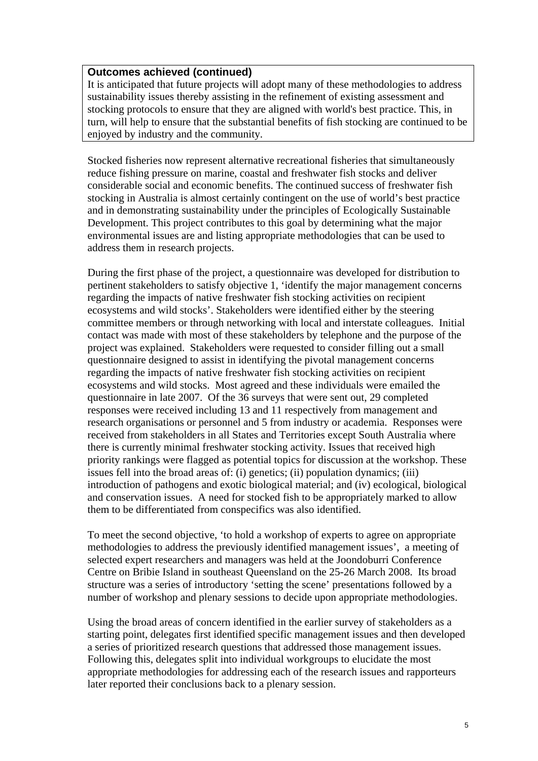**Outcomes achieved (continued)**

It is anticipated that future projects will adopt many of these methodologies to address sustainability issues thereby assisting in the refinement of existing assessment and stocking protocols to ensure that they are aligned with world's best practice. This, in turn, will help to ensure that the substantial benefits of fish stocking are continued to be enjoyed by industry and the community.

Stocked fisheries now represent alternative recreational fisheries that simultaneously reduce fishing pressure on marine, coastal and freshwater fish stocks and deliver considerable social and economic benefits. The continued success of freshwater fish stocking in Australia is almost certainly contingent on the use of world's best practice and in demonstrating sustainability under the principles of Ecologically Sustainable Development. This project contributes to this goal by determining what the major environmental issues are and listing appropriate methodologies that can be used to address them in research projects.

During the first phase of the project, a questionnaire was developed for distribution to pertinent stakeholders to satisfy objective 1, 'identify the major management concerns regarding the impacts of native freshwater fish stocking activities on recipient ecosystems and wild stocks'. Stakeholders were identified either by the steering committee members or through networking with local and interstate colleagues. Initial contact was made with most of these stakeholders by telephone and the purpose of the project was explained. Stakeholders were requested to consider filling out a small questionnaire designed to assist in identifying the pivotal management concerns regarding the impacts of native freshwater fish stocking activities on recipient ecosystems and wild stocks. Most agreed and these individuals were emailed the questionnaire in late 2007. Of the 36 surveys that were sent out, 29 completed responses were received including 13 and 11 respectively from management and research organisations or personnel and 5 from industry or academia. Responses were received from stakeholders in all States and Territories except South Australia where there is currently minimal freshwater stocking activity. Issues that received high priority rankings were flagged as potential topics for discussion at the workshop. These issues fell into the broad areas of: (i) genetics; (ii) population dynamics; (iii) introduction of pathogens and exotic biological material; and (iv) ecological, biological and conservation issues. A need for stocked fish to be appropriately marked to allow them to be differentiated from conspecifics was also identified.

To meet the second objective, 'to hold a workshop of experts to agree on appropriate methodologies to address the previously identified management issues', a meeting of selected expert researchers and managers was held at the Joondoburri Conference Centre on Bribie Island in southeast Queensland on the 25-26 March 2008. Its broad structure was a series of introductory 'setting the scene' presentations followed by a number of workshop and plenary sessions to decide upon appropriate methodologies.

Using the broad areas of concern identified in the earlier survey of stakeholders as a starting point, delegates first identified specific management issues and then developed a series of prioritized research questions that addressed those management issues. Following this, delegates split into individual workgroups to elucidate the most appropriate methodologies for addressing each of the research issues and rapporteurs later reported their conclusions back to a plenary session.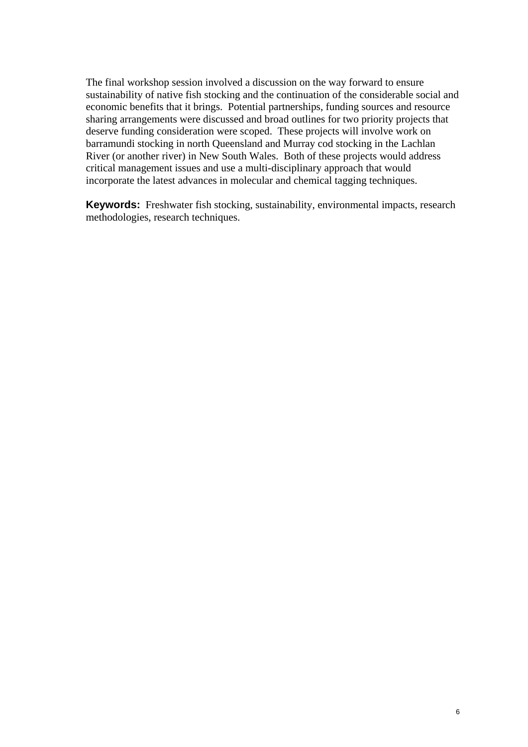The final workshop session involved a discussion on the way forward to ensure sustainability of native fish stocking and the continuation of the considerable social and economic benefits that it brings.  Potential partnerships, funding sources and resource sharing arrangements were discussed and broad outlines for two priority projects that deserve funding consideration were scoped.  These projects will involve work on barramundi stocking in north Queensland and Murray cod stocking in the Lachlan River (or another river) in New South Wales.  Both of these projects would address critical management issues and use a multi-disciplinary approach that would incorporate the latest advances in molecular and chemical tagging techniques.

**Keywords:** Freshwater fish stocking, sustainability, environmental impacts, research methodologies, research techniques.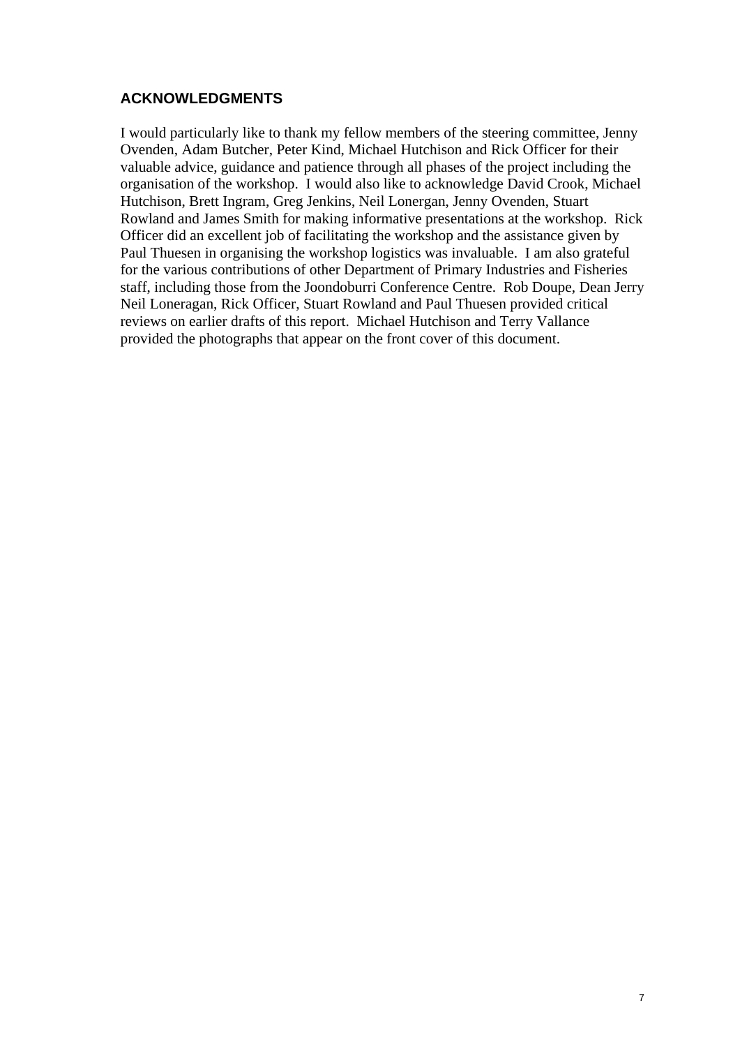## ACKNOWLEDGMENTS

I would particularly like to thank my fellow members of the steering committee, Jenny Ovenden, Adam Butcher, Peter Kind, Michael Hutchison and Rick Officer for their valuable advice, guidance and patience through all phases of the project including the organisation of the workshop. I would also like to acknowledge David Crook, Michael Hutchison, Brett Ingram, Greg Jenkins, Neil Lonergan, Jenny Ovenden, Stuart Rowland and James Smith for making informative presentations at the workshop. Rick Officer did an excellent job of facilitating the workshop and the assistance given by Paul Thuesen in organising the workshop logistics was invaluable. I am also grateful for the various contributions of other Department of Primary Industries and Fisheries staff, including those from the Joondoburri Conference Centre. Rob Doupe, Dean Jerry Neil Loneragan, Rick Officer, Stuart Rowland and Paul Thuesen provided critical reviews on earlier drafts of this report. Michael Hutchison and Terry Vallance provided the photographs that appear on the front cover of this document.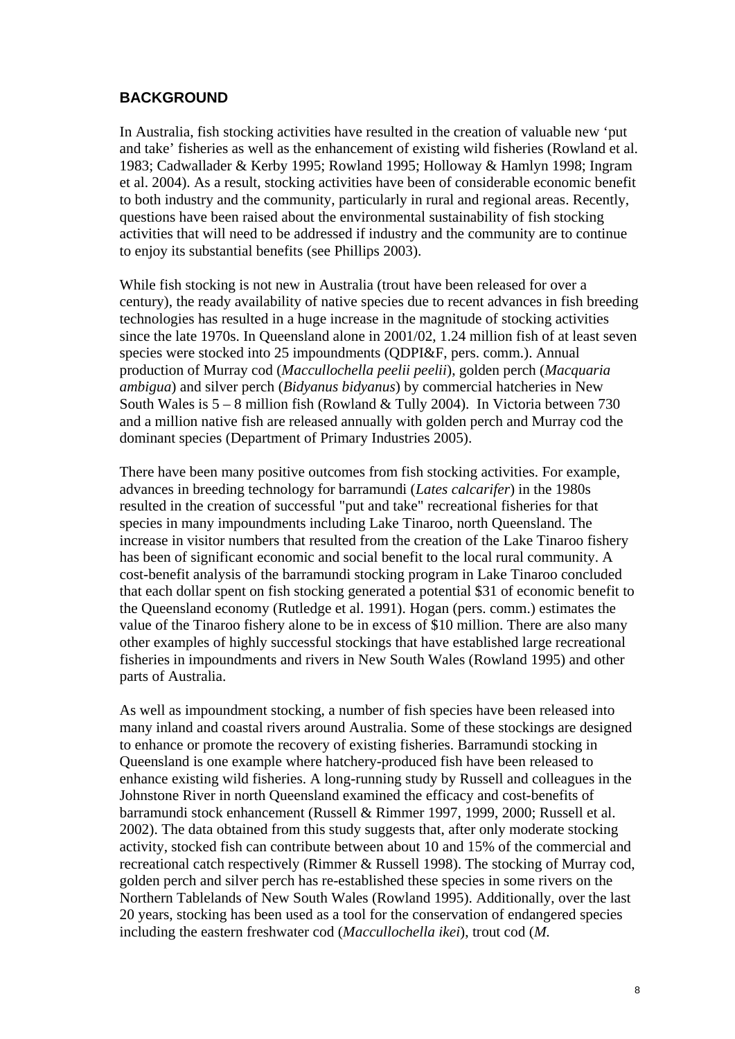## BACKGROUND

In Australia, fish stocking activities have resulted in the creation of valuable new 'put and take' fisheries as well as the enhancement of existing wild fisheries (Rowland et al. 1983; Cadwallader & Kerby 1995; Rowland 1995; Holloway & Hamlyn 1998; Ingram et al. 2004). As a result, stocking activities have been of considerable economic benefit to both industry and the community, particularly in rural and regional areas. Recently, questions have been raised about the environmental sustainability of fish stocking activities that will need to be addressed if industry and the community are to continue to enjoy its substantial benefits (see Phillips 2003).

While fish stocking is not new in Australia (trout have been released for over a century), the ready availability of native species due to recent advances in fish breeding technologies has resulted in a huge increase in the magnitude of stocking activities since the late 1970s. In Queensland alone in 2001/02, 1.24 million fish of at least seven species were stocked into 25 impoundments (QDPI&F, pers. comm.). Annual production of Murray cod (*Maccullochella peelii peelii*), golden perch (*Macquaria ambigua*) and silver perch (*Bidyanus bidyanus*) by commercial hatcheries in New South Wales is 5 – 8 million fish (Rowland & Tully 2004). In Victoria between 730 and a million native fish are released annually with golden perch and Murray cod the dominant species (Department of Primary Industries 2005).

There have been many positive outcomes from fish stocking activities. For example, advances in breeding technology for barramundi (*Lates calcarifer*) in the 1980s resulted in the creation of successful "put and take" recreational fisheries for that species in many impoundments including Lake Tinaroo, north Queensland. The increase in visitor numbers that resulted from the creation of the Lake Tinaroo fishery has been of significant economic and social benefit to the local rural community. A cost-benefit analysis of the barramundi stocking program in Lake Tinaroo concluded that each dollar spent on fish stocking generated a potential $31 of economic benefit to the Queensland economy (Rutledge et al. 1991). Hogan (pers. comm.) estimates the value of the Tinaroo fishery alone to be in excess of $10 million. There are also many other examples of highly successful stockings that have established large recreational fisheries in impoundments and rivers in New South Wales (Rowland 1995) and other parts of Australia.

As well as impoundment stocking, a number of fish species have been released into many inland and coastal rivers around Australia. Some of these stockings are designed to enhance or promote the recovery of existing fisheries. Barramundi stocking in Queensland is one example where hatchery-produced fish have been released to enhance existing wild fisheries. A long-running study by Russell and colleagues in the Johnstone River in north Queensland examined the efficacy and cost-benefits of barramundi stock enhancement (Russell & Rimmer 1997, 1999, 2000; Russell et al. 2002). The data obtained from this study suggests that, after only moderate stocking activity, stocked fish can contribute between about 10 and 15% of the commercial and recreational catch respectively (Rimmer & Russell 1998). The stocking of Murray cod, golden perch and silver perch has re-established these species in some rivers on the Northern Tablelands of New South Wales (Rowland 1995). Additionally, over the last 20 years, stocking has been used as a tool for the conservation of endangered species including the eastern freshwater cod (*Maccullochella ikei*), trout cod (*M.*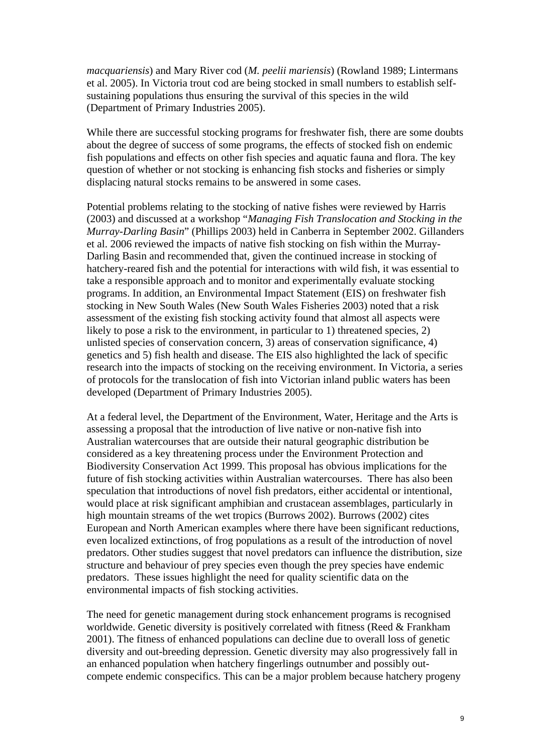*macquariensis*) and Mary River cod (*M. peelii mariensis*) (Rowland 1989; Lintermans et al. 2005). In Victoria trout cod are being stocked in small numbers to establish self-sustaining populations thus ensuring the survival of this species in the wild (Department of Primary Industries 2005).

While there are successful stocking programs for freshwater fish, there are some doubts about the degree of success of some programs, the effects of stocked fish on endemic fish populations and effects on other fish species and aquatic fauna and flora. The key question of whether or not stocking is enhancing fish stocks and fisheries or simply displacing natural stocks remains to be answered in some cases.

Potential problems relating to the stocking of native fishes were reviewed by Harris (2003) and discussed at a workshop "*Managing Fish Translocation and Stocking in the Murray-Darling Basin*" (Phillips 2003) held in Canberra in September 2002. Gillanders et al. 2006 reviewed the impacts of native fish stocking on fish within the Murray-Darling Basin and recommended that, given the continued increase in stocking of hatchery-reared fish and the potential for interactions with wild fish, it was essential to take a responsible approach and to monitor and experimentally evaluate stocking programs. In addition, an Environmental Impact Statement (EIS) on freshwater fish stocking in New South Wales (New South Wales Fisheries 2003) noted that a risk assessment of the existing fish stocking activity found that almost all aspects were likely to pose a risk to the environment, in particular to 1) threatened species, 2) unlisted species of conservation concern, 3) areas of conservation significance, 4) genetics and 5) fish health and disease. The EIS also highlighted the lack of specific research into the impacts of stocking on the receiving environment. In Victoria, a series of protocols for the translocation of fish into Victorian inland public waters has been developed (Department of Primary Industries 2005).

At a federal level, the Department of the Environment, Water, Heritage and the Arts is assessing a proposal that the introduction of live native or non-native fish into Australian watercourses that are outside their natural geographic distribution be considered as a key threatening process under the Environment Protection and Biodiversity Conservation Act 1999. This proposal has obvious implications for the future of fish stocking activities within Australian watercourses. There has also been speculation that introductions of novel fish predators, either accidental or intentional, would place at risk significant amphibian and crustacean assemblages, particularly in high mountain streams of the wet tropics (Burrows 2002). Burrows (2002) cites European and North American examples where there have been significant reductions, even localized extinctions, of frog populations as a result of the introduction of novel predators. Other studies suggest that novel predators can influence the distribution, size structure and behaviour of prey species even though the prey species have endemic predators. These issues highlight the need for quality scientific data on the environmental impacts of fish stocking activities.

The need for genetic management during stock enhancement programs is recognised worldwide. Genetic diversity is positively correlated with fitness (Reed & Frankham 2001). The fitness of enhanced populations can decline due to overall loss of genetic diversity and out-breeding depression. Genetic diversity may also progressively fall in an enhanced population when hatchery fingerlings outnumber and possibly out-compete endemic conspecifics. This can be a major problem because hatchery progeny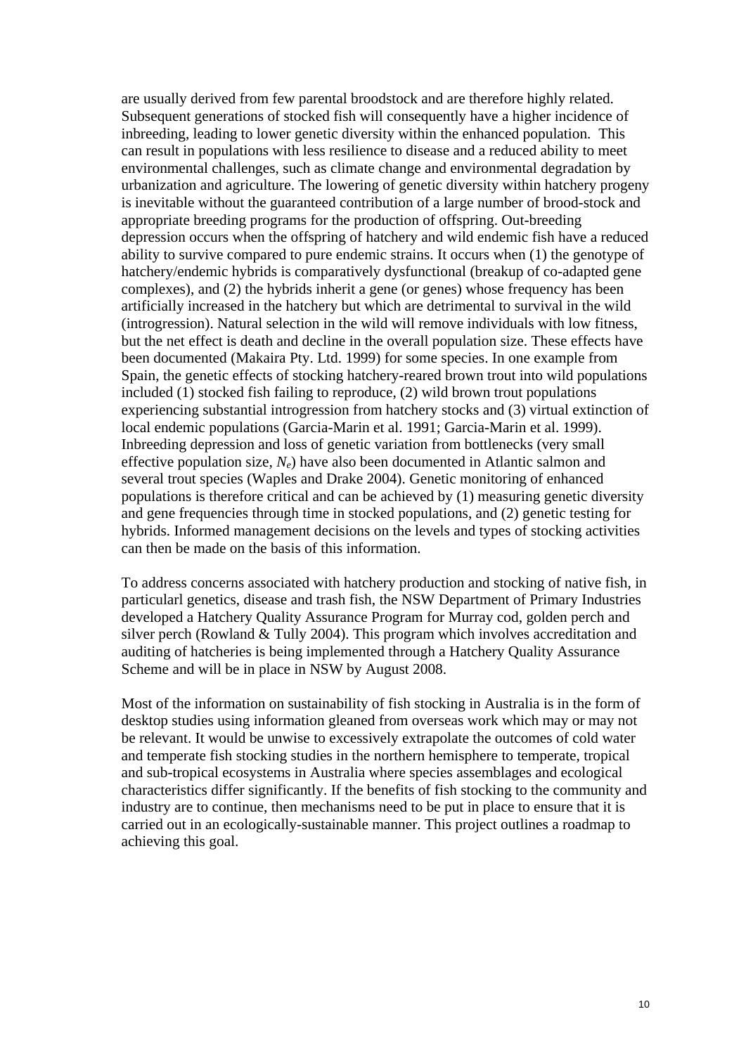are usually derived from few parental broodstock and are therefore highly related. Subsequent generations of stocked fish will consequently have a higher incidence of inbreeding, leading to lower genetic diversity within the enhanced population. This can result in populations with less resilience to disease and a reduced ability to meet environmental challenges, such as climate change and environmental degradation by urbanization and agriculture. The lowering of genetic diversity within hatchery progeny is inevitable without the guaranteed contribution of a large number of brood-stock and appropriate breeding programs for the production of offspring. Out-breeding depression occurs when the offspring of hatchery and wild endemic fish have a reduced ability to survive compared to pure endemic strains. It occurs when (1) the genotype of hatchery/endemic hybrids is comparatively dysfunctional (breakup of co-adapted gene complexes), and (2) the hybrids inherit a gene (or genes) whose frequency has been artificially increased in the hatchery but which are detrimental to survival in the wild (introgression). Natural selection in the wild will remove individuals with low fitness, but the net effect is death and decline in the overall population size. These effects have been documented (Makaira Pty. Ltd. 1999) for some species. In one example from Spain, the genetic effects of stocking hatchery-reared brown trout into wild populations included (1) stocked fish failing to reproduce, (2) wild brown trout populations experiencing substantial introgression from hatchery stocks and (3) virtual extinction of local endemic populations (Garcia-Marin et al. 1991; Garcia-Marin et al. 1999). Inbreeding depression and loss of genetic variation from bottlenecks (very small effective population size, $N_e$) have also been documented in Atlantic salmon and several trout species (Waples and Drake 2004). Genetic monitoring of enhanced populations is therefore critical and can be achieved by (1) measuring genetic diversity and gene frequencies through time in stocked populations, and (2) genetic testing for hybrids. Informed management decisions on the levels and types of stocking activities can then be made on the basis of this information.

To address concerns associated with hatchery production and stocking of native fish, in particularl genetics, disease and trash fish, the NSW Department of Primary Industries developed a Hatchery Quality Assurance Program for Murray cod, golden perch and silver perch (Rowland & Tully 2004). This program which involves accreditation and auditing of hatcheries is being implemented through a Hatchery Quality Assurance Scheme and will be in place in NSW by August 2008.

Most of the information on sustainability of fish stocking in Australia is in the form of desktop studies using information gleaned from overseas work which may or may not be relevant. It would be unwise to excessively extrapolate the outcomes of cold water and temperate fish stocking studies in the northern hemisphere to temperate, tropical and sub-tropical ecosystems in Australia where species assemblages and ecological characteristics differ significantly. If the benefits of fish stocking to the community and industry are to continue, then mechanisms need to be put in place to ensure that it is carried out in an ecologically-sustainable manner. This project outlines a roadmap to achieving this goal.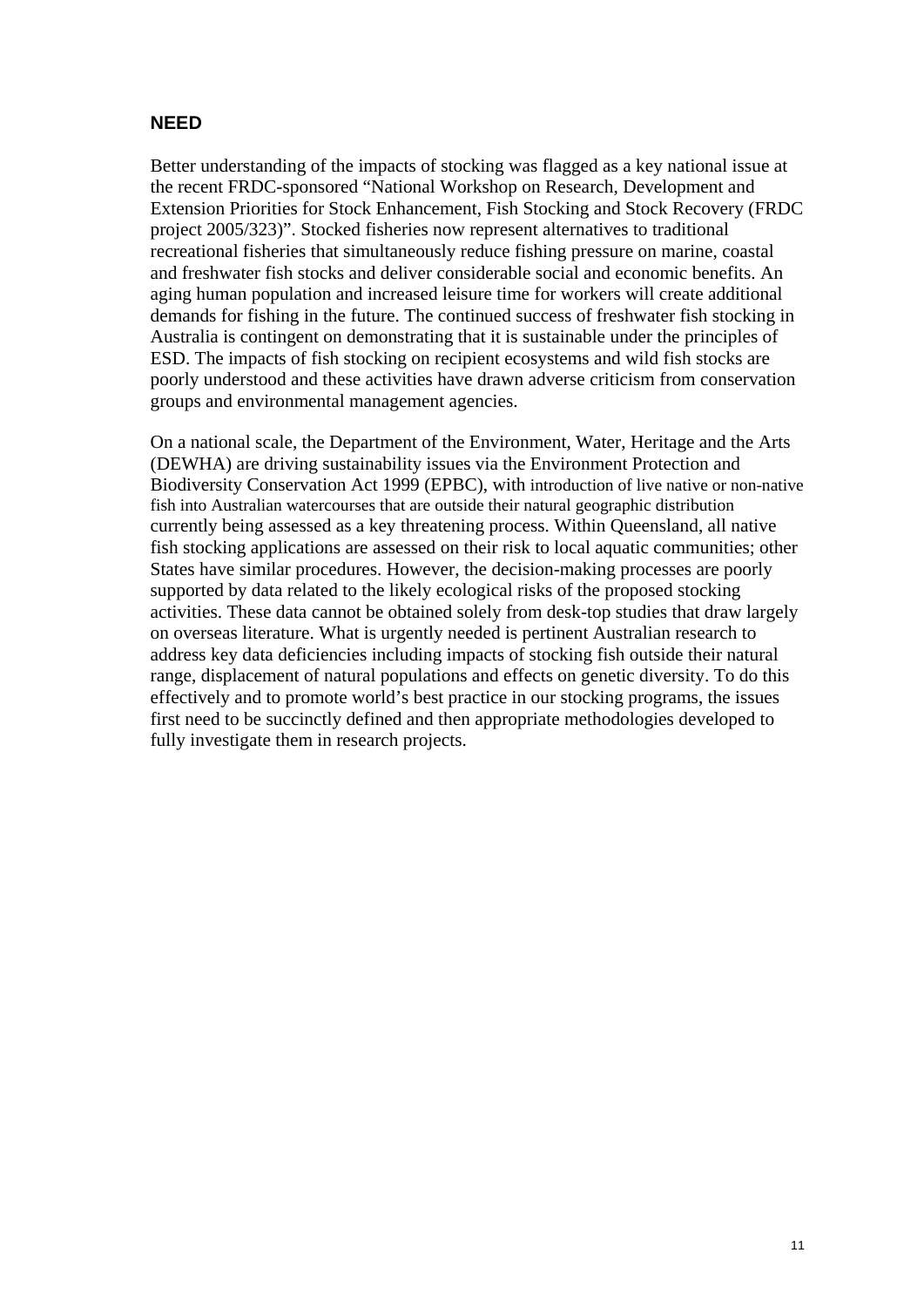## NEED

Better understanding of the impacts of stocking was flagged as a key national issue at the recent FRDC-sponsored "National Workshop on Research, Development and Extension Priorities for Stock Enhancement, Fish Stocking and Stock Recovery (FRDC project 2005/323)". Stocked fisheries now represent alternatives to traditional recreational fisheries that simultaneously reduce fishing pressure on marine, coastal and freshwater fish stocks and deliver considerable social and economic benefits. An aging human population and increased leisure time for workers will create additional demands for fishing in the future. The continued success of freshwater fish stocking in Australia is contingent on demonstrating that it is sustainable under the principles of ESD. The impacts of fish stocking on recipient ecosystems and wild fish stocks are poorly understood and these activities have drawn adverse criticism from conservation groups and environmental management agencies.

On a national scale, the Department of the Environment, Water, Heritage and the Arts (DEWHA) are driving sustainability issues via the Environment Protection and Biodiversity Conservation Act 1999 (EPBC), with introduction of live native or non-native fish into Australian watercourses that are outside their natural geographic distribution currently being assessed as a key threatening process. Within Queensland, all native fish stocking applications are assessed on their risk to local aquatic communities; other States have similar procedures. However, the decision-making processes are poorly supported by data related to the likely ecological risks of the proposed stocking activities. These data cannot be obtained solely from desk-top studies that draw largely on overseas literature. What is urgently needed is pertinent Australian research to address key data deficiencies including impacts of stocking fish outside their natural range, displacement of natural populations and effects on genetic diversity. To do this effectively and to promote world's best practice in our stocking programs, the issues first need to be succinctly defined and then appropriate methodologies developed to fully investigate them in research projects.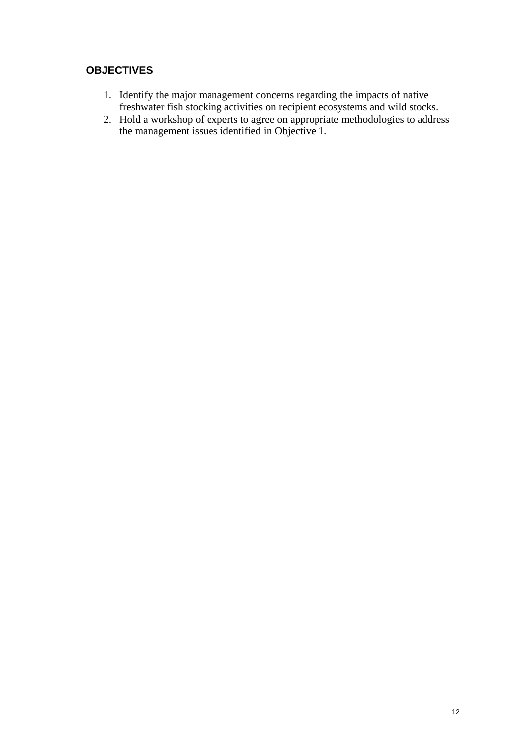## OBJECTIVES

1. Identify the major management concerns regarding the impacts of native freshwater fish stocking activities on recipient ecosystems and wild stocks.
2. Hold a workshop of experts to agree on appropriate methodologies to address the management issues identified in Objective 1.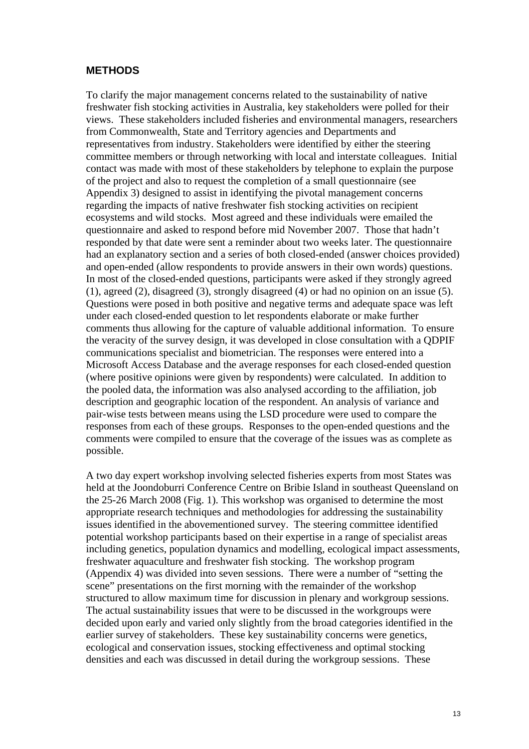## METHODS

To clarify the major management concerns related to the sustainability of native freshwater fish stocking activities in Australia, key stakeholders were polled for their views. These stakeholders included fisheries and environmental managers, researchers from Commonwealth, State and Territory agencies and Departments and representatives from industry. Stakeholders were identified by either the steering committee members or through networking with local and interstate colleagues. Initial contact was made with most of these stakeholders by telephone to explain the purpose of the project and also to request the completion of a small questionnaire (see Appendix 3) designed to assist in identifying the pivotal management concerns regarding the impacts of native freshwater fish stocking activities on recipient ecosystems and wild stocks. Most agreed and these individuals were emailed the questionnaire and asked to respond before mid November 2007. Those that hadn't responded by that date were sent a reminder about two weeks later. The questionnaire had an explanatory section and a series of both closed-ended (answer choices provided) and open-ended (allow respondents to provide answers in their own words) questions. In most of the closed-ended questions, participants were asked if they strongly agreed (1), agreed (2), disagreed (3), strongly disagreed (4) or had no opinion on an issue (5). Questions were posed in both positive and negative terms and adequate space was left under each closed-ended question to let respondents elaborate or make further comments thus allowing for the capture of valuable additional information. To ensure the veracity of the survey design, it was developed in close consultation with a QDPIF communications specialist and biometrician. The responses were entered into a Microsoft Access Database and the average responses for each closed-ended question (where positive opinions were given by respondents) were calculated. In addition to the pooled data, the information was also analysed according to the affiliation, job description and geographic location of the respondent. An analysis of variance and pair-wise tests between means using the LSD procedure were used to compare the responses from each of these groups. Responses to the open-ended questions and the comments were compiled to ensure that the coverage of the issues was as complete as possible.

A two day expert workshop involving selected fisheries experts from most States was held at the Joondoburri Conference Centre on Bribie Island in southeast Queensland on the 25-26 March 2008 (Fig. 1). This workshop was organised to determine the most appropriate research techniques and methodologies for addressing the sustainability issues identified in the abovementioned survey. The steering committee identified potential workshop participants based on their expertise in a range of specialist areas including genetics, population dynamics and modelling, ecological impact assessments, freshwater aquaculture and freshwater fish stocking. The workshop program (Appendix 4) was divided into seven sessions. There were a number of "setting the scene" presentations on the first morning with the remainder of the workshop structured to allow maximum time for discussion in plenary and workgroup sessions. The actual sustainability issues that were to be discussed in the workgroups were decided upon early and varied only slightly from the broad categories identified in the earlier survey of stakeholders. These key sustainability concerns were genetics, ecological and conservation issues, stocking effectiveness and optimal stocking densities and each was discussed in detail during the workgroup sessions. These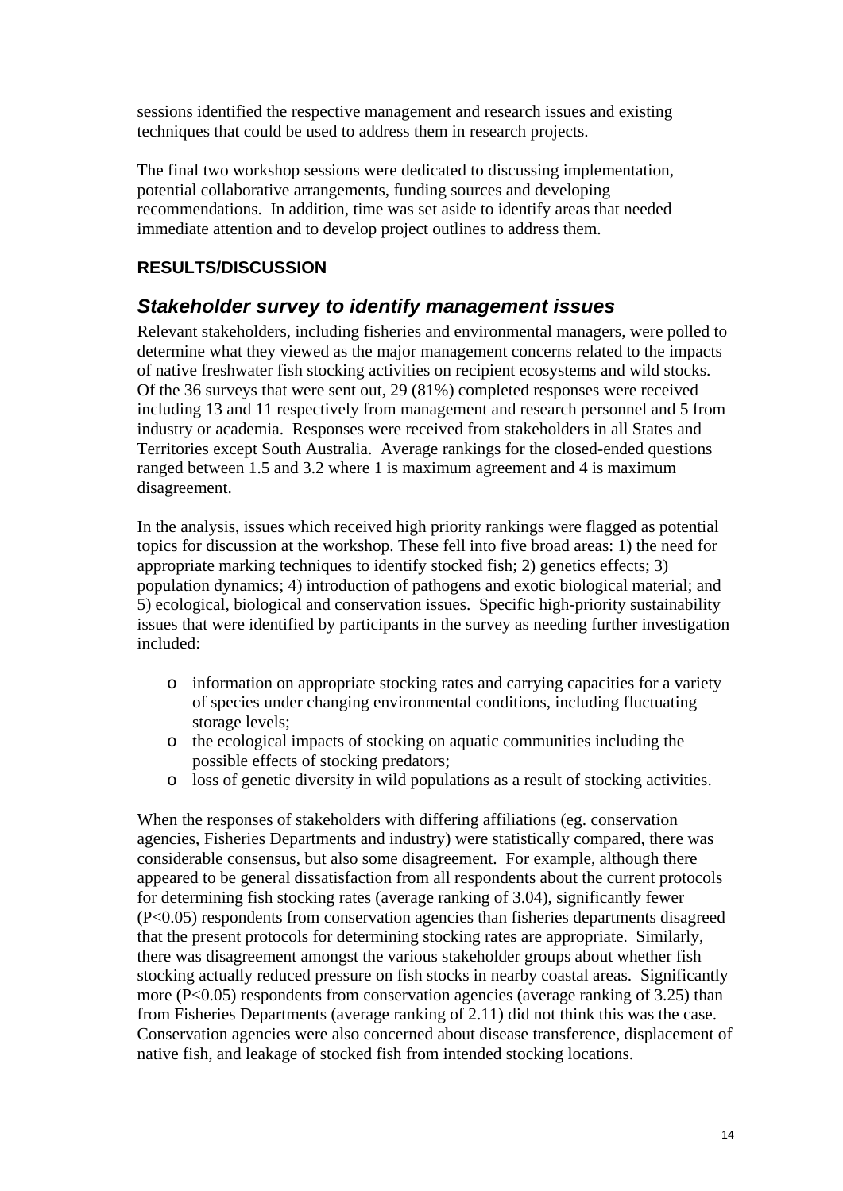sessions identified the respective management and research issues and existing techniques that could be used to address them in research projects.

The final two workshop sessions were dedicated to discussing implementation, potential collaborative arrangements, funding sources and developing recommendations. In addition, time was set aside to identify areas that needed immediate attention and to develop project outlines to address them.

## RESULTS/DISCUSSION

### *Stakeholder survey to identify management issues*

Relevant stakeholders, including fisheries and environmental managers, were polled to determine what they viewed as the major management concerns related to the impacts of native freshwater fish stocking activities on recipient ecosystems and wild stocks. Of the 36 surveys that were sent out, 29 (81%) completed responses were received including 13 and 11 respectively from management and research personnel and 5 from industry or academia. Responses were received from stakeholders in all States and Territories except South Australia. Average rankings for the closed-ended questions ranged between 1.5 and 3.2 where 1 is maximum agreement and 4 is maximum disagreement.

In the analysis, issues which received high priority rankings were flagged as potential topics for discussion at the workshop. These fell into five broad areas: 1) the need for appropriate marking techniques to identify stocked fish; 2) genetics effects; 3) population dynamics; 4) introduction of pathogens and exotic biological material; and 5) ecological, biological and conservation issues. Specific high-priority sustainability issues that were identified by participants in the survey as needing further investigation included:

- information on appropriate stocking rates and carrying capacities for a variety of species under changing environmental conditions, including fluctuating storage levels;
- the ecological impacts of stocking on aquatic communities including the possible effects of stocking predators;
- loss of genetic diversity in wild populations as a result of stocking activities.

When the responses of stakeholders with differing affiliations (eg. conservation agencies, Fisheries Departments and industry) were statistically compared, there was considerable consensus, but also some disagreement. For example, although there appeared to be general dissatisfaction from all respondents about the current protocols for determining fish stocking rates (average ranking of 3.04), significantly fewer ($P<0.05$) respondents from conservation agencies than fisheries departments disagreed that the present protocols for determining stocking rates are appropriate. Similarly, there was disagreement amongst the various stakeholder groups about whether fish stocking actually reduced pressure on fish stocks in nearby coastal areas. Significantly more ($P<0.05$) respondents from conservation agencies (average ranking of 3.25) than from Fisheries Departments (average ranking of 2.11) did not think this was the case. Conservation agencies were also concerned about disease transference, displacement of native fish, and leakage of stocked fish from intended stocking locations.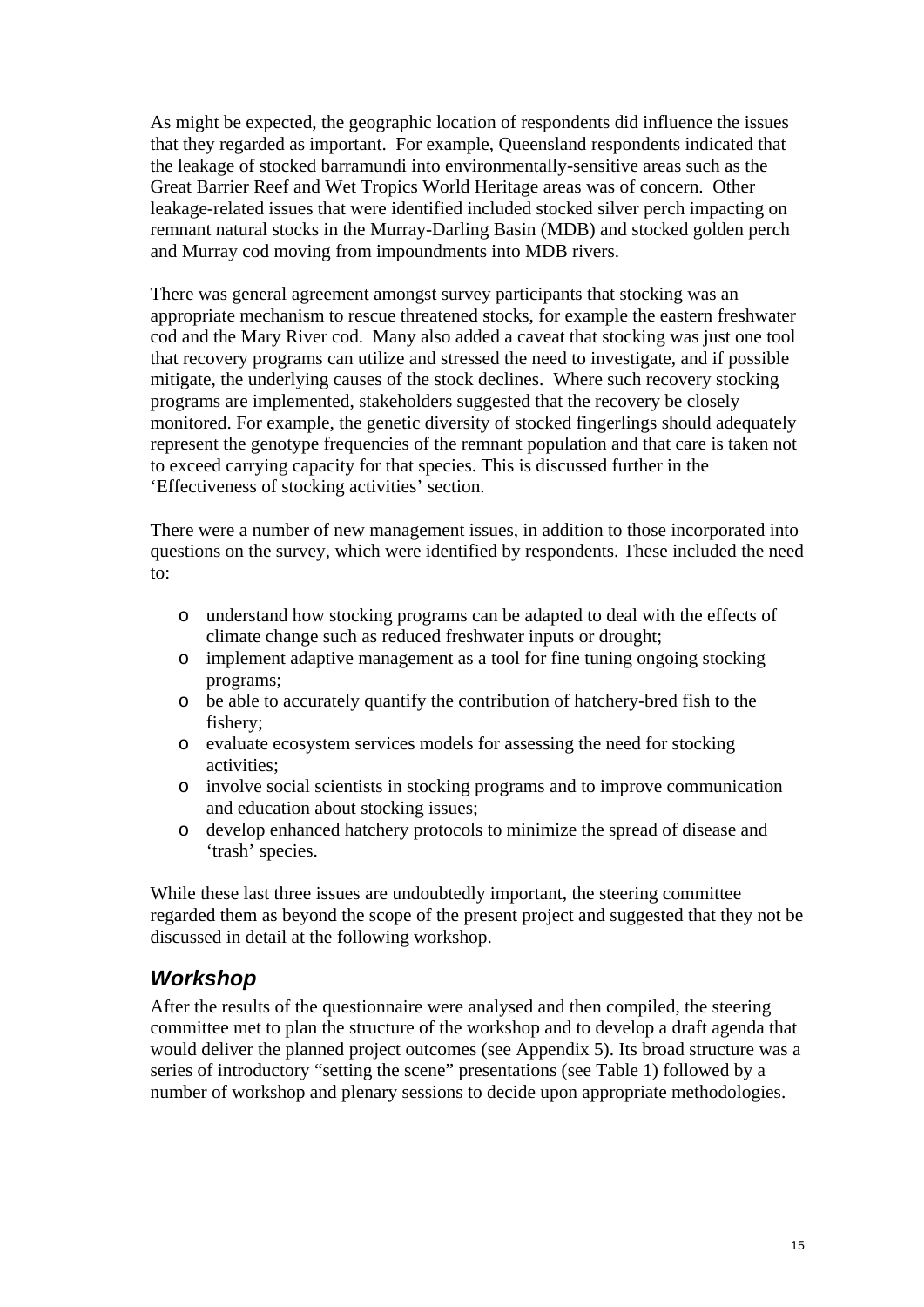As might be expected, the geographic location of respondents did influence the issues that they regarded as important. For example, Queensland respondents indicated that the leakage of stocked barramundi into environmentally-sensitive areas such as the Great Barrier Reef and Wet Tropics World Heritage areas was of concern. Other leakage-related issues that were identified included stocked silver perch impacting on remnant natural stocks in the Murray-Darling Basin (MDB) and stocked golden perch and Murray cod moving from impoundments into MDB rivers.

There was general agreement amongst survey participants that stocking was an appropriate mechanism to rescue threatened stocks, for example the eastern freshwater cod and the Mary River cod. Many also added a caveat that stocking was just one tool that recovery programs can utilize and stressed the need to investigate, and if possible mitigate, the underlying causes of the stock declines. Where such recovery stocking programs are implemented, stakeholders suggested that the recovery be closely monitored. For example, the genetic diversity of stocked fingerlings should adequately represent the genotype frequencies of the remnant population and that care is taken not to exceed carrying capacity for that species. This is discussed further in the 'Effectiveness of stocking activities' section.

There were a number of new management issues, in addition to those incorporated into questions on the survey, which were identified by respondents. These included the need to:

- understand how stocking programs can be adapted to deal with the effects of climate change such as reduced freshwater inputs or drought;
- implement adaptive management as a tool for fine tuning ongoing stocking programs;
- be able to accurately quantify the contribution of hatchery-bred fish to the fishery;
- evaluate ecosystem services models for assessing the need for stocking activities;
- involve social scientists in stocking programs and to improve communication and education about stocking issues;
- develop enhanced hatchery protocols to minimize the spread of disease and 'trash' species.

While these last three issues are undoubtedly important, the steering committee regarded them as beyond the scope of the present project and suggested that they not be discussed in detail at the following workshop.

## *Workshop*

After the results of the questionnaire were analysed and then compiled, the steering committee met to plan the structure of the workshop and to develop a draft agenda that would deliver the planned project outcomes (see Appendix 5). Its broad structure was a series of introductory "setting the scene" presentations (see Table 1) followed by a number of workshop and plenary sessions to decide upon appropriate methodologies.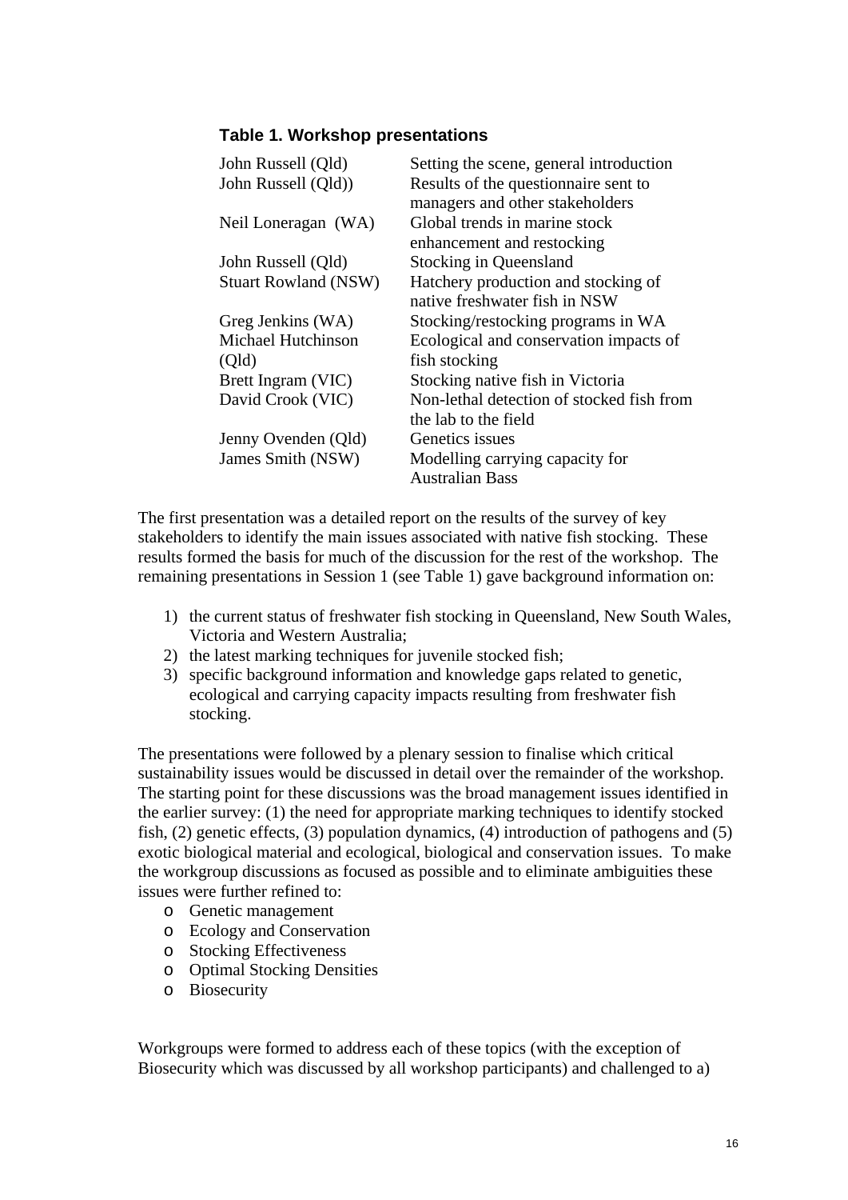### Table 1. Workshop presentations

| | |
|---|---|
| John Russell (Qld) | Setting the scene, general introduction |
| John Russell (Qld)) | Results of the questionnaire sent to managers and other stakeholders |
| Neil Loneragan (WA) | Global trends in marine stock enhancement and restocking |
| John Russell (Qld) | Stocking in Queensland |
| Stuart Rowland (NSW) | Hatchery production and stocking of native freshwater fish in NSW |
| Greg Jenkins (WA) | Stocking/restocking programs in WA |
| Michael Hutchinson (Qld) | Ecological and conservation impacts of fish stocking |
| Brett Ingram (VIC) | Stocking native fish in Victoria |
| David Crook (VIC) | Non-lethal detection of stocked fish from the lab to the field |
| Jenny Ovenden (Qld) | Genetics issues |
| James Smith (NSW) | Modelling carrying capacity for Australian Bass |

The first presentation was a detailed report on the results of the survey of key stakeholders to identify the main issues associated with native fish stocking. These results formed the basis for much of the discussion for the rest of the workshop. The remaining presentations in Session 1 (see Table 1) gave background information on:

1) the current status of freshwater fish stocking in Queensland, New South Wales, Victoria and Western Australia;
2) the latest marking techniques for juvenile stocked fish;
3) specific background information and knowledge gaps related to genetic, ecological and carrying capacity impacts resulting from freshwater fish stocking.

The presentations were followed by a plenary session to finalise which critical sustainability issues would be discussed in detail over the remainder of the workshop. The starting point for these discussions was the broad management issues identified in the earlier survey: (1) the need for appropriate marking techniques to identify stocked fish, (2) genetic effects, (3) population dynamics, (4) introduction of pathogens and (5) exotic biological material and ecological, biological and conservation issues. To make the workgroup discussions as focused as possible and to eliminate ambiguities these issues were further refined to:

- Genetic management
- Ecology and Conservation
- Stocking Effectiveness
- Optimal Stocking Densities
- Biosecurity

Workgroups were formed to address each of these topics (with the exception of Biosecurity which was discussed by all workshop participants) and challenged to a)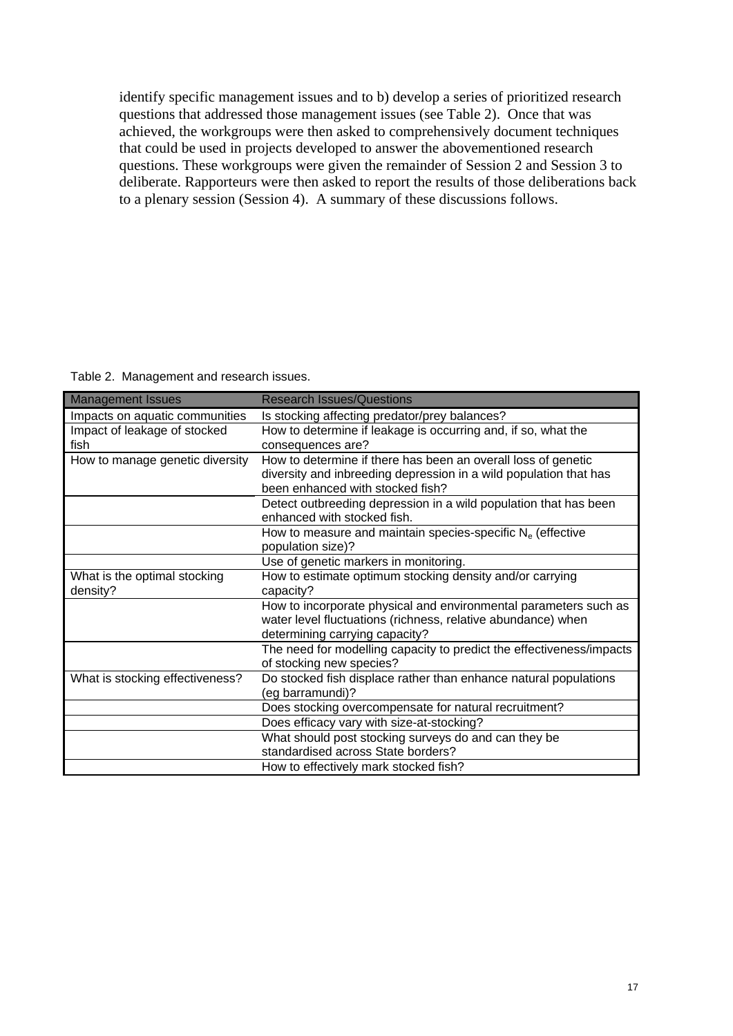identify specific management issues and to b) develop a series of prioritized research questions that addressed those management issues (see Table 2). Once that was achieved, the workgroups were then asked to comprehensively document techniques that could be used in projects developed to answer the abovementioned research questions. These workgroups were given the remainder of Session 2 and Session 3 to deliberate. Rapporteurs were then asked to report the results of those deliberations back to a plenary session (Session 4). A summary of these discussions follows.

Table 2. Management and research issues.

| Management Issues | Research Issues/Questions |
|---|---|
| Impacts on aquatic communities | Is stocking affecting predator/prey balances? |
| Impact of leakage of stocked fish | How to determine if leakage is occurring and, if so, what the consequences are? |
| How to manage genetic diversity | How to determine if there has been an overall loss of genetic diversity and inbreeding depression in a wild population that has been enhanced with stocked fish? |
| | Detect outbreeding depression in a wild population that has been enhanced with stocked fish. |
| | How to measure and maintain species-specific $N_e$ (effective population size)? |
| | Use of genetic markers in monitoring. |
| What is the optimal stocking density? | How to estimate optimum stocking density and/or carrying capacity? |
| | How to incorporate physical and environmental parameters such as water level fluctuations (richness, relative abundance) when determining carrying capacity? |
| | The need for modelling capacity to predict the effectiveness/impacts of stocking new species? |
| What is stocking effectiveness? | Do stocked fish displace rather than enhance natural populations (eg barramundi)? |
| | Does stocking overcompensate for natural recruitment? |
| | Does efficacy vary with size-at-stocking? |
| | What should post stocking surveys do and can they be standardised across State borders? |
| | How to effectively mark stocked fish? |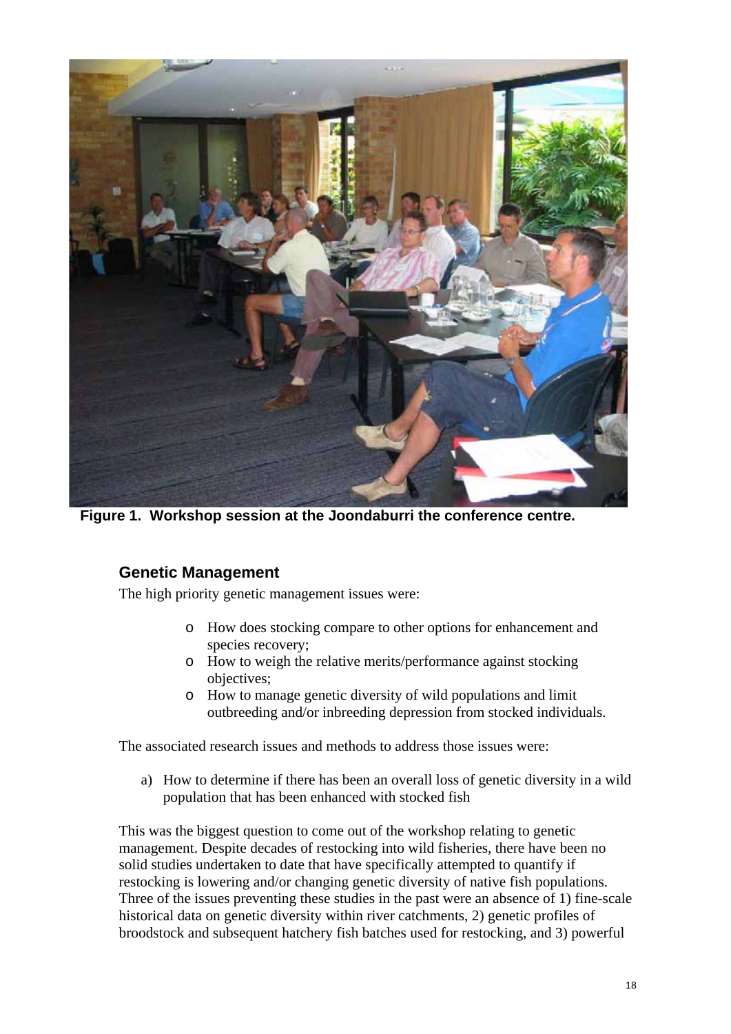**Figure 1. Workshop session at the Joondaburri the conference centre.**

## Genetic Management

The high priority genetic management issues were:

- How does stocking compare to other options for enhancement and species recovery;
- How to weigh the relative merits/performance against stocking objectives;
- How to manage genetic diversity of wild populations and limit outbreeding and/or inbreeding depression from stocked individuals.

The associated research issues and methods to address those issues were:

a) How to determine if there has been an overall loss of genetic diversity in a wild population that has been enhanced with stocked fish

This was the biggest question to come out of the workshop relating to genetic management. Despite decades of restocking into wild fisheries, there have been no solid studies undertaken to date that have specifically attempted to quantify if restocking is lowering and/or changing genetic diversity of native fish populations. Three of the issues preventing these studies in the past were an absence of 1) fine-scale historical data on genetic diversity within river catchments, 2) genetic profiles of broodstock and subsequent hatchery fish batches used for restocking, and 3) powerful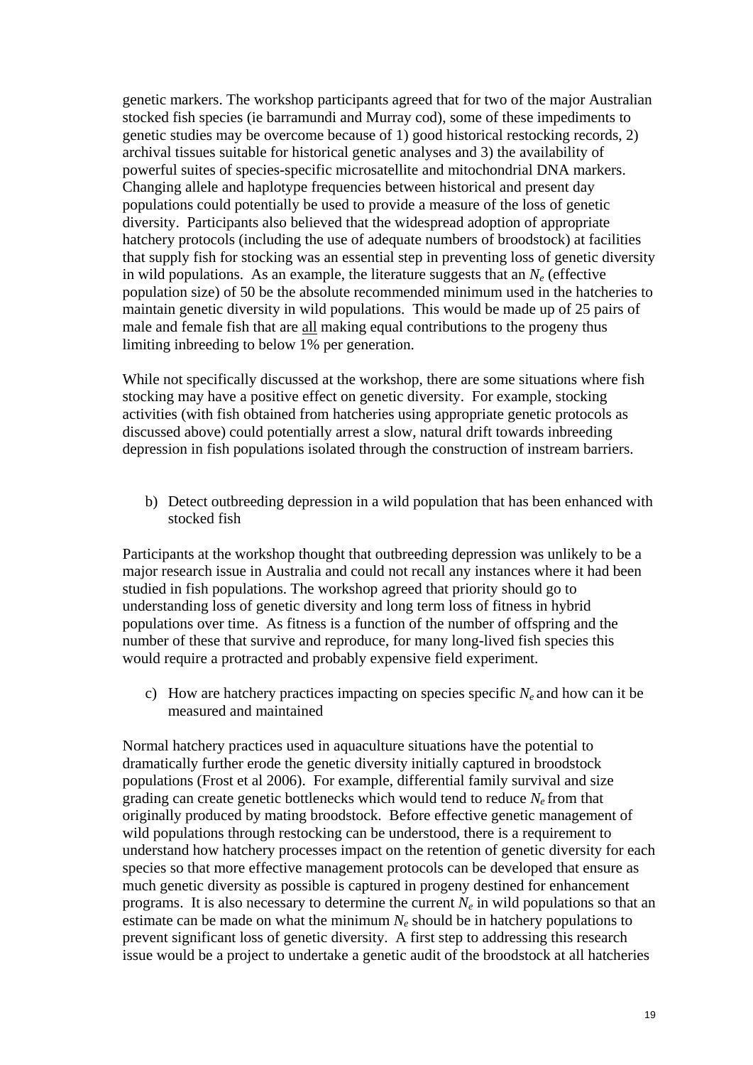genetic markers. The workshop participants agreed that for two of the major Australian stocked fish species (ie barramundi and Murray cod), some of these impediments to genetic studies may be overcome because of 1) good historical restocking records, 2) archival tissues suitable for historical genetic analyses and 3) the availability of powerful suites of species-specific microsatellite and mitochondrial DNA markers. Changing allele and haplotype frequencies between historical and present day populations could potentially be used to provide a measure of the loss of genetic diversity. Participants also believed that the widespread adoption of appropriate hatchery protocols (including the use of adequate numbers of broodstock) at facilities that supply fish for stocking was an essential step in preventing loss of genetic diversity in wild populations. As an example, the literature suggests that an $N_e$ (effective population size) of 50 be the absolute recommended minimum used in the hatcheries to maintain genetic diversity in wild populations. This would be made up of 25 pairs of male and female fish that are <u>all</u> making equal contributions to the progeny thus limiting inbreeding to below 1% per generation.

While not specifically discussed at the workshop, there are some situations where fish stocking may have a positive effect on genetic diversity. For example, stocking activities (with fish obtained from hatcheries using appropriate genetic protocols as discussed above) could potentially arrest a slow, natural drift towards inbreeding depression in fish populations isolated through the construction of instream barriers.

b) Detect outbreeding depression in a wild population that has been enhanced with stocked fish

Participants at the workshop thought that outbreeding depression was unlikely to be a major research issue in Australia and could not recall any instances where it had been studied in fish populations. The workshop agreed that priority should go to understanding loss of genetic diversity and long term loss of fitness in hybrid populations over time. As fitness is a function of the number of offspring and the number of these that survive and reproduce, for many long-lived fish species this would require a protracted and probably expensive field experiment.

c) How are hatchery practices impacting on species specific $N_e$ and how can it be measured and maintained

Normal hatchery practices used in aquaculture situations have the potential to dramatically further erode the genetic diversity initially captured in broodstock populations (Frost et al 2006). For example, differential family survival and size grading can create genetic bottlenecks which would tend to reduce $N_e$ from that originally produced by mating broodstock. Before effective genetic management of wild populations through restocking can be understood, there is a requirement to understand how hatchery processes impact on the retention of genetic diversity for each species so that more effective management protocols can be developed that ensure as much genetic diversity as possible is captured in progeny destined for enhancement programs. It is also necessary to determine the current $N_e$ in wild populations so that an estimate can be made on what the minimum $N_e$ should be in hatchery populations to prevent significant loss of genetic diversity. A first step to addressing this research issue would be a project to undertake a genetic audit of the broodstock at all hatcheries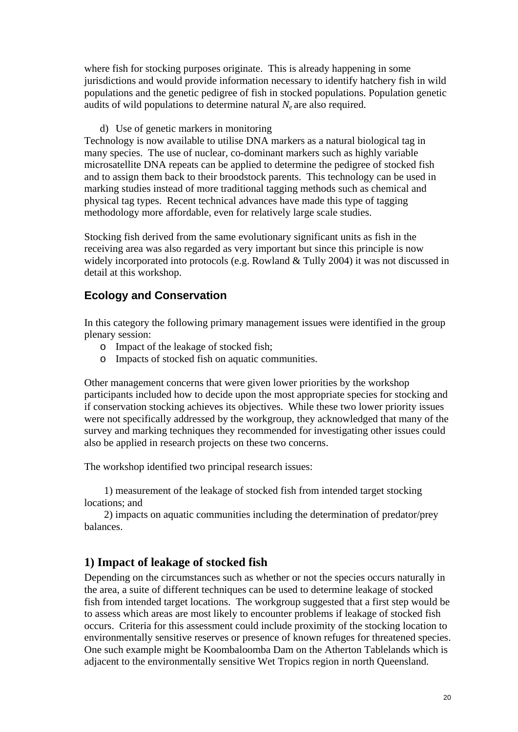where fish for stocking purposes originate. This is already happening in some jurisdictions and would provide information necessary to identify hatchery fish in wild populations and the genetic pedigree of fish in stocked populations. Population genetic audits of wild populations to determine natural $N_e$ are also required.

d) Use of genetic markers in monitoring

Technology is now available to utilise DNA markers as a natural biological tag in many species. The use of nuclear, co-dominant markers such as highly variable microsatellite DNA repeats can be applied to determine the pedigree of stocked fish and to assign them back to their broodstock parents. This technology can be used in marking studies instead of more traditional tagging methods such as chemical and physical tag types. Recent technical advances have made this type of tagging methodology more affordable, even for relatively large scale studies.

Stocking fish derived from the same evolutionary significant units as fish in the receiving area was also regarded as very important but since this principle is now widely incorporated into protocols (e.g. Rowland & Tully 2004) it was not discussed in detail at this workshop.

## Ecology and Conservation

In this category the following primary management issues were identified in the group plenary session:

- Impact of the leakage of stocked fish;
- Impacts of stocked fish on aquatic communities.

Other management concerns that were given lower priorities by the workshop participants included how to decide upon the most appropriate species for stocking and if conservation stocking achieves its objectives. While these two lower priority issues were not specifically addressed by the workgroup, they acknowledged that many of the survey and marking techniques they recommended for investigating other issues could also be applied in research projects on these two concerns.

The workshop identified two principal research issues:

1) measurement of the leakage of stocked fish from intended target stocking locations; and

2) impacts on aquatic communities including the determination of predator/prey balances.

## 1) Impact of leakage of stocked fish

Depending on the circumstances such as whether or not the species occurs naturally in the area, a suite of different techniques can be used to determine leakage of stocked fish from intended target locations. The workgroup suggested that a first step would be to assess which areas are most likely to encounter problems if leakage of stocked fish occurs. Criteria for this assessment could include proximity of the stocking location to environmentally sensitive reserves or presence of known refuges for threatened species. One such example might be Koombaloomba Dam on the Atherton Tablelands which is adjacent to the environmentally sensitive Wet Tropics region in north Queensland.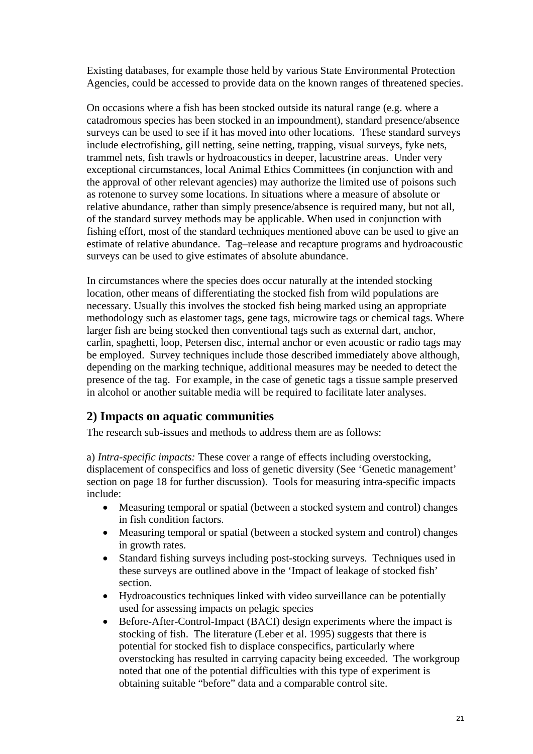Existing databases, for example those held by various State Environmental Protection Agencies, could be accessed to provide data on the known ranges of threatened species.

On occasions where a fish has been stocked outside its natural range (e.g. where a catadromous species has been stocked in an impoundment), standard presence/absence surveys can be used to see if it has moved into other locations. These standard surveys include electrofishing, gill netting, seine netting, trapping, visual surveys, fyke nets, trammel nets, fish trawls or hydroacoustics in deeper, lacustrine areas. Under very exceptional circumstances, local Animal Ethics Committees (in conjunction with and the approval of other relevant agencies) may authorize the limited use of poisons such as rotenone to survey some locations. In situations where a measure of absolute or relative abundance, rather than simply presence/absence is required many, but not all, of the standard survey methods may be applicable. When used in conjunction with fishing effort, most of the standard techniques mentioned above can be used to give an estimate of relative abundance. Tag–release and recapture programs and hydroacoustic surveys can be used to give estimates of absolute abundance.

In circumstances where the species does occur naturally at the intended stocking location, other means of differentiating the stocked fish from wild populations are necessary. Usually this involves the stocked fish being marked using an appropriate methodology such as elastomer tags, gene tags, microwire tags or chemical tags. Where larger fish are being stocked then conventional tags such as external dart, anchor, carlin, spaghetti, loop, Petersen disc, internal anchor or even acoustic or radio tags may be employed. Survey techniques include those described immediately above although, depending on the marking technique, additional measures may be needed to detect the presence of the tag. For example, in the case of genetic tags a tissue sample preserved in alcohol or another suitable media will be required to facilitate later analyses.

## 2) Impacts on aquatic communities

The research sub-issues and methods to address them are as follows:

a) *Intra-specific impacts:* These cover a range of effects including overstocking, displacement of conspecifics and loss of genetic diversity (See 'Genetic management' section on page 18 for further discussion). Tools for measuring intra-specific impacts include:

- Measuring temporal or spatial (between a stocked system and control) changes in fish condition factors.
- Measuring temporal or spatial (between a stocked system and control) changes in growth rates.
- Standard fishing surveys including post-stocking surveys. Techniques used in these surveys are outlined above in the 'Impact of leakage of stocked fish' section.
- Hydroacoustics techniques linked with video surveillance can be potentially used for assessing impacts on pelagic species
- Before-After-Control-Impact (BACI) design experiments where the impact is stocking of fish. The literature (Leber et al. 1995) suggests that there is potential for stocked fish to displace conspecifics, particularly where overstocking has resulted in carrying capacity being exceeded. The workgroup noted that one of the potential difficulties with this type of experiment is obtaining suitable "before" data and a comparable control site.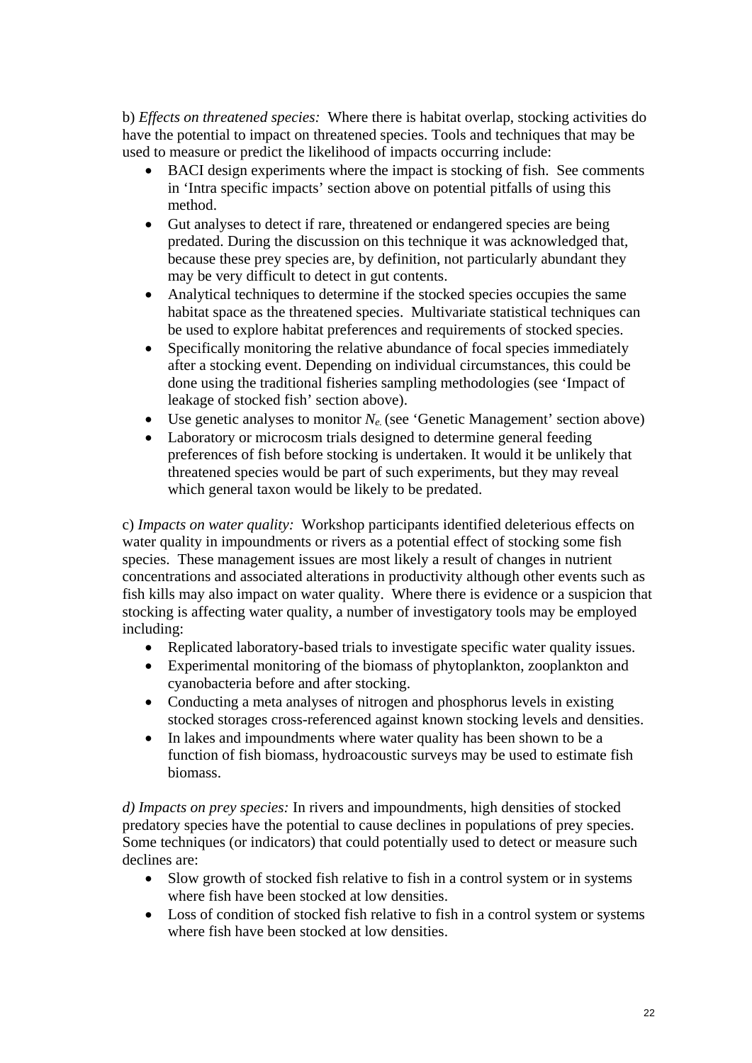b) *Effects on threatened species:* Where there is habitat overlap, stocking activities do have the potential to impact on threatened species. Tools and techniques that may be used to measure or predict the likelihood of impacts occurring include:

- BACI design experiments where the impact is stocking of fish. See comments in 'Intra specific impacts' section above on potential pitfalls of using this method.
- Gut analyses to detect if rare, threatened or endangered species are being predated. During the discussion on this technique it was acknowledged that, because these prey species are, by definition, not particularly abundant they may be very difficult to detect in gut contents.
- Analytical techniques to determine if the stocked species occupies the same habitat space as the threatened species. Multivariate statistical techniques can be used to explore habitat preferences and requirements of stocked species.
- Specifically monitoring the relative abundance of focal species immediately after a stocking event. Depending on individual circumstances, this could be done using the traditional fisheries sampling methodologies (see 'Impact of leakage of stocked fish' section above).
- Use genetic analyses to monitor $N_e$. (see 'Genetic Management' section above)
- Laboratory or microcosm trials designed to determine general feeding preferences of fish before stocking is undertaken. It would it be unlikely that threatened species would be part of such experiments, but they may reveal which general taxon would be likely to be predated.

c) *Impacts on water quality:* Workshop participants identified deleterious effects on water quality in impoundments or rivers as a potential effect of stocking some fish species. These management issues are most likely a result of changes in nutrient concentrations and associated alterations in productivity although other events such as fish kills may also impact on water quality. Where there is evidence or a suspicion that stocking is affecting water quality, a number of investigatory tools may be employed including:

- Replicated laboratory-based trials to investigate specific water quality issues.
- Experimental monitoring of the biomass of phytoplankton, zooplankton and cyanobacteria before and after stocking.
- Conducting a meta analyses of nitrogen and phosphorus levels in existing stocked storages cross-referenced against known stocking levels and densities.
- In lakes and impoundments where water quality has been shown to be a function of fish biomass, hydroacoustic surveys may be used to estimate fish biomass.

*d) Impacts on prey species:* In rivers and impoundments, high densities of stocked predatory species have the potential to cause declines in populations of prey species. Some techniques (or indicators) that could potentially used to detect or measure such declines are:

- Slow growth of stocked fish relative to fish in a control system or in systems where fish have been stocked at low densities.
- Loss of condition of stocked fish relative to fish in a control system or systems where fish have been stocked at low densities.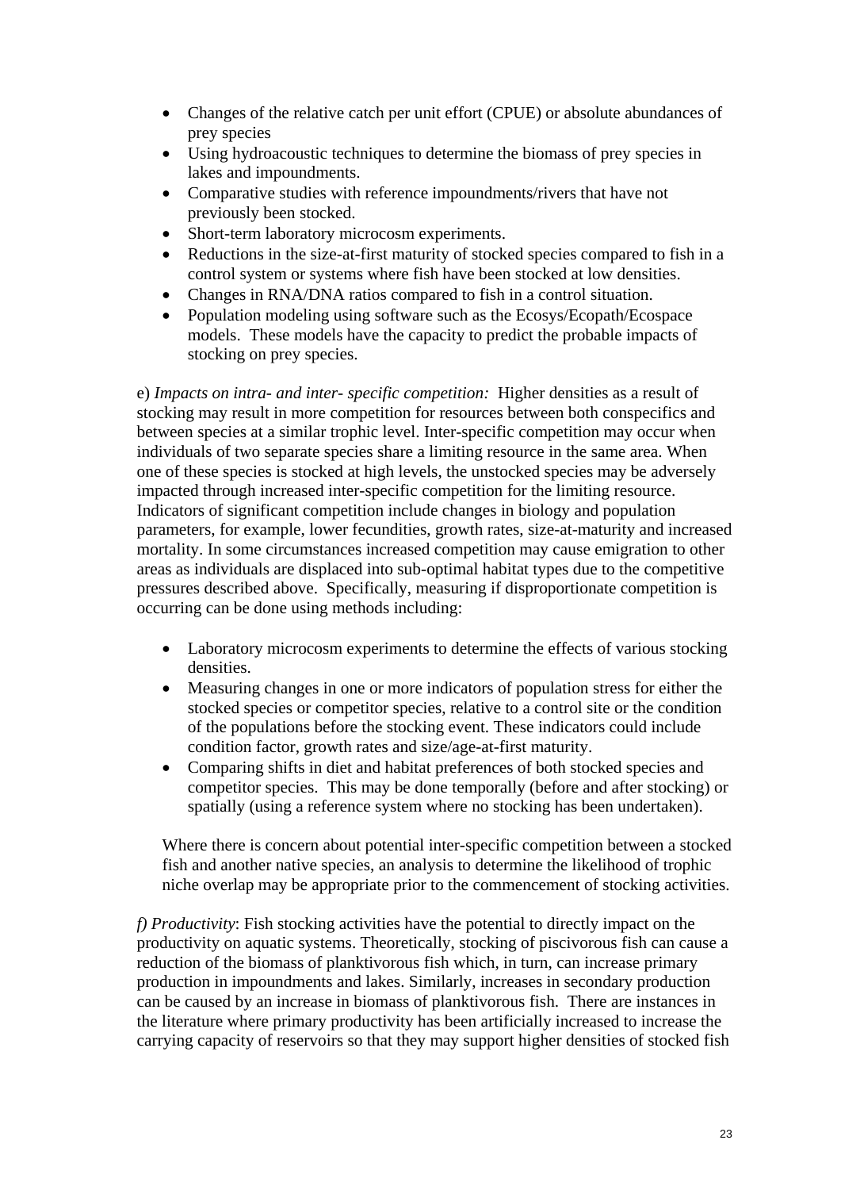- Changes of the relative catch per unit effort (CPUE) or absolute abundances of prey species
- Using hydroacoustic techniques to determine the biomass of prey species in lakes and impoundments.
- Comparative studies with reference impoundments/rivers that have not previously been stocked.
- Short-term laboratory microcosm experiments.
- Reductions in the size-at-first maturity of stocked species compared to fish in a control system or systems where fish have been stocked at low densities.
- Changes in RNA/DNA ratios compared to fish in a control situation.
- Population modeling using software such as the Ecosys/Ecopath/Ecospace models. These models have the capacity to predict the probable impacts of stocking on prey species.

e) *Impacts on intra- and inter- specific competition:* Higher densities as a result of stocking may result in more competition for resources between both conspecifics and between species at a similar trophic level. Inter-specific competition may occur when individuals of two separate species share a limiting resource in the same area. When one of these species is stocked at high levels, the unstocked species may be adversely impacted through increased inter-specific competition for the limiting resource. Indicators of significant competition include changes in biology and population parameters, for example, lower fecundities, growth rates, size-at-maturity and increased mortality. In some circumstances increased competition may cause emigration to other areas as individuals are displaced into sub-optimal habitat types due to the competitive pressures described above. Specifically, measuring if disproportionate competition is occurring can be done using methods including:

- Laboratory microcosm experiments to determine the effects of various stocking densities.
- Measuring changes in one or more indicators of population stress for either the stocked species or competitor species, relative to a control site or the condition of the populations before the stocking event. These indicators could include condition factor, growth rates and size/age-at-first maturity.
- Comparing shifts in diet and habitat preferences of both stocked species and competitor species. This may be done temporally (before and after stocking) or spatially (using a reference system where no stocking has been undertaken).

Where there is concern about potential inter-specific competition between a stocked fish and another native species, an analysis to determine the likelihood of trophic niche overlap may be appropriate prior to the commencement of stocking activities.

*f) Productivity*: Fish stocking activities have the potential to directly impact on the productivity on aquatic systems. Theoretically, stocking of piscivorous fish can cause a reduction of the biomass of planktivorous fish which, in turn, can increase primary production in impoundments and lakes. Similarly, increases in secondary production can be caused by an increase in biomass of planktivorous fish. There are instances in the literature where primary productivity has been artificially increased to increase the carrying capacity of reservoirs so that they may support higher densities of stocked fish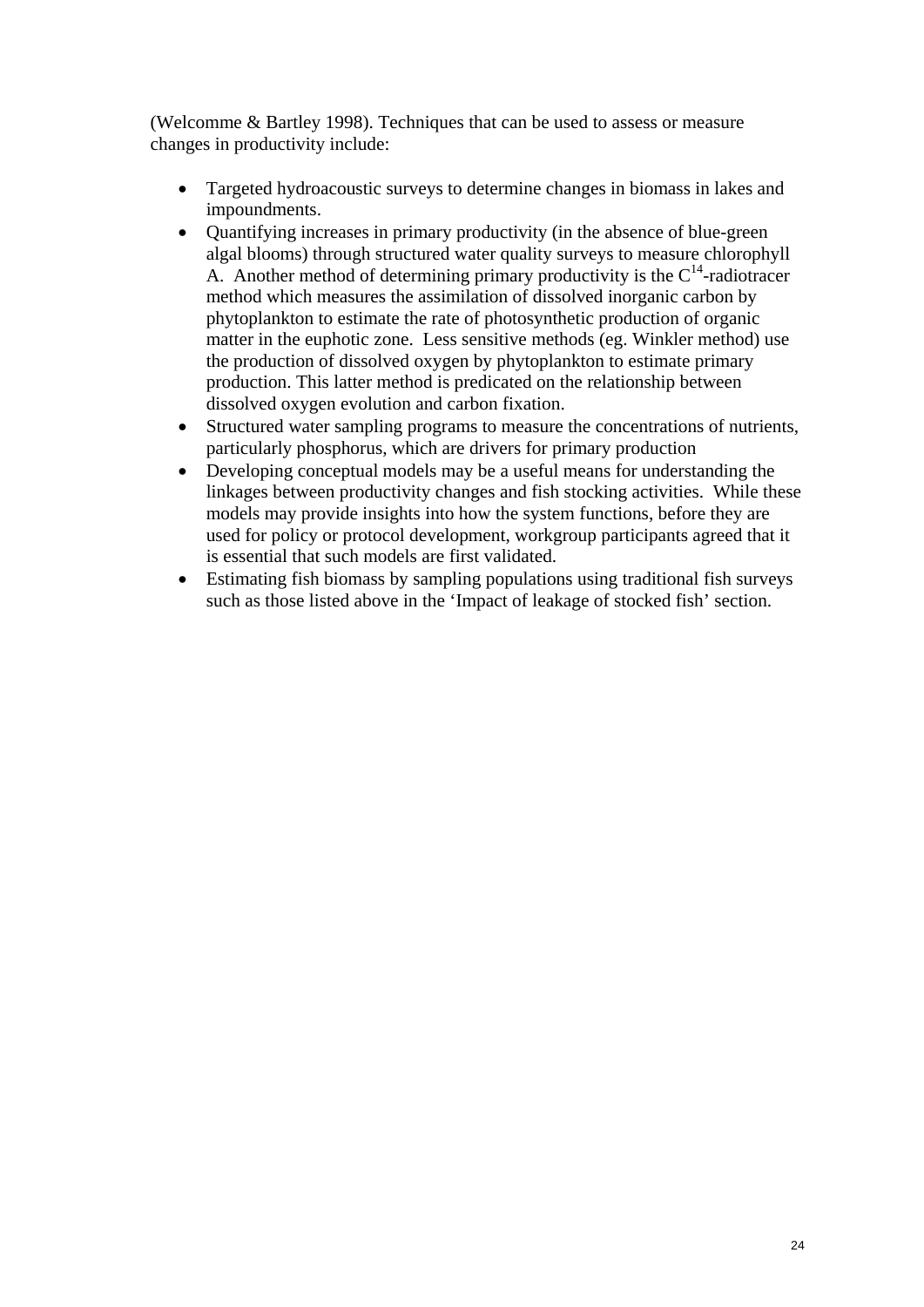(Welcomme & Bartley 1998). Techniques that can be used to assess or measure changes in productivity include:

- Targeted hydroacoustic surveys to determine changes in biomass in lakes and impoundments.
- Quantifying increases in primary productivity (in the absence of blue-green algal blooms) through structured water quality surveys to measure chlorophyll A. Another method of determining primary productivity is the $C^{14}$-radiotracer method which measures the assimilation of dissolved inorganic carbon by phytoplankton to estimate the rate of photosynthetic production of organic matter in the euphotic zone. Less sensitive methods (eg. Winkler method) use the production of dissolved oxygen by phytoplankton to estimate primary production. This latter method is predicated on the relationship between dissolved oxygen evolution and carbon fixation.
- Structured water sampling programs to measure the concentrations of nutrients, particularly phosphorus, which are drivers for primary production
- Developing conceptual models may be a useful means for understanding the linkages between productivity changes and fish stocking activities. While these models may provide insights into how the system functions, before they are used for policy or protocol development, workgroup participants agreed that it is essential that such models are first validated.
- Estimating fish biomass by sampling populations using traditional fish surveys such as those listed above in the 'Impact of leakage of stocked fish' section.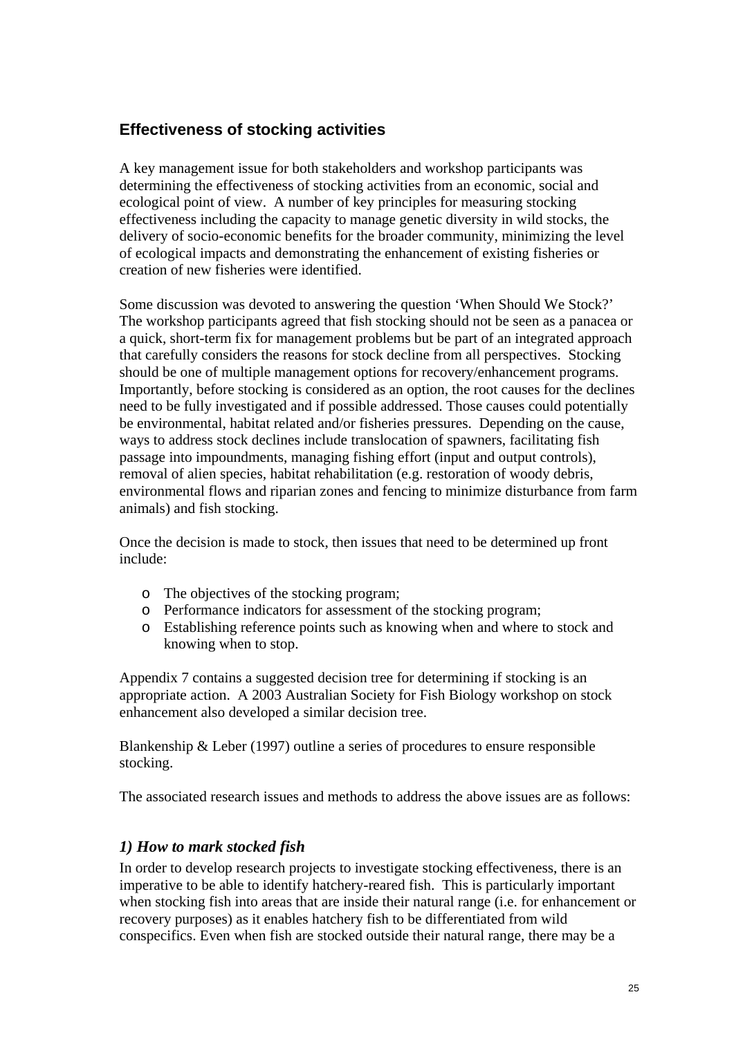## Effectiveness of stocking activities

A key management issue for both stakeholders and workshop participants was determining the effectiveness of stocking activities from an economic, social and ecological point of view. A number of key principles for measuring stocking effectiveness including the capacity to manage genetic diversity in wild stocks, the delivery of socio-economic benefits for the broader community, minimizing the level of ecological impacts and demonstrating the enhancement of existing fisheries or creation of new fisheries were identified.

Some discussion was devoted to answering the question 'When Should We Stock?' The workshop participants agreed that fish stocking should not be seen as a panacea or a quick, short-term fix for management problems but be part of an integrated approach that carefully considers the reasons for stock decline from all perspectives. Stocking should be one of multiple management options for recovery/enhancement programs. Importantly, before stocking is considered as an option, the root causes for the declines need to be fully investigated and if possible addressed. Those causes could potentially be environmental, habitat related and/or fisheries pressures. Depending on the cause, ways to address stock declines include translocation of spawners, facilitating fish passage into impoundments, managing fishing effort (input and output controls), removal of alien species, habitat rehabilitation (e.g. restoration of woody debris, environmental flows and riparian zones and fencing to minimize disturbance from farm animals) and fish stocking.

Once the decision is made to stock, then issues that need to be determined up front include:

- The objectives of the stocking program;
- Performance indicators for assessment of the stocking program;
- Establishing reference points such as knowing when and where to stock and knowing when to stop.

Appendix 7 contains a suggested decision tree for determining if stocking is an appropriate action. A 2003 Australian Society for Fish Biology workshop on stock enhancement also developed a similar decision tree.

Blankenship & Leber (1997) outline a series of procedures to ensure responsible stocking.

The associated research issues and methods to address the above issues are as follows:

### *1) How to mark stocked fish*

In order to develop research projects to investigate stocking effectiveness, there is an imperative to be able to identify hatchery-reared fish. This is particularly important when stocking fish into areas that are inside their natural range (i.e. for enhancement or recovery purposes) as it enables hatchery fish to be differentiated from wild conspecifics. Even when fish are stocked outside their natural range, there may be a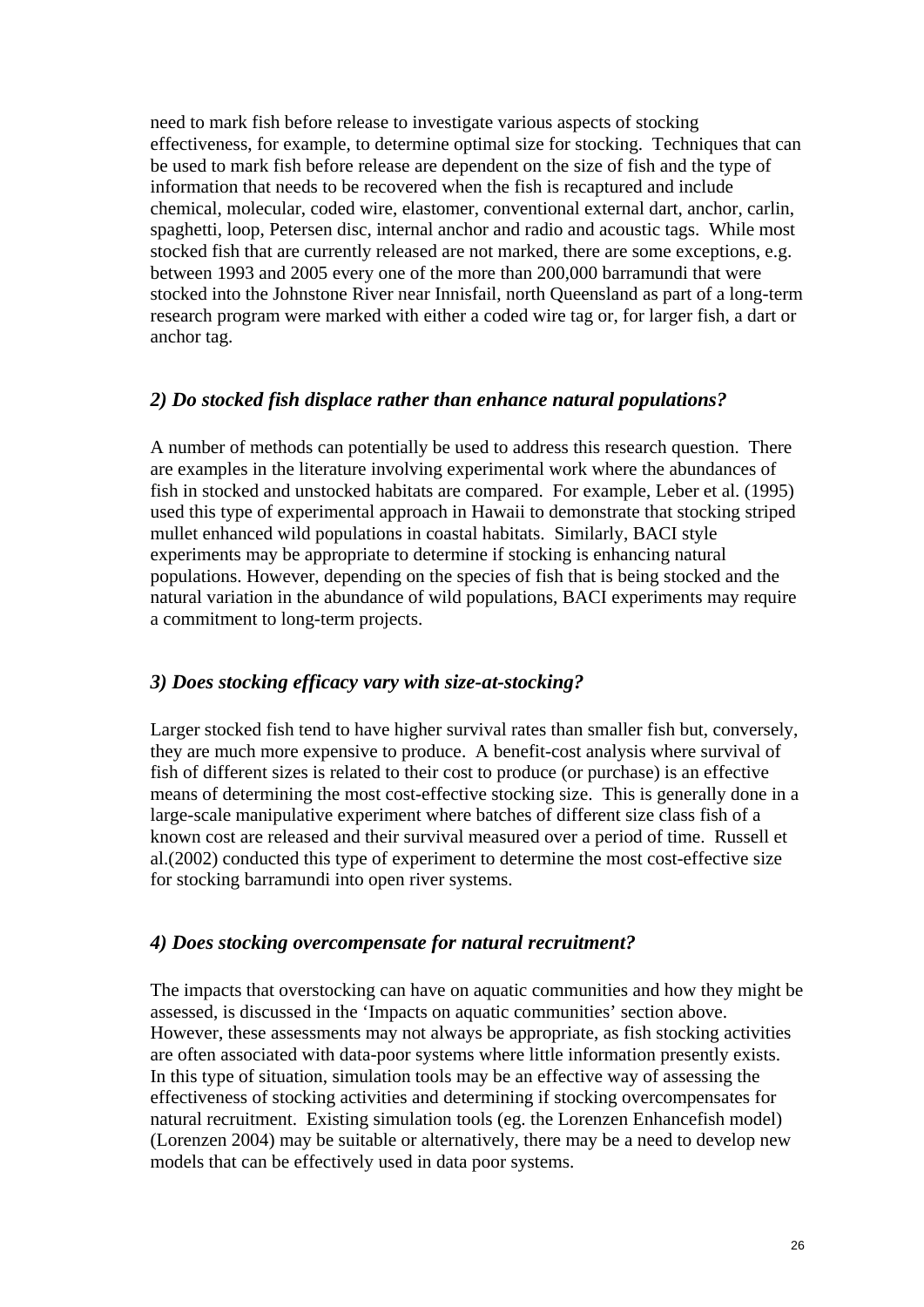need to mark fish before release to investigate various aspects of stocking effectiveness, for example, to determine optimal size for stocking. Techniques that can be used to mark fish before release are dependent on the size of fish and the type of information that needs to be recovered when the fish is recaptured and include chemical, molecular, coded wire, elastomer, conventional external dart, anchor, carlin, spaghetti, loop, Petersen disc, internal anchor and radio and acoustic tags. While most stocked fish that are currently released are not marked, there are some exceptions, e.g. between 1993 and 2005 every one of the more than 200,000 barramundi that were stocked into the Johnstone River near Innisfail, north Queensland as part of a long-term research program were marked with either a coded wire tag or, for larger fish, a dart or anchor tag.

### *2) Do stocked fish displace rather than enhance natural populations?*

A number of methods can potentially be used to address this research question. There are examples in the literature involving experimental work where the abundances of fish in stocked and unstocked habitats are compared. For example, Leber et al. (1995) used this type of experimental approach in Hawaii to demonstrate that stocking striped mullet enhanced wild populations in coastal habitats. Similarly, BACI style experiments may be appropriate to determine if stocking is enhancing natural populations. However, depending on the species of fish that is being stocked and the natural variation in the abundance of wild populations, BACI experiments may require a commitment to long-term projects.

### *3) Does stocking efficacy vary with size-at-stocking?*

Larger stocked fish tend to have higher survival rates than smaller fish but, conversely, they are much more expensive to produce. A benefit-cost analysis where survival of fish of different sizes is related to their cost to produce (or purchase) is an effective means of determining the most cost-effective stocking size. This is generally done in a large-scale manipulative experiment where batches of different size class fish of a known cost are released and their survival measured over a period of time. Russell et al.(2002) conducted this type of experiment to determine the most cost-effective size for stocking barramundi into open river systems.

### *4) Does stocking overcompensate for natural recruitment?*

The impacts that overstocking can have on aquatic communities and how they might be assessed, is discussed in the 'Impacts on aquatic communities' section above. However, these assessments may not always be appropriate, as fish stocking activities are often associated with data-poor systems where little information presently exists. In this type of situation, simulation tools may be an effective way of assessing the effectiveness of stocking activities and determining if stocking overcompensates for natural recruitment. Existing simulation tools (eg. the Lorenzen Enhancefish model) (Lorenzen 2004) may be suitable or alternatively, there may be a need to develop new models that can be effectively used in data poor systems.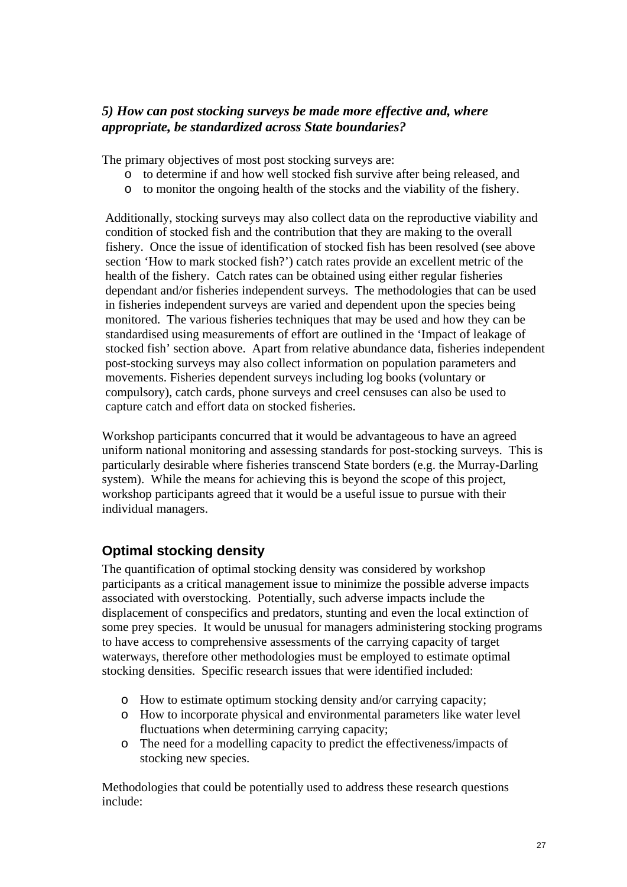### *5) How can post stocking surveys be made more effective and, where appropriate, be standardized across State boundaries?*

The primary objectives of most post stocking surveys are:

- to determine if and how well stocked fish survive after being released, and
- to monitor the ongoing health of the stocks and the viability of the fishery.

Additionally, stocking surveys may also collect data on the reproductive viability and condition of stocked fish and the contribution that they are making to the overall fishery. Once the issue of identification of stocked fish has been resolved (see above section 'How to mark stocked fish?') catch rates provide an excellent metric of the health of the fishery. Catch rates can be obtained using either regular fisheries dependant and/or fisheries independent surveys. The methodologies that can be used in fisheries independent surveys are varied and dependent upon the species being monitored. The various fisheries techniques that may be used and how they can be standardised using measurements of effort are outlined in the 'Impact of leakage of stocked fish' section above. Apart from relative abundance data, fisheries independent post-stocking surveys may also collect information on population parameters and movements. Fisheries dependent surveys including log books (voluntary or compulsory), catch cards, phone surveys and creel censuses can also be used to capture catch and effort data on stocked fisheries.

Workshop participants concurred that it would be advantageous to have an agreed uniform national monitoring and assessing standards for post-stocking surveys. This is particularly desirable where fisheries transcend State borders (e.g. the Murray-Darling system). While the means for achieving this is beyond the scope of this project, workshop participants agreed that it would be a useful issue to pursue with their individual managers.

## Optimal stocking density

The quantification of optimal stocking density was considered by workshop participants as a critical management issue to minimize the possible adverse impacts associated with overstocking. Potentially, such adverse impacts include the displacement of conspecifics and predators, stunting and even the local extinction of some prey species. It would be unusual for managers administering stocking programs to have access to comprehensive assessments of the carrying capacity of target waterways, therefore other methodologies must be employed to estimate optimal stocking densities. Specific research issues that were identified included:

- How to estimate optimum stocking density and/or carrying capacity;
- How to incorporate physical and environmental parameters like water level fluctuations when determining carrying capacity;
- The need for a modelling capacity to predict the effectiveness/impacts of stocking new species.

Methodologies that could be potentially used to address these research questions include: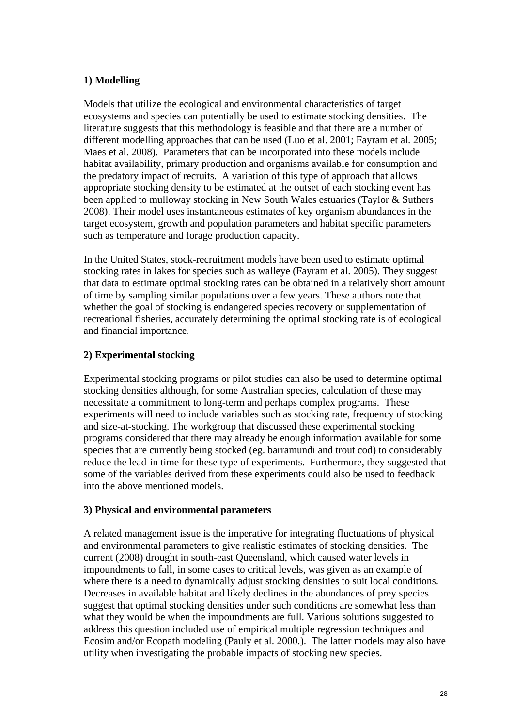**1) Modelling**

Models that utilize the ecological and environmental characteristics of target ecosystems and species can potentially be used to estimate stocking densities. The literature suggests that this methodology is feasible and that there are a number of different modelling approaches that can be used (Luo et al. 2001; Fayram et al. 2005; Maes et al. 2008). Parameters that can be incorporated into these models include habitat availability, primary production and organisms available for consumption and the predatory impact of recruits. A variation of this type of approach that allows appropriate stocking density to be estimated at the outset of each stocking event has been applied to mulloway stocking in New South Wales estuaries (Taylor & Suthers 2008). Their model uses instantaneous estimates of key organism abundances in the target ecosystem, growth and population parameters and habitat specific parameters such as temperature and forage production capacity.

In the United States, stock-recruitment models have been used to estimate optimal stocking rates in lakes for species such as walleye (Fayram et al. 2005). They suggest that data to estimate optimal stocking rates can be obtained in a relatively short amount of time by sampling similar populations over a few years. These authors note that whether the goal of stocking is endangered species recovery or supplementation of recreational fisheries, accurately determining the optimal stocking rate is of ecological and financial importance.

**2) Experimental stocking**

Experimental stocking programs or pilot studies can also be used to determine optimal stocking densities although, for some Australian species, calculation of these may necessitate a commitment to long-term and perhaps complex programs. These experiments will need to include variables such as stocking rate, frequency of stocking and size-at-stocking. The workgroup that discussed these experimental stocking programs considered that there may already be enough information available for some species that are currently being stocked (eg. barramundi and trout cod) to considerably reduce the lead-in time for these type of experiments. Furthermore, they suggested that some of the variables derived from these experiments could also be used to feedback into the above mentioned models.

**3) Physical and environmental parameters**

A related management issue is the imperative for integrating fluctuations of physical and environmental parameters to give realistic estimates of stocking densities. The current (2008) drought in south-east Queensland, which caused water levels in impoundments to fall, in some cases to critical levels, was given as an example of where there is a need to dynamically adjust stocking densities to suit local conditions. Decreases in available habitat and likely declines in the abundances of prey species suggest that optimal stocking densities under such conditions are somewhat less than what they would be when the impoundments are full. Various solutions suggested to address this question included use of empirical multiple regression techniques and Ecosim and/or Ecopath modeling (Pauly et al. 2000.). The latter models may also have utility when investigating the probable impacts of stocking new species.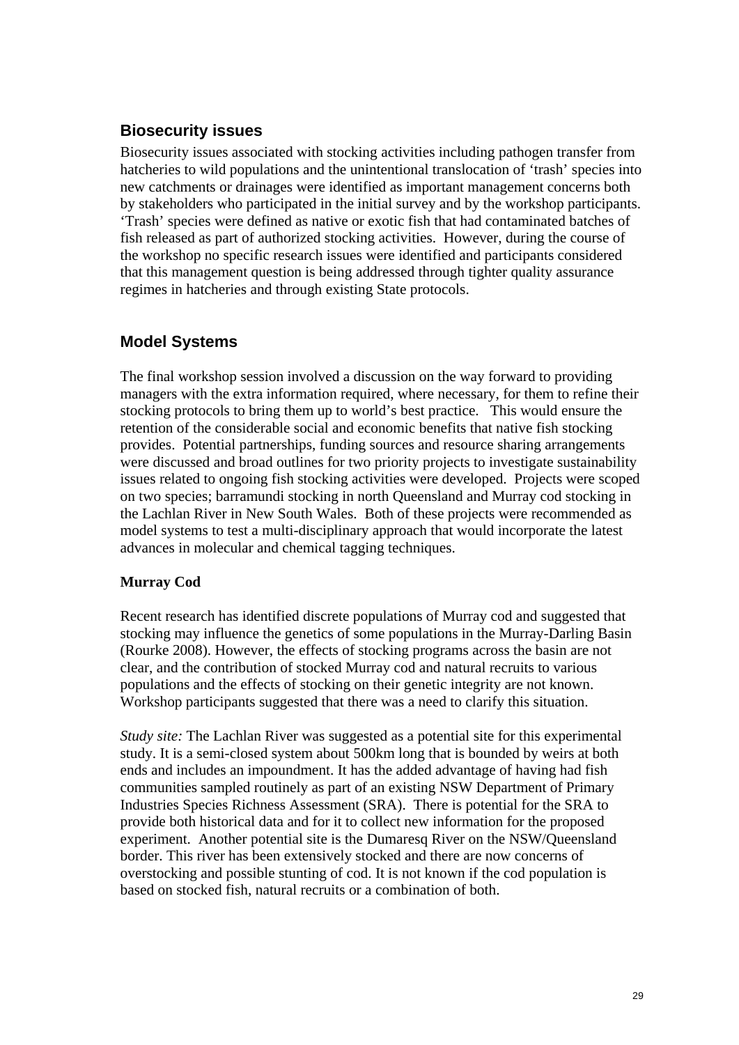## Biosecurity issues

Biosecurity issues associated with stocking activities including pathogen transfer from hatcheries to wild populations and the unintentional translocation of 'trash' species into new catchments or drainages were identified as important management concerns both by stakeholders who participated in the initial survey and by the workshop participants. 'Trash' species were defined as native or exotic fish that had contaminated batches of fish released as part of authorized stocking activities. However, during the course of the workshop no specific research issues were identified and participants considered that this management question is being addressed through tighter quality assurance regimes in hatcheries and through existing State protocols.

## Model Systems

The final workshop session involved a discussion on the way forward to providing managers with the extra information required, where necessary, for them to refine their stocking protocols to bring them up to world's best practice. This would ensure the retention of the considerable social and economic benefits that native fish stocking provides. Potential partnerships, funding sources and resource sharing arrangements were discussed and broad outlines for two priority projects to investigate sustainability issues related to ongoing fish stocking activities were developed. Projects were scoped on two species; barramundi stocking in north Queensland and Murray cod stocking in the Lachlan River in New South Wales. Both of these projects were recommended as model systems to test a multi-disciplinary approach that would incorporate the latest advances in molecular and chemical tagging techniques.

**Murray Cod**

Recent research has identified discrete populations of Murray cod and suggested that stocking may influence the genetics of some populations in the Murray-Darling Basin (Rourke 2008). However, the effects of stocking programs across the basin are not clear, and the contribution of stocked Murray cod and natural recruits to various populations and the effects of stocking on their genetic integrity are not known. Workshop participants suggested that there was a need to clarify this situation.

*Study site:* The Lachlan River was suggested as a potential site for this experimental study. It is a semi-closed system about 500km long that is bounded by weirs at both ends and includes an impoundment. It has the added advantage of having had fish communities sampled routinely as part of an existing NSW Department of Primary Industries Species Richness Assessment (SRA). There is potential for the SRA to provide both historical data and for it to collect new information for the proposed experiment. Another potential site is the Dumaresq River on the NSW/Queensland border. This river has been extensively stocked and there are now concerns of overstocking and possible stunting of cod. It is not known if the cod population is based on stocked fish, natural recruits or a combination of both.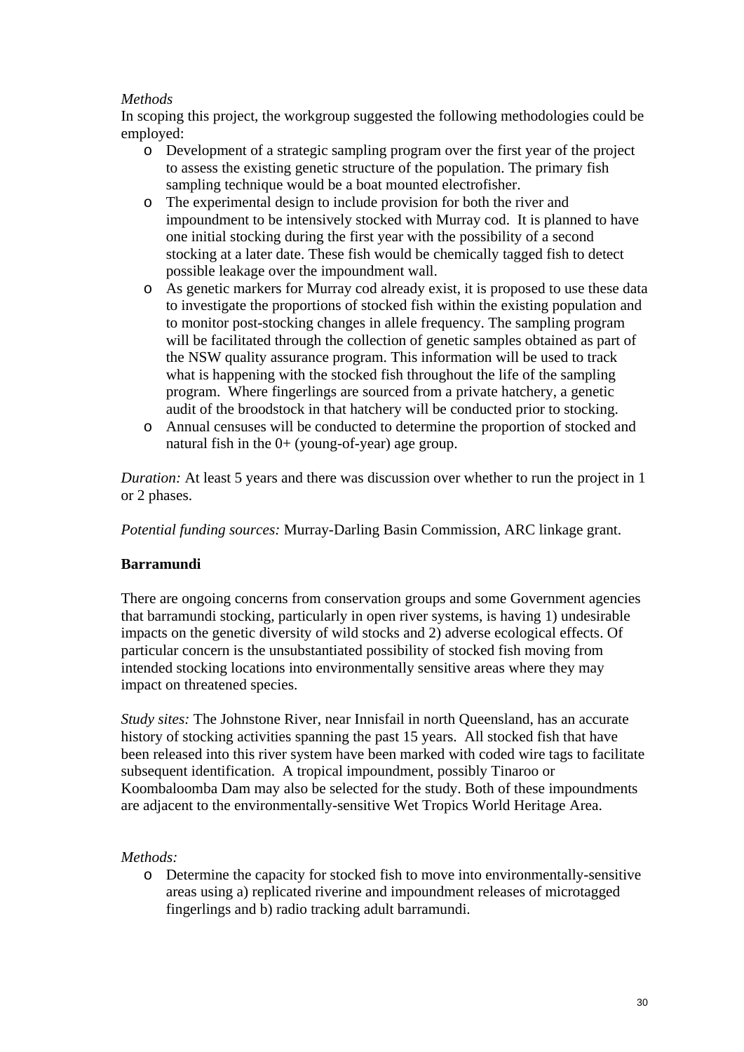*Methods*

In scoping this project, the workgroup suggested the following methodologies could be employed:

- Development of a strategic sampling program over the first year of the project to assess the existing genetic structure of the population. The primary fish sampling technique would be a boat mounted electrofisher.
- The experimental design to include provision for both the river and impoundment to be intensively stocked with Murray cod. It is planned to have one initial stocking during the first year with the possibility of a second stocking at a later date. These fish would be chemically tagged fish to detect possible leakage over the impoundment wall.
- As genetic markers for Murray cod already exist, it is proposed to use these data to investigate the proportions of stocked fish within the existing population and to monitor post-stocking changes in allele frequency. The sampling program will be facilitated through the collection of genetic samples obtained as part of the NSW quality assurance program. This information will be used to track what is happening with the stocked fish throughout the life of the sampling program. Where fingerlings are sourced from a private hatchery, a genetic audit of the broodstock in that hatchery will be conducted prior to stocking.
- Annual censuses will be conducted to determine the proportion of stocked and natural fish in the 0+ (young-of-year) age group.

*Duration:* At least 5 years and there was discussion over whether to run the project in 1 or 2 phases.

*Potential funding sources:* Murray-Darling Basin Commission, ARC linkage grant.

**Barramundi**

There are ongoing concerns from conservation groups and some Government agencies that barramundi stocking, particularly in open river systems, is having 1) undesirable impacts on the genetic diversity of wild stocks and 2) adverse ecological effects. Of particular concern is the unsubstantiated possibility of stocked fish moving from intended stocking locations into environmentally sensitive areas where they may impact on threatened species.

*Study sites:* The Johnstone River, near Innisfail in north Queensland, has an accurate history of stocking activities spanning the past 15 years. All stocked fish that have been released into this river system have been marked with coded wire tags to facilitate subsequent identification. A tropical impoundment, possibly Tinaroo or Koombaloomba Dam may also be selected for the study. Both of these impoundments are adjacent to the environmentally-sensitive Wet Tropics World Heritage Area.

*Methods:*

- Determine the capacity for stocked fish to move into environmentally-sensitive areas using a) replicated riverine and impoundment releases of microtagged fingerlings and b) radio tracking adult barramundi.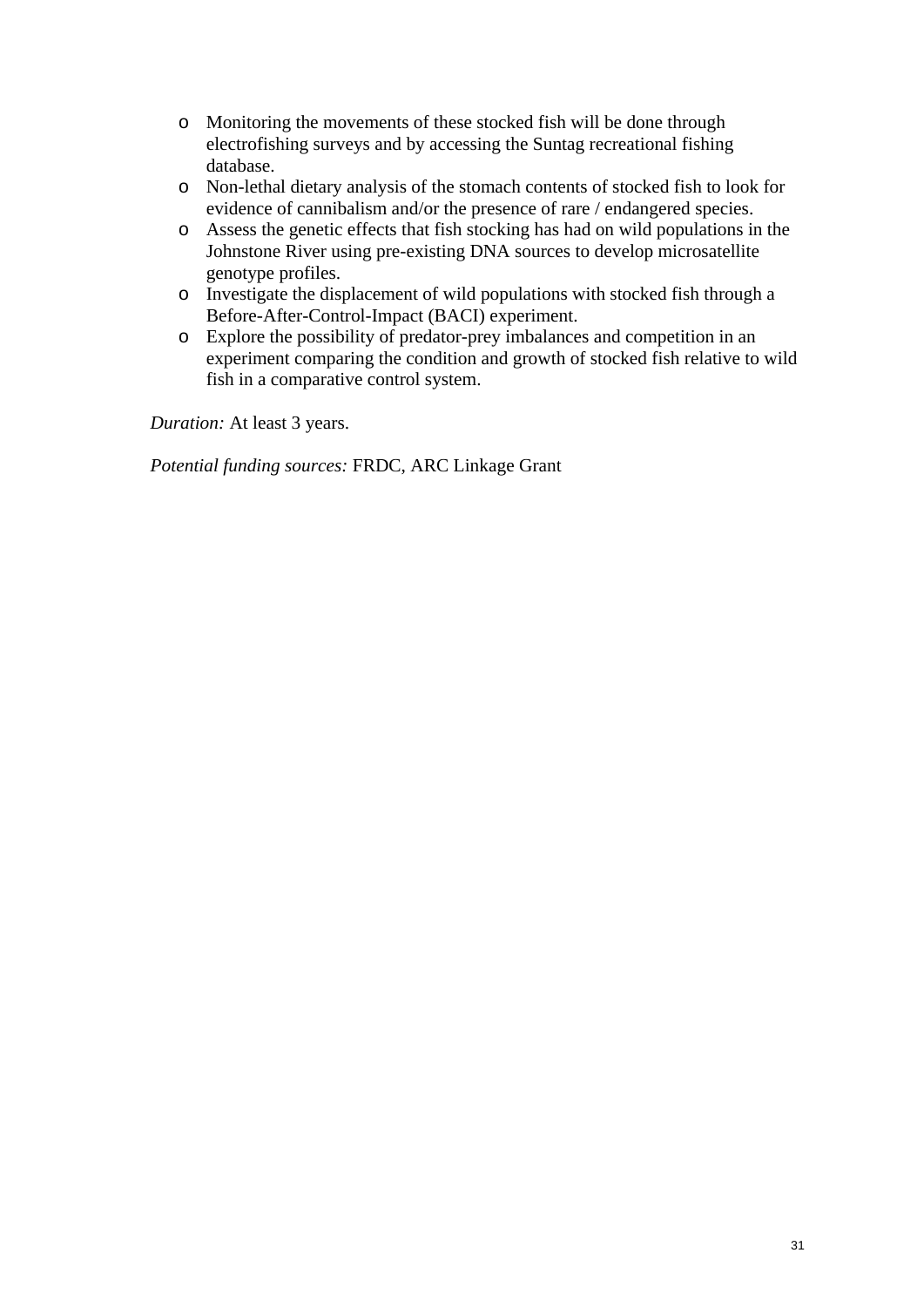- Monitoring the movements of these stocked fish will be done through electrofishing surveys and by accessing the Suntag recreational fishing database.
- Non-lethal dietary analysis of the stomach contents of stocked fish to look for evidence of cannibalism and/or the presence of rare / endangered species.
- Assess the genetic effects that fish stocking has had on wild populations in the Johnstone River using pre-existing DNA sources to develop microsatellite genotype profiles.
- Investigate the displacement of wild populations with stocked fish through a Before-After-Control-Impact (BACI) experiment.
- Explore the possibility of predator-prey imbalances and competition in an experiment comparing the condition and growth of stocked fish relative to wild fish in a comparative control system.

*Duration:* At least 3 years.

*Potential funding sources:* FRDC, ARC Linkage Grant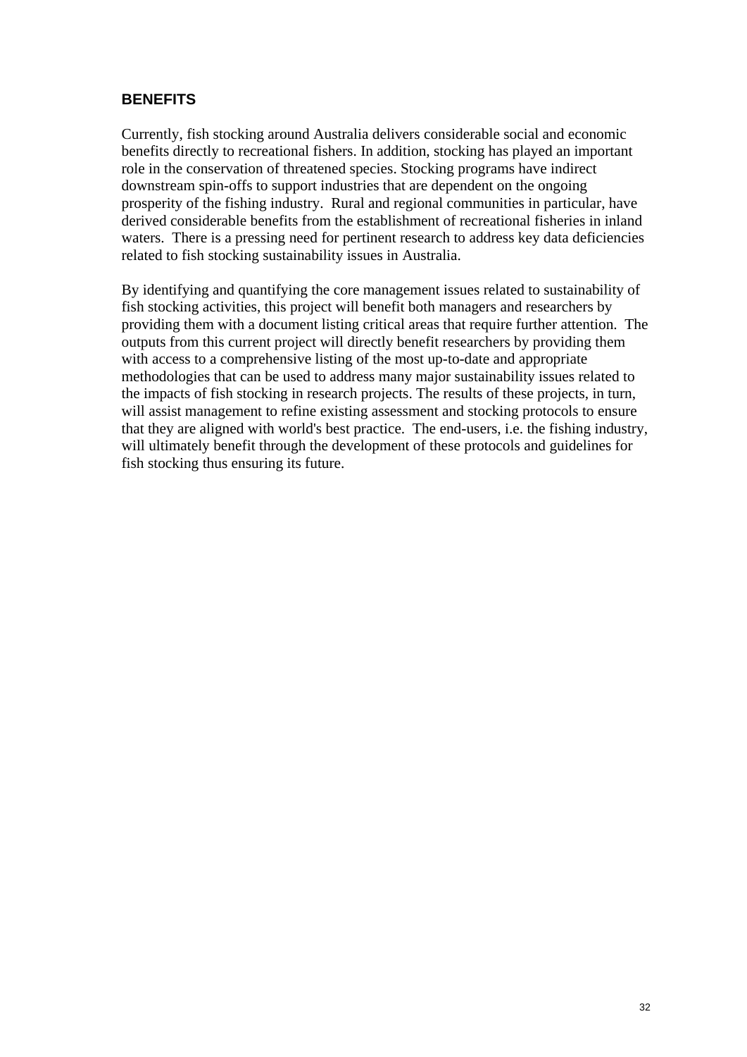## BENEFITS

Currently, fish stocking around Australia delivers considerable social and economic benefits directly to recreational fishers. In addition, stocking has played an important role in the conservation of threatened species. Stocking programs have indirect downstream spin-offs to support industries that are dependent on the ongoing prosperity of the fishing industry. Rural and regional communities in particular, have derived considerable benefits from the establishment of recreational fisheries in inland waters. There is a pressing need for pertinent research to address key data deficiencies related to fish stocking sustainability issues in Australia.

By identifying and quantifying the core management issues related to sustainability of fish stocking activities, this project will benefit both managers and researchers by providing them with a document listing critical areas that require further attention. The outputs from this current project will directly benefit researchers by providing them with access to a comprehensive listing of the most up-to-date and appropriate methodologies that can be used to address many major sustainability issues related to the impacts of fish stocking in research projects. The results of these projects, in turn, will assist management to refine existing assessment and stocking protocols to ensure that they are aligned with world's best practice. The end-users, i.e. the fishing industry, will ultimately benefit through the development of these protocols and guidelines for fish stocking thus ensuring its future.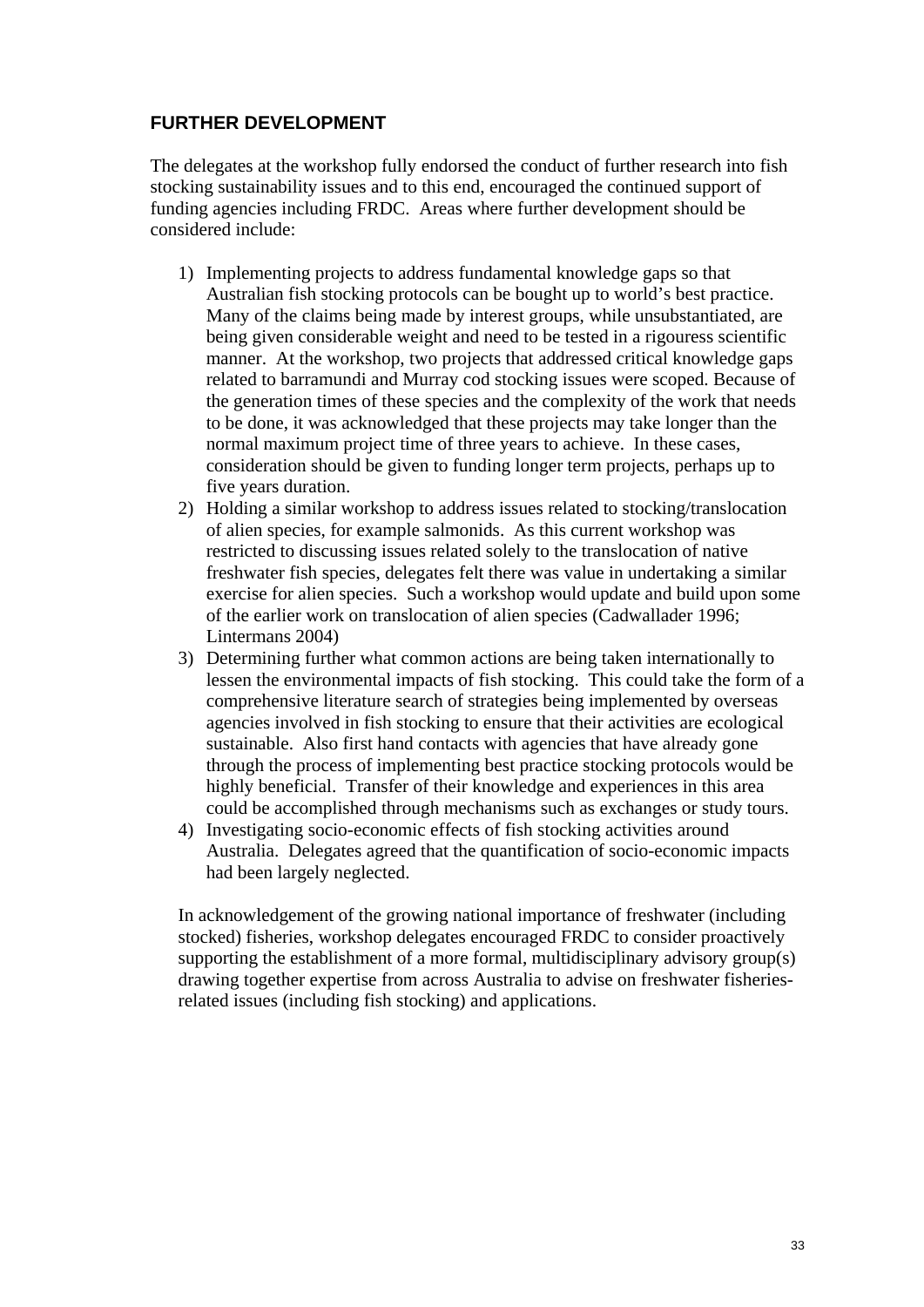## FURTHER DEVELOPMENT

The delegates at the workshop fully endorsed the conduct of further research into fish stocking sustainability issues and to this end, encouraged the continued support of funding agencies including FRDC. Areas where further development should be considered include:

1) Implementing projects to address fundamental knowledge gaps so that Australian fish stocking protocols can be bought up to world's best practice. Many of the claims being made by interest groups, while unsubstantiated, are being given considerable weight and need to be tested in a rigouress scientific manner. At the workshop, two projects that addressed critical knowledge gaps related to barramundi and Murray cod stocking issues were scoped. Because of the generation times of these species and the complexity of the work that needs to be done, it was acknowledged that these projects may take longer than the normal maximum project time of three years to achieve. In these cases, consideration should be given to funding longer term projects, perhaps up to five years duration.
2) Holding a similar workshop to address issues related to stocking/translocation of alien species, for example salmonids. As this current workshop was restricted to discussing issues related solely to the translocation of native freshwater fish species, delegates felt there was value in undertaking a similar exercise for alien species. Such a workshop would update and build upon some of the earlier work on translocation of alien species (Cadwallader 1996; Lintermans 2004)
3) Determining further what common actions are being taken internationally to lessen the environmental impacts of fish stocking. This could take the form of a comprehensive literature search of strategies being implemented by overseas agencies involved in fish stocking to ensure that their activities are ecological sustainable. Also first hand contacts with agencies that have already gone through the process of implementing best practice stocking protocols would be highly beneficial. Transfer of their knowledge and experiences in this area could be accomplished through mechanisms such as exchanges or study tours.
4) Investigating socio-economic effects of fish stocking activities around Australia. Delegates agreed that the quantification of socio-economic impacts had been largely neglected.

In acknowledgement of the growing national importance of freshwater (including stocked) fisheries, workshop delegates encouraged FRDC to consider proactively supporting the establishment of a more formal, multidisciplinary advisory group(s) drawing together expertise from across Australia to advise on freshwater fisheries-related issues (including fish stocking) and applications.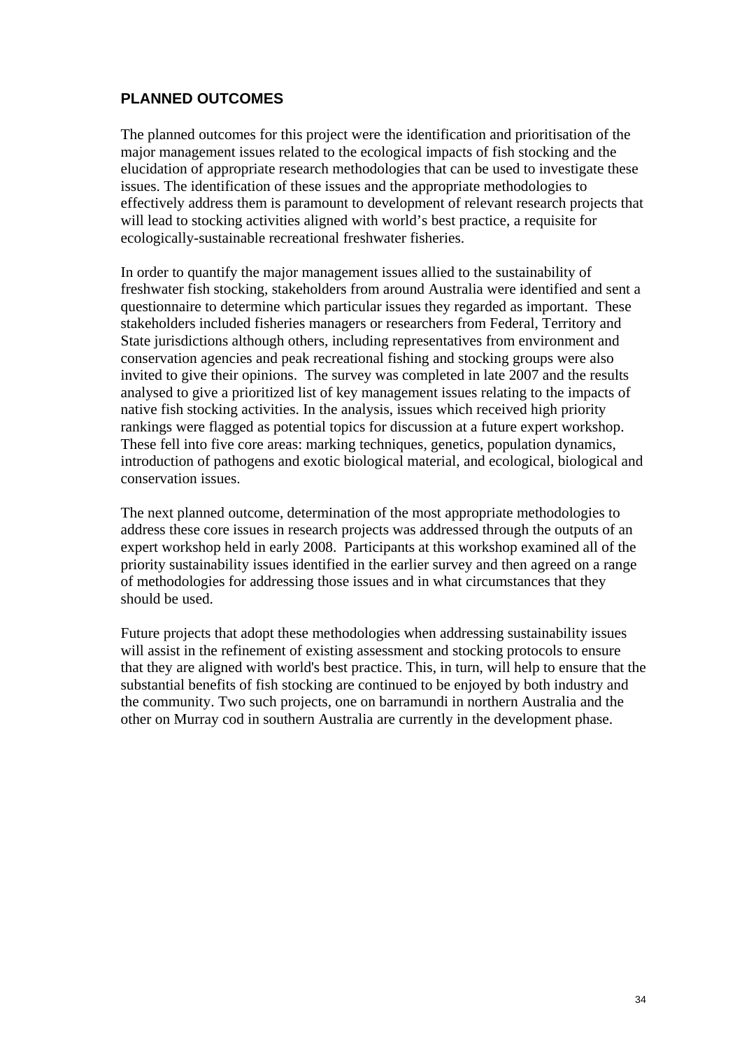## PLANNED OUTCOMES

The planned outcomes for this project were the identification and prioritisation of the major management issues related to the ecological impacts of fish stocking and the elucidation of appropriate research methodologies that can be used to investigate these issues. The identification of these issues and the appropriate methodologies to effectively address them is paramount to development of relevant research projects that will lead to stocking activities aligned with world's best practice, a requisite for ecologically-sustainable recreational freshwater fisheries.

In order to quantify the major management issues allied to the sustainability of freshwater fish stocking, stakeholders from around Australia were identified and sent a questionnaire to determine which particular issues they regarded as important. These stakeholders included fisheries managers or researchers from Federal, Territory and State jurisdictions although others, including representatives from environment and conservation agencies and peak recreational fishing and stocking groups were also invited to give their opinions. The survey was completed in late 2007 and the results analysed to give a prioritized list of key management issues relating to the impacts of native fish stocking activities. In the analysis, issues which received high priority rankings were flagged as potential topics for discussion at a future expert workshop. These fell into five core areas: marking techniques, genetics, population dynamics, introduction of pathogens and exotic biological material, and ecological, biological and conservation issues.

The next planned outcome, determination of the most appropriate methodologies to address these core issues in research projects was addressed through the outputs of an expert workshop held in early 2008. Participants at this workshop examined all of the priority sustainability issues identified in the earlier survey and then agreed on a range of methodologies for addressing those issues and in what circumstances that they should be used.

Future projects that adopt these methodologies when addressing sustainability issues will assist in the refinement of existing assessment and stocking protocols to ensure that they are aligned with world's best practice. This, in turn, will help to ensure that the substantial benefits of fish stocking are continued to be enjoyed by both industry and the community. Two such projects, one on barramundi in northern Australia and the other on Murray cod in southern Australia are currently in the development phase.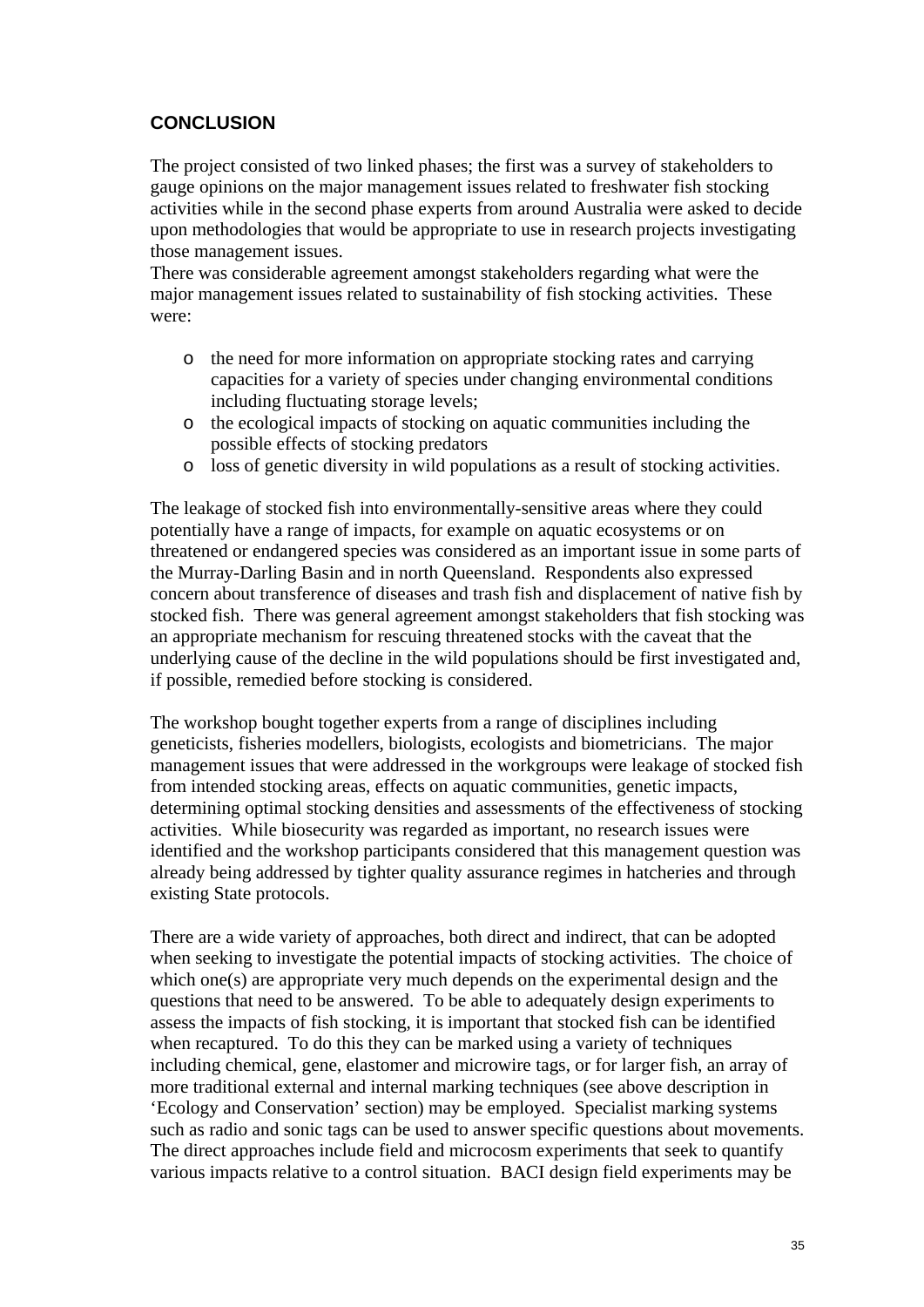## CONCLUSION

The project consisted of two linked phases; the first was a survey of stakeholders to gauge opinions on the major management issues related to freshwater fish stocking activities while in the second phase experts from around Australia were asked to decide upon methodologies that would be appropriate to use in research projects investigating those management issues.
There was considerable agreement amongst stakeholders regarding what were the major management issues related to sustainability of fish stocking activities. These were:

- the need for more information on appropriate stocking rates and carrying capacities for a variety of species under changing environmental conditions including fluctuating storage levels;
- the ecological impacts of stocking on aquatic communities including the possible effects of stocking predators
- loss of genetic diversity in wild populations as a result of stocking activities.

The leakage of stocked fish into environmentally-sensitive areas where they could potentially have a range of impacts, for example on aquatic ecosystems or on threatened or endangered species was considered as an important issue in some parts of the Murray-Darling Basin and in north Queensland. Respondents also expressed concern about transference of diseases and trash fish and displacement of native fish by stocked fish. There was general agreement amongst stakeholders that fish stocking was an appropriate mechanism for rescuing threatened stocks with the caveat that the underlying cause of the decline in the wild populations should be first investigated and, if possible, remedied before stocking is considered.

The workshop bought together experts from a range of disciplines including geneticists, fisheries modellers, biologists, ecologists and biometricians. The major management issues that were addressed in the workgroups were leakage of stocked fish from intended stocking areas, effects on aquatic communities, genetic impacts, determining optimal stocking densities and assessments of the effectiveness of stocking activities. While biosecurity was regarded as important, no research issues were identified and the workshop participants considered that this management question was already being addressed by tighter quality assurance regimes in hatcheries and through existing State protocols.

There are a wide variety of approaches, both direct and indirect, that can be adopted when seeking to investigate the potential impacts of stocking activities. The choice of which one(s) are appropriate very much depends on the experimental design and the questions that need to be answered. To be able to adequately design experiments to assess the impacts of fish stocking, it is important that stocked fish can be identified when recaptured. To do this they can be marked using a variety of techniques including chemical, gene, elastomer and microwire tags, or for larger fish, an array of more traditional external and internal marking techniques (see above description in 'Ecology and Conservation' section) may be employed. Specialist marking systems such as radio and sonic tags can be used to answer specific questions about movements. The direct approaches include field and microcosm experiments that seek to quantify various impacts relative to a control situation. BACI design field experiments may be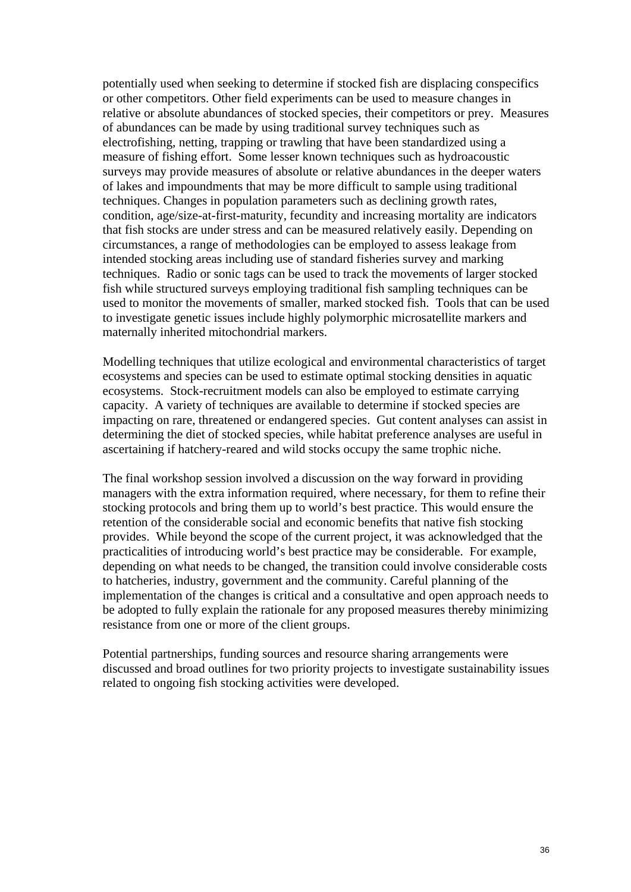potentially used when seeking to determine if stocked fish are displacing conspecifics or other competitors. Other field experiments can be used to measure changes in relative or absolute abundances of stocked species, their competitors or prey. Measures of abundances can be made by using traditional survey techniques such as electrofishing, netting, trapping or trawling that have been standardized using a measure of fishing effort. Some lesser known techniques such as hydroacoustic surveys may provide measures of absolute or relative abundances in the deeper waters of lakes and impoundments that may be more difficult to sample using traditional techniques. Changes in population parameters such as declining growth rates, condition, age/size-at-first-maturity, fecundity and increasing mortality are indicators that fish stocks are under stress and can be measured relatively easily. Depending on circumstances, a range of methodologies can be employed to assess leakage from intended stocking areas including use of standard fisheries survey and marking techniques. Radio or sonic tags can be used to track the movements of larger stocked fish while structured surveys employing traditional fish sampling techniques can be used to monitor the movements of smaller, marked stocked fish. Tools that can be used to investigate genetic issues include highly polymorphic microsatellite markers and maternally inherited mitochondrial markers.

Modelling techniques that utilize ecological and environmental characteristics of target ecosystems and species can be used to estimate optimal stocking densities in aquatic ecosystems. Stock-recruitment models can also be employed to estimate carrying capacity. A variety of techniques are available to determine if stocked species are impacting on rare, threatened or endangered species. Gut content analyses can assist in determining the diet of stocked species, while habitat preference analyses are useful in ascertaining if hatchery-reared and wild stocks occupy the same trophic niche.

The final workshop session involved a discussion on the way forward in providing managers with the extra information required, where necessary, for them to refine their stocking protocols and bring them up to world's best practice. This would ensure the retention of the considerable social and economic benefits that native fish stocking provides. While beyond the scope of the current project, it was acknowledged that the practicalities of introducing world's best practice may be considerable. For example, depending on what needs to be changed, the transition could involve considerable costs to hatcheries, industry, government and the community. Careful planning of the implementation of the changes is critical and a consultative and open approach needs to be adopted to fully explain the rationale for any proposed measures thereby minimizing resistance from one or more of the client groups.

Potential partnerships, funding sources and resource sharing arrangements were discussed and broad outlines for two priority projects to investigate sustainability issues related to ongoing fish stocking activities were developed.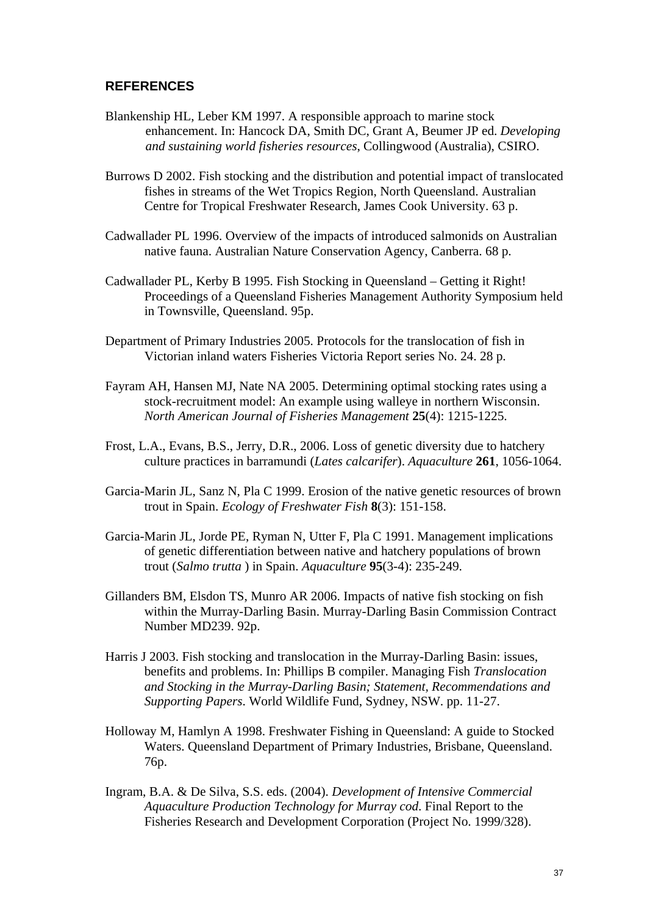## REFERENCES

Blankenship HL, Leber KM 1997. A responsible approach to marine stock enhancement. In: Hancock DA, Smith DC, Grant A, Beumer JP ed. *Developing and sustaining world fisheries resources*, Collingwood (Australia), CSIRO.

Burrows D 2002. Fish stocking and the distribution and potential impact of translocated fishes in streams of the Wet Tropics Region, North Queensland. Australian Centre for Tropical Freshwater Research, James Cook University. 63 p.

Cadwallader PL 1996. Overview of the impacts of introduced salmonids on Australian native fauna. Australian Nature Conservation Agency, Canberra. 68 p.

Cadwallader PL, Kerby B 1995. Fish Stocking in Queensland – Getting it Right! Proceedings of a Queensland Fisheries Management Authority Symposium held in Townsville, Queensland. 95p.

Department of Primary Industries 2005. Protocols for the translocation of fish in Victorian inland waters Fisheries Victoria Report series No. 24. 28 p.

Fayram AH, Hansen MJ, Nate NA 2005. Determining optimal stocking rates using a stock-recruitment model: An example using walleye in northern Wisconsin. *North American Journal of Fisheries Management* **25**(4): 1215-1225.

Frost, L.A., Evans, B.S., Jerry, D.R., 2006. Loss of genetic diversity due to hatchery culture practices in barramundi (*Lates calcarifer*). *Aquaculture* **261**, 1056-1064.

Garcia-Marin JL, Sanz N, Pla C 1999. Erosion of the native genetic resources of brown trout in Spain. *Ecology of Freshwater Fish* **8**(3): 151-158.

Garcia-Marin JL, Jorde PE, Ryman N, Utter F, Pla C 1991. Management implications of genetic differentiation between native and hatchery populations of brown trout (*Salmo trutta* ) in Spain. *Aquaculture* **95**(3-4): 235-249.

Gillanders BM, Elsdon TS, Munro AR 2006. Impacts of native fish stocking on fish within the Murray-Darling Basin. Murray-Darling Basin Commission Contract Number MD239. 92p.

Harris J 2003. Fish stocking and translocation in the Murray-Darling Basin: issues, benefits and problems. In: Phillips B compiler. Managing Fish *Translocation and Stocking in the Murray-Darling Basin; Statement, Recommendations and Supporting Papers*. World Wildlife Fund, Sydney, NSW. pp. 11-27.

Holloway M, Hamlyn A 1998. Freshwater Fishing in Queensland: A guide to Stocked Waters. Queensland Department of Primary Industries, Brisbane, Queensland. 76p.

Ingram, B.A. & De Silva, S.S. eds. (2004). *Development of Intensive Commercial Aquaculture Production Technology for Murray cod*. Final Report to the Fisheries Research and Development Corporation (Project No. 1999/328).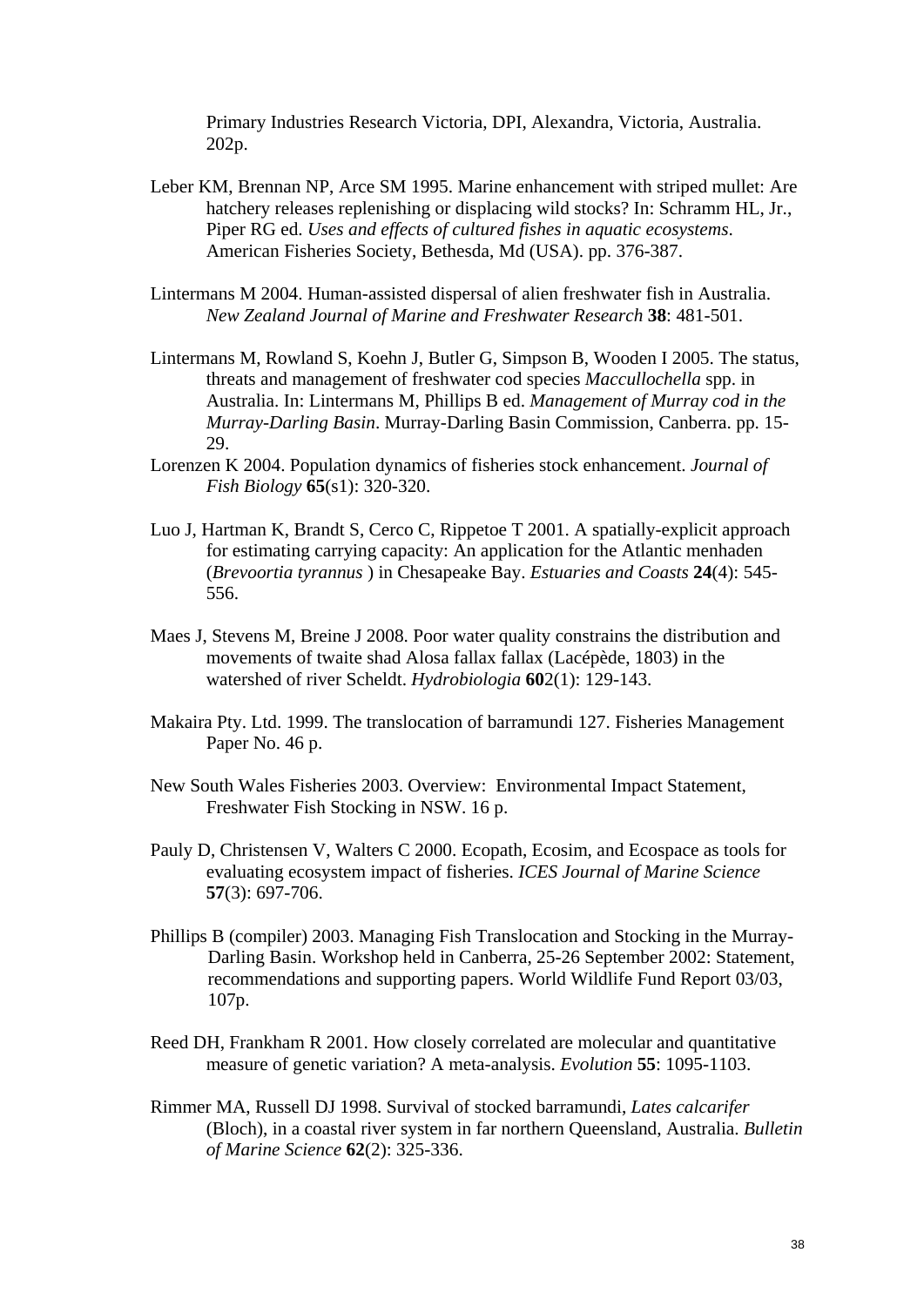Primary Industries Research Victoria, DPI, Alexandra, Victoria, Australia. 202p.

Leber KM, Brennan NP, Arce SM 1995. Marine enhancement with striped mullet: Are hatchery releases replenishing or displacing wild stocks? In: Schramm HL, Jr., Piper RG ed. *Uses and effects of cultured fishes in aquatic ecosystems*. American Fisheries Society, Bethesda, Md (USA). pp. 376-387.

Lintermans M 2004. Human-assisted dispersal of alien freshwater fish in Australia. *New Zealand Journal of Marine and Freshwater Research* **38**: 481-501.

Lintermans M, Rowland S, Koehn J, Butler G, Simpson B, Wooden I 2005. The status, threats and management of freshwater cod species *Maccullochella* spp. in Australia. In: Lintermans M, Phillips B ed. *Management of Murray cod in the Murray-Darling Basin*. Murray-Darling Basin Commission, Canberra. pp. 15-29.

Lorenzen K 2004. Population dynamics of fisheries stock enhancement. *Journal of Fish Biology* **65**(s1): 320-320.

Luo J, Hartman K, Brandt S, Cerco C, Rippetoe T 2001. A spatially-explicit approach for estimating carrying capacity: An application for the Atlantic menhaden (*Brevoortia tyrannus* ) in Chesapeake Bay. *Estuaries and Coasts* **24**(4): 545-556.

Maes J, Stevens M, Breine J 2008. Poor water quality constrains the distribution and movements of twaite shad Alosa fallax fallax (Lacépède, 1803) in the watershed of river Scheldt. *Hydrobiologia* **60**2(1): 129-143.

Makaira Pty. Ltd. 1999. The translocation of barramundi 127. Fisheries Management Paper No. 46 p.

New South Wales Fisheries 2003. Overview: Environmental Impact Statement, Freshwater Fish Stocking in NSW. 16 p.

Pauly D, Christensen V, Walters C 2000. Ecopath, Ecosim, and Ecospace as tools for evaluating ecosystem impact of fisheries. *ICES Journal of Marine Science* **57**(3): 697-706.

Phillips B (compiler) 2003. Managing Fish Translocation and Stocking in the Murray-Darling Basin. Workshop held in Canberra, 25-26 September 2002: Statement, recommendations and supporting papers. World Wildlife Fund Report 03/03, 107p.

Reed DH, Frankham R 2001. How closely correlated are molecular and quantitative measure of genetic variation? A meta-analysis. *Evolution* **55**: 1095-1103.

Rimmer MA, Russell DJ 1998. Survival of stocked barramundi, *Lates calcarifer* (Bloch), in a coastal river system in far northern Queensland, Australia. *Bulletin of Marine Science* **62**(2): 325-336.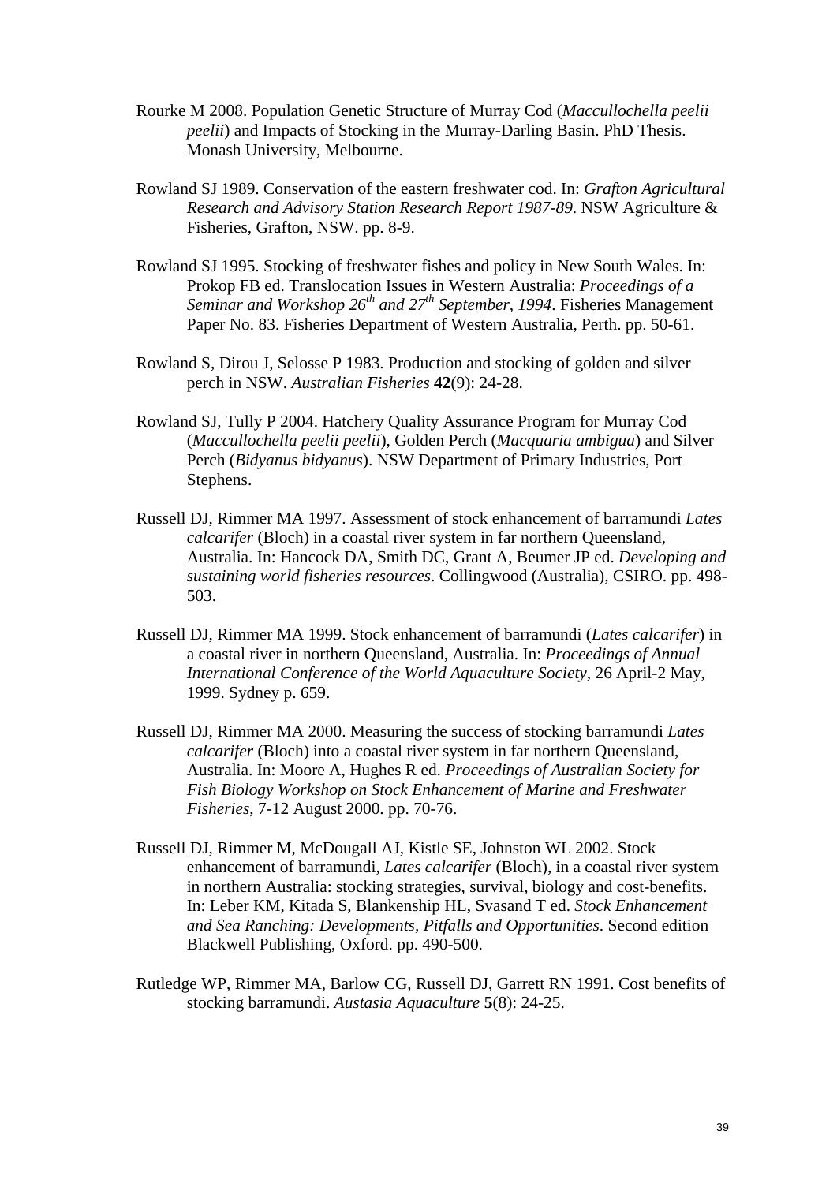Rourke M 2008. Population Genetic Structure of Murray Cod (*Maccullochella peelii peelii*) and Impacts of Stocking in the Murray-Darling Basin. PhD Thesis. Monash University, Melbourne.

Rowland SJ 1989. Conservation of the eastern freshwater cod. In: *Grafton Agricultural Research and Advisory Station Research Report 1987-89*. NSW Agriculture & Fisheries, Grafton, NSW. pp. 8-9.

Rowland SJ 1995. Stocking of freshwater fishes and policy in New South Wales. In: Prokop FB ed. Translocation Issues in Western Australia: *Proceedings of a Seminar and Workshop 26th and 27th September, 1994*. Fisheries Management Paper No. 83. Fisheries Department of Western Australia, Perth. pp. 50-61.

Rowland S, Dirou J, Selosse P 1983. Production and stocking of golden and silver perch in NSW. *Australian Fisheries* **42**(9): 24-28.

Rowland SJ, Tully P 2004. Hatchery Quality Assurance Program for Murray Cod (*Maccullochella peelii peelii*), Golden Perch (*Macquaria ambigua*) and Silver Perch (*Bidyanus bidyanus*). NSW Department of Primary Industries, Port Stephens.

Russell DJ, Rimmer MA 1997. Assessment of stock enhancement of barramundi *Lates calcarifer* (Bloch) in a coastal river system in far northern Queensland, Australia. In: Hancock DA, Smith DC, Grant A, Beumer JP ed. *Developing and sustaining world fisheries resources*. Collingwood (Australia), CSIRO. pp. 498-503.

Russell DJ, Rimmer MA 1999. Stock enhancement of barramundi (*Lates calcarifer*) in a coastal river in northern Queensland, Australia. In: *Proceedings of Annual International Conference of the World Aquaculture Society*, 26 April-2 May, 1999. Sydney p. 659.

Russell DJ, Rimmer MA 2000. Measuring the success of stocking barramundi *Lates calcarifer* (Bloch) into a coastal river system in far northern Queensland, Australia. In: Moore A, Hughes R ed. *Proceedings of Australian Society for Fish Biology Workshop on Stock Enhancement of Marine and Freshwater Fisheries*, 7-12 August 2000. pp. 70-76.

Russell DJ, Rimmer M, McDougall AJ, Kistle SE, Johnston WL 2002. Stock enhancement of barramundi, *Lates calcarifer* (Bloch), in a coastal river system in northern Australia: stocking strategies, survival, biology and cost-benefits. In: Leber KM, Kitada S, Blankenship HL, Svasand T ed. *Stock Enhancement and Sea Ranching: Developments, Pitfalls and Opportunities*. Second edition Blackwell Publishing, Oxford. pp. 490-500.

Rutledge WP, Rimmer MA, Barlow CG, Russell DJ, Garrett RN 1991. Cost benefits of stocking barramundi. *Austasia Aquaculture* **5**(8): 24-25.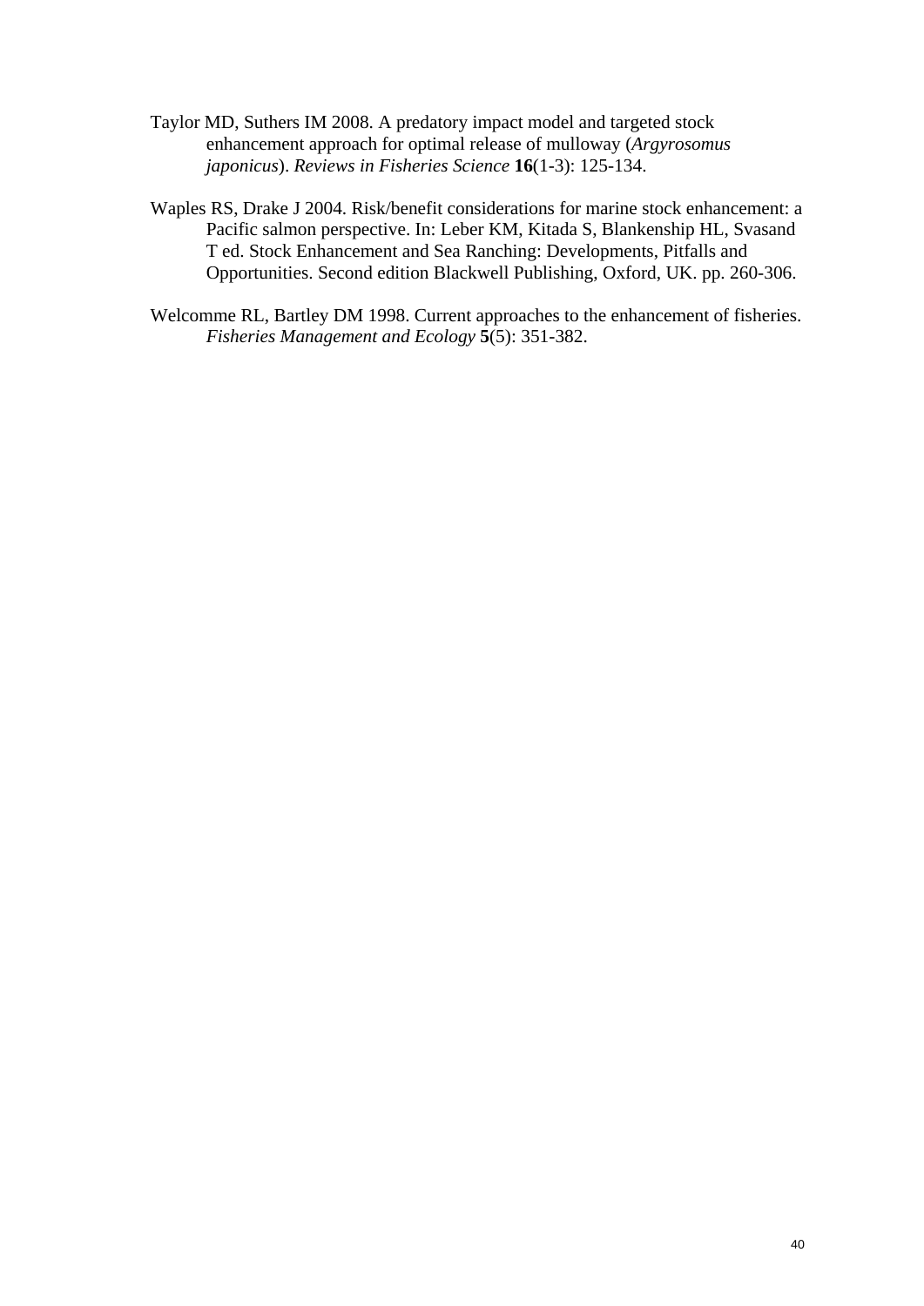Taylor MD, Suthers IM 2008. A predatory impact model and targeted stock enhancement approach for optimal release of mulloway (*Argyrosomus japonicus*). *Reviews in Fisheries Science* **16**(1-3): 125-134.

Waples RS, Drake J 2004. Risk/benefit considerations for marine stock enhancement: a Pacific salmon perspective. In: Leber KM, Kitada S, Blankenship HL, Svasand T ed. Stock Enhancement and Sea Ranching: Developments, Pitfalls and Opportunities. Second edition Blackwell Publishing, Oxford, UK. pp. 260-306.

Welcomme RL, Bartley DM 1998. Current approaches to the enhancement of fisheries. *Fisheries Management and Ecology* **5**(5): 351-382.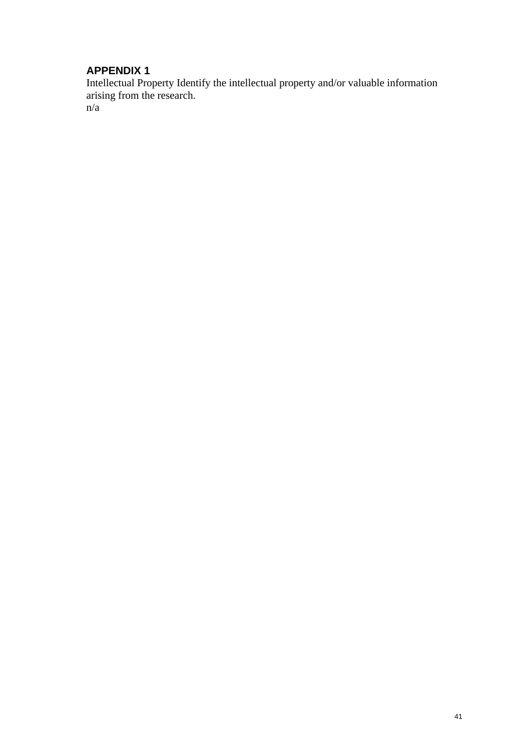## APPENDIX 1

Intellectual Property Identify the intellectual property and/or valuable information arising from the research.

n/a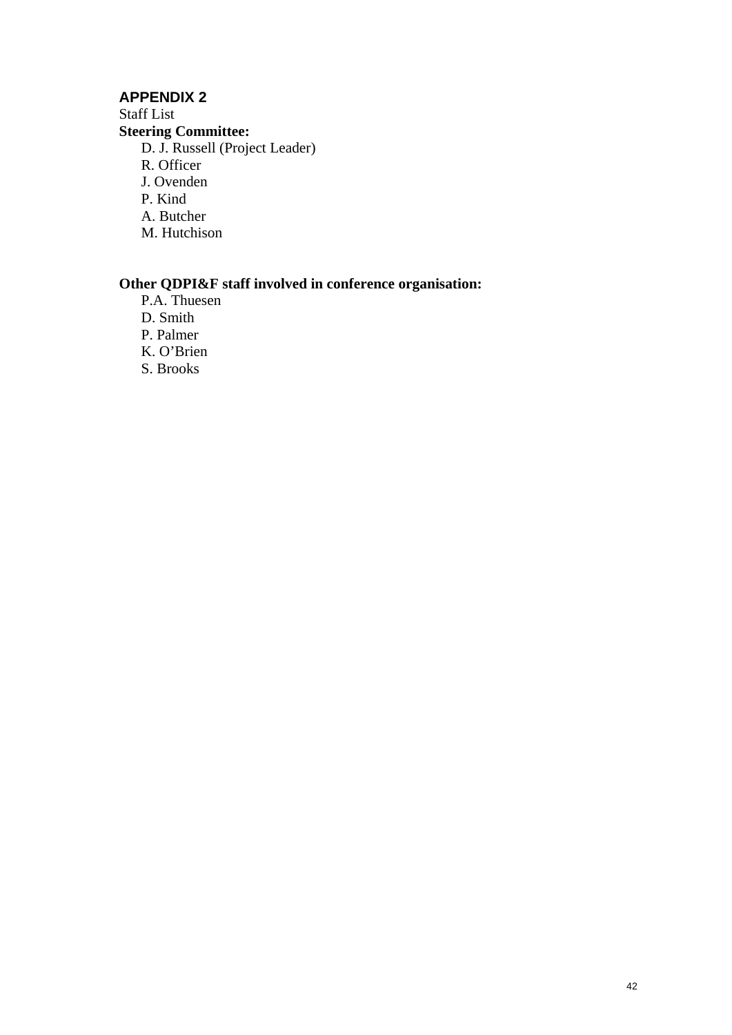## APPENDIX 2

Staff List

**Steering Committee:**

- D. J. Russell (Project Leader)
- R. Officer
- J. Ovenden
- P. Kind
- A. Butcher
- M. Hutchison

**Other QDPI&F staff involved in conference organisation:**

- P.A. Thuesen
- D. Smith
- P. Palmer
- K. O'Brien
- S. Brooks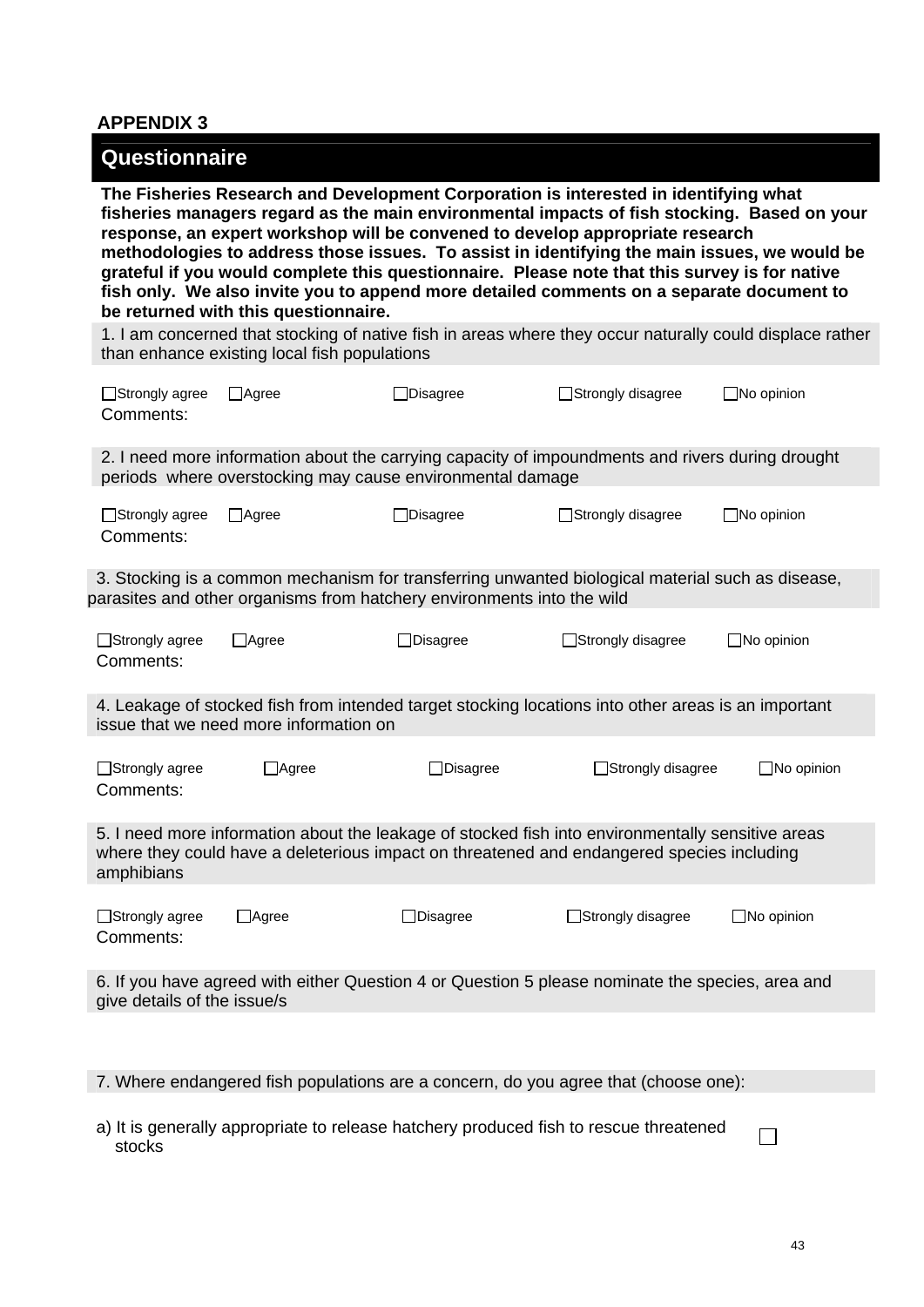# APPENDIX 3

## Questionnaire

**The Fisheries Research and Development Corporation is interested in identifying what fisheries managers regard as the main environmental impacts of fish stocking. Based on your response, an expert workshop will be convened to develop appropriate research methodologies to address those issues. To assist in identifying the main issues, we would be grateful if you would complete this questionnaire. Please note that this survey is for native fish only. We also invite you to append more detailed comments on a separate document to be returned with this questionnaire.**

1. I am concerned that stocking of native fish in areas where they occur naturally could displace rather than enhance existing local fish populations

☐Strongly agree ☐Agree ☐Disagree ☐Strongly disagree ☐No opinion

Comments:

2. I need more information about the carrying capacity of impoundments and rivers during drought periods where overstocking may cause environmental damage

☐Strongly agree ☐Agree ☐Disagree ☐Strongly disagree ☐No opinion

Comments:

3. Stocking is a common mechanism for transferring unwanted biological material such as disease, parasites and other organisms from hatchery environments into the wild

☐Strongly agree ☐Agree ☐Disagree ☐Strongly disagree ☐No opinion

Comments:

4. Leakage of stocked fish from intended target stocking locations into other areas is an important issue that we need more information on

☐Strongly agree ☐Agree ☐Disagree ☐Strongly disagree ☐No opinion

Comments:

5. I need more information about the leakage of stocked fish into environmentally sensitive areas where they could have a deleterious impact on threatened and endangered species including amphibians

☐Strongly agree ☐Agree ☐Disagree ☐Strongly disagree ☐No opinion

Comments:

6. If you have agreed with either Question 4 or Question 5 please nominate the species, area and give details of the issue/s

7. Where endangered fish populations are a concern, do you agree that (choose one):

a) It is generally appropriate to release hatchery produced fish to rescue threatened stocks ☐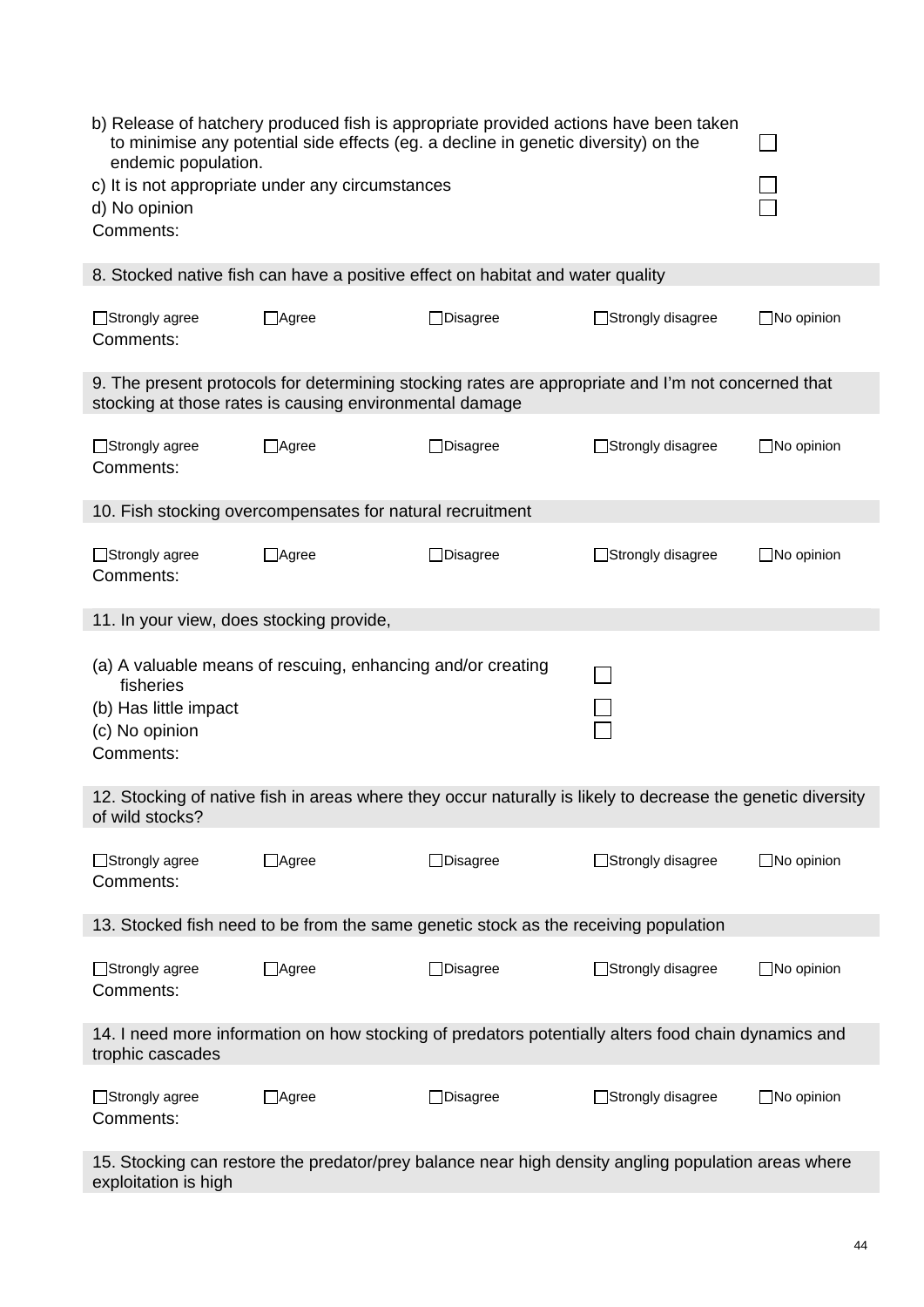b) Release of hatchery produced fish is appropriate provided actions have been taken to minimise any potential side effects (eg. a decline in genetic diversity) on the endemic population. ☐

c) It is not appropriate under any circumstances ☐

d) No opinion ☐

Comments:

**8. Stocked native fish can have a positive effect on habitat and water quality**

☐Strongly agree ☐Agree ☐Disagree ☐Strongly disagree ☐No opinion

Comments:

**9. The present protocols for determining stocking rates are appropriate and I'm not concerned that stocking at those rates is causing environmental damage**

☐Strongly agree ☐Agree ☐Disagree ☐Strongly disagree ☐No opinion

Comments:

**10. Fish stocking overcompensates for natural recruitment**

☐Strongly agree ☐Agree ☐Disagree ☐Strongly disagree ☐No opinion

Comments:

**11. In your view, does stocking provide,**

(a) A valuable means of rescuing, enhancing and/or creating fisheries ☐

(b) Has little impact ☐

(c) No opinion ☐

Comments:

**12. Stocking of native fish in areas where they occur naturally is likely to decrease the genetic diversity of wild stocks?**

☐Strongly agree ☐Agree ☐Disagree ☐Strongly disagree ☐No opinion

Comments:

**13. Stocked fish need to be from the same genetic stock as the receiving population**

☐Strongly agree ☐Agree ☐Disagree ☐Strongly disagree ☐No opinion

Comments:

**14. I need more information on how stocking of predators potentially alters food chain dynamics and trophic cascades**

☐Strongly agree ☐Agree ☐Disagree ☐Strongly disagree ☐No opinion

Comments:

**15. Stocking can restore the predator/prey balance near high density angling population areas where exploitation is high**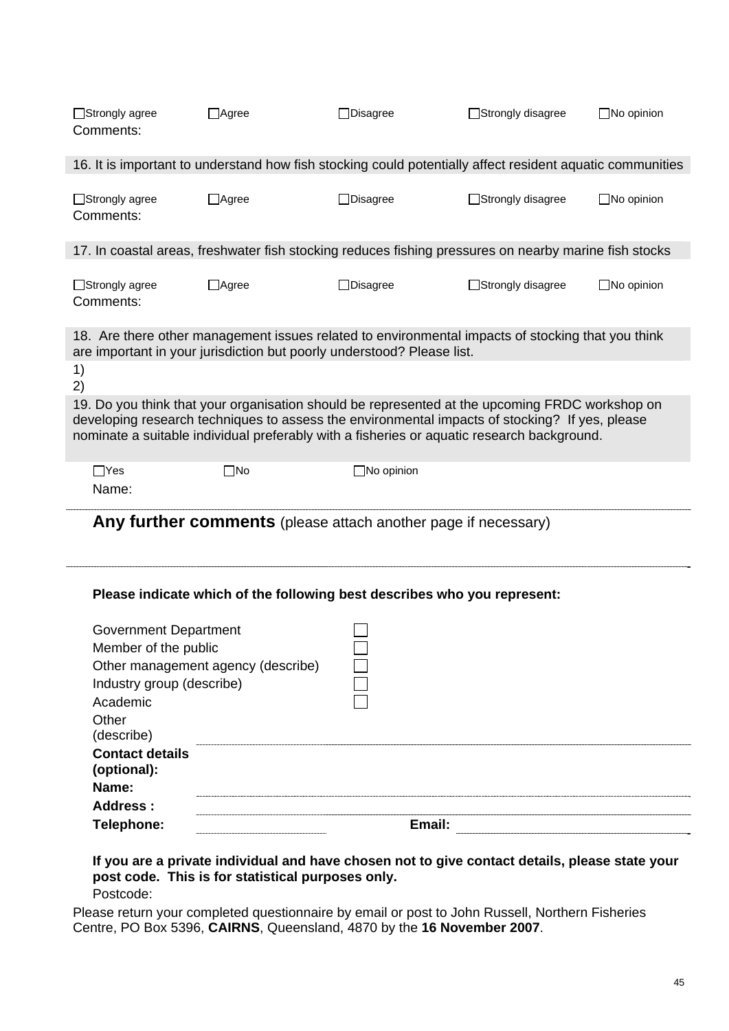☐Strongly agree ☐Agree ☐Disagree ☐Strongly disagree ☐No opinion

Comments:

16. It is important to understand how fish stocking could potentially affect resident aquatic communities

☐Strongly agree ☐Agree ☐Disagree ☐Strongly disagree ☐No opinion

Comments:

17. In coastal areas, freshwater fish stocking reduces fishing pressures on nearby marine fish stocks

☐Strongly agree ☐Agree ☐Disagree ☐Strongly disagree ☐No opinion

Comments:

18. Are there other management issues related to environmental impacts of stocking that you think are important in your jurisdiction but poorly understood? Please list.

1)
2)

19. Do you think that your organisation should be represented at the upcoming FRDC workshop on developing research techniques to assess the environmental impacts of stocking? If yes, please nominate a suitable individual preferably with a fisheries or aquatic research background.

☐Yes ☐No ☐No opinion

Name:

---

## Any further comments (please attach another page if necessary)

---

**Please indicate which of the following best describes who you represent:**

Government Department ☐
Member of the public ☐
Other management agency (describe) ☐
Industry group (describe) ☐
Academic ☐
Other (describe) ____________________

**Contact details (optional):**

**Name:** ____________________

**Address :** ____________________

**Telephone:** ____________________ **Email:** ____________________

**If you are a private individual and have chosen not to give contact details, please state your post code. This is for statistical purposes only.**

Postcode:

Please return your completed questionnaire by email or post to John Russell, Northern Fisheries Centre, PO Box 5396, **CAIRNS**, Queensland, 4870 by the **16 November 2007**.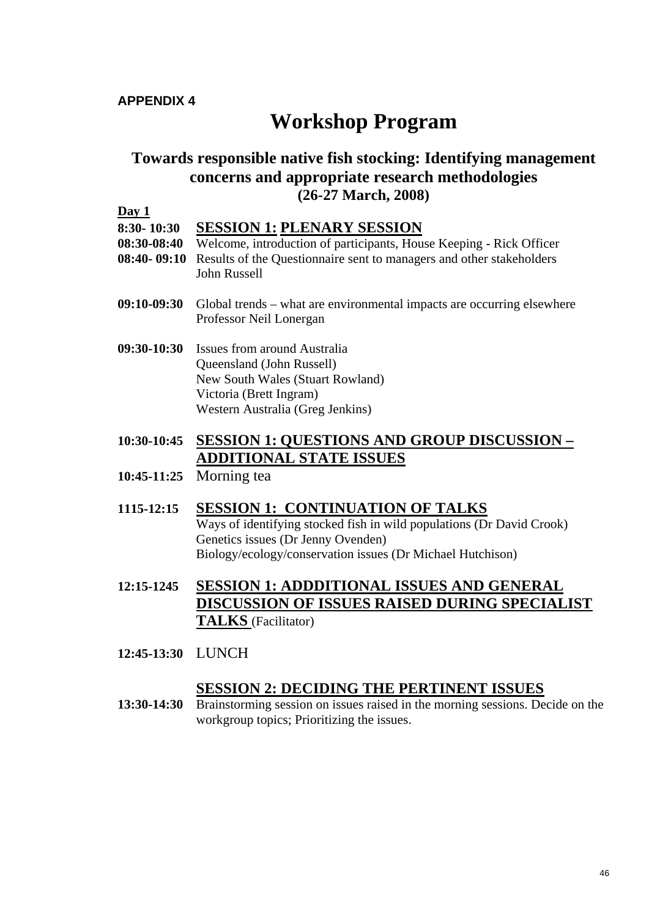**APPENDIX 4**

# Workshop Program

## Towards responsible native fish stocking: Identifying management concerns and appropriate research methodologies (26-27 March, 2008)

**Day 1**

**8:30- 10:30** **SESSION 1: PLENARY SESSION**

**08:30-08:40** Welcome, introduction of participants, House Keeping - Rick Officer

**08:40- 09:10** Results of the Questionnaire sent to managers and other stakeholders John Russell

**09:10-09:30** Global trends – what are environmental impacts are occurring elsewhere Professor Neil Lonergan

**09:30-10:30** Issues from around Australia
Queensland (John Russell)
New South Wales (Stuart Rowland)
Victoria (Brett Ingram)
Western Australia (Greg Jenkins)

**10:30-10:45** **SESSION 1: QUESTIONS AND GROUP DISCUSSION – ADDITIONAL STATE ISSUES**

**10:45-11:25** Morning tea

**1115-12:15** **SESSION 1: CONTINUATION OF TALKS**
Ways of identifying stocked fish in wild populations (Dr David Crook)
Genetics issues (Dr Jenny Ovenden)
Biology/ecology/conservation issues (Dr Michael Hutchison)

**12:15-1245** **SESSION 1: ADDDITIONAL ISSUES AND GENERAL DISCUSSION OF ISSUES RAISED DURING SPECIALIST TALKS** (Facilitator)

**12:45-13:30** LUNCH

**SESSION 2: DECIDING THE PERTINENT ISSUES**

**13:30-14:30** Brainstorming session on issues raised in the morning sessions. Decide on the workgroup topics; Prioritizing the issues.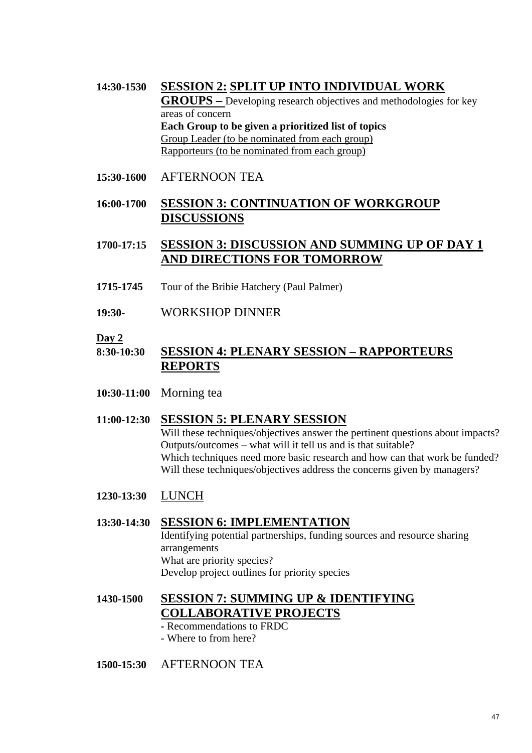**14:30-1530** **SESSION 2: SPLIT UP INTO INDIVIDUAL WORK GROUPS –** Developing research objectives and methodologies for key areas of concern
**Each Group to be given a prioritized list of topics**
Group Leader (to be nominated from each group)
Rapporteurs (to be nominated from each group)

**15:30-1600** AFTERNOON TEA

**16:00-1700** **SESSION 3: CONTINUATION OF WORKGROUP DISCUSSIONS**

**1700-17:15** **SESSION 3: DISCUSSION AND SUMMING UP OF DAY 1 AND DIRECTIONS FOR TOMORROW**

**1715-1745** Tour of the Bribie Hatchery (Paul Palmer)

**19:30-** WORKSHOP DINNER

**Day 2**

**8:30-10:30** **SESSION 4: PLENARY SESSION – RAPPORTEURS REPORTS**

**10:30-11:00** Morning tea

**11:00-12:30** **SESSION 5: PLENARY SESSION**
Will these techniques/objectives answer the pertinent questions about impacts?
Outputs/outcomes – what will it tell us and is that suitable?
Which techniques need more basic research and how can that work be funded?
Will these techniques/objectives address the concerns given by managers?

**1230-13:30** LUNCH

**13:30-14:30** **SESSION 6: IMPLEMENTATION**
Identifying potential partnerships, funding sources and resource sharing arrangements
What are priority species?
Develop project outlines for priority species

**1430-1500** **SESSION 7: SUMMING UP & IDENTIFYING COLLABORATIVE PROJECTS**
- Recommendations to FRDC
- Where to from here?

**1500-15:30** AFTERNOON TEA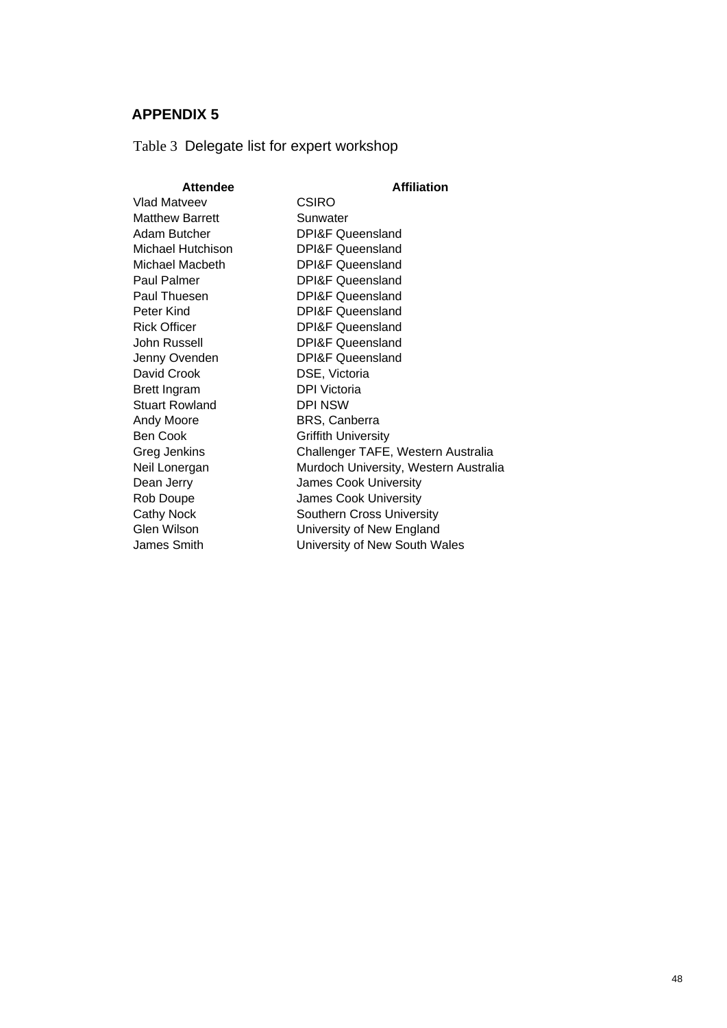## APPENDIX 5

Table 3 Delegate list for expert workshop

| Attendee | Affiliation |
|---|---|
| Vlad Matveev | CSIRO |
| Matthew Barrett | Sunwater |
| Adam Butcher | DPI&F Queensland |
| Michael Hutchison | DPI&F Queensland |
| Michael Macbeth | DPI&F Queensland |
| Paul Palmer | DPI&F Queensland |
| Paul Thuesen | DPI&F Queensland |
| Peter Kind | DPI&F Queensland |
| Rick Officer | DPI&F Queensland |
| John Russell | DPI&F Queensland |
| Jenny Ovenden | DPI&F Queensland |
| David Crook | DSE, Victoria |
| Brett Ingram | DPI Victoria |
| Stuart Rowland | DPI NSW |
| Andy Moore | BRS, Canberra |
| Ben Cook | Griffith University |
| Greg Jenkins | Challenger TAFE, Western Australia |
| Neil Lonergan | Murdoch University, Western Australia |
| Dean Jerry | James Cook University |
| Rob Doupe | James Cook University |
| Cathy Nock | Southern Cross University |
| Glen Wilson | University of New England |
| James Smith | University of New South Wales |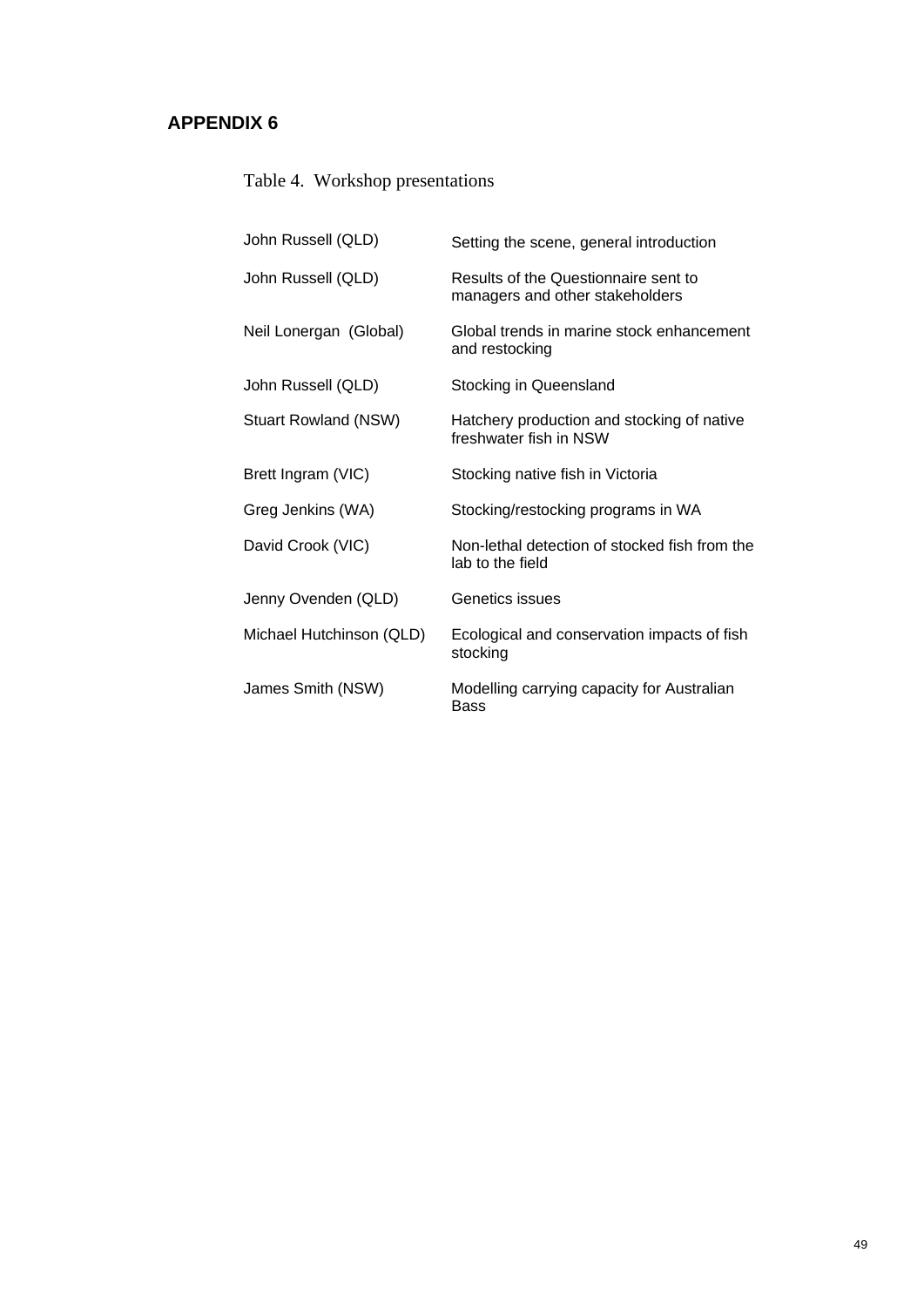## APPENDIX 6

Table 4. Workshop presentations

| | |
|---|---|
| John Russell (QLD) | Setting the scene, general introduction |
| John Russell (QLD) | Results of the Questionnaire sent to managers and other stakeholders |
| Neil Lonergan (Global) | Global trends in marine stock enhancement and restocking |
| John Russell (QLD) | Stocking in Queensland |
| Stuart Rowland (NSW) | Hatchery production and stocking of native freshwater fish in NSW |
| Brett Ingram (VIC) | Stocking native fish in Victoria |
| Greg Jenkins (WA) | Stocking/restocking programs in WA |
| David Crook (VIC) | Non-lethal detection of stocked fish from the lab to the field |
| Jenny Ovenden (QLD) | Genetics issues |
| Michael Hutchinson (QLD) | Ecological and conservation impacts of fish stocking |
| James Smith (NSW) | Modelling carrying capacity for Australian Bass |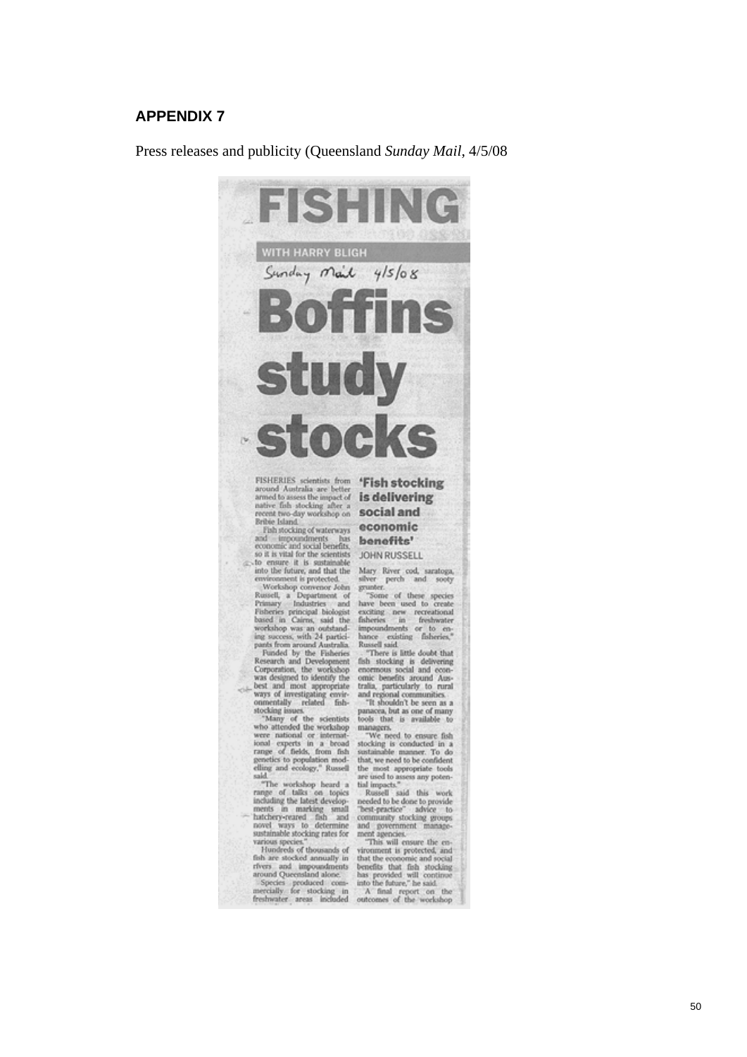## APPENDIX 7

Press releases and publicity (Queensland *Sunday Mail*, 4/5/08

# FISHING

WITH HARRY BLIGH

Sunday Mail 4/5/08

# Boffins study stocks

FISHERIES scientists from around Australia are better armed to assess the impact of native fish stocking after a recent two-day workshop on Bribie Island.

Fish stocking of waterways and impoundments has economic and social benefits, so it is vital for the scientists to ensure it is sustainable into the future, and that the environment is protected.

Workshop convenor John Russell, a Department of Primary Industries and Fisheries principal biologist based in Cairns, said the workshop was an outstanding success, with 24 participants from around Australia.

Funded by the Fisheries Research and Development Corporation, the workshop was designed to identify the best and most appropriate ways of investigating environmentally related fish-stocking issues.

"Many of the scientists who attended the workshop were national or international experts in a broad range of fields, from fish genetics to population modelling and ecology," Russell said.

"The workshop heard a range of talks on topics including the latest developments in marking small hatchery-reared fish and novel ways to determine sustainable stocking rates for various species."

Hundreds of thousands of fish are stocked annually in rivers and impoundments around Queensland alone.

Species produced commercially for stocking in freshwater areas included Mary River cod, saratoga, silver perch and sooty grunter.

**'Fish stocking is delivering social and economic benefits'**

JOHN RUSSELL

"Some of these species have been used to create exciting new recreational fisheries in freshwater impoundments or to enhance existing fisheries," Russell said.

"There is little doubt that fish stocking is delivering enormous social and economic benefits around Australia, particularly to rural and regional communities.

"It shouldn't be seen as a panacea, but as one of many tools that is available to managers.

"We need to ensure fish stocking is conducted in a sustainable manner. To do that, we need to be confident the most appropriate tools are used to assess any potential impacts."

Russell said this work needed to be done to provide "best-practice" advice to community stocking groups and government management agencies.

"This will ensure the environment is protected, and that the economic and social benefits that fish stocking has provided will continue into the future," he said.

A final report on the outcomes of the workshop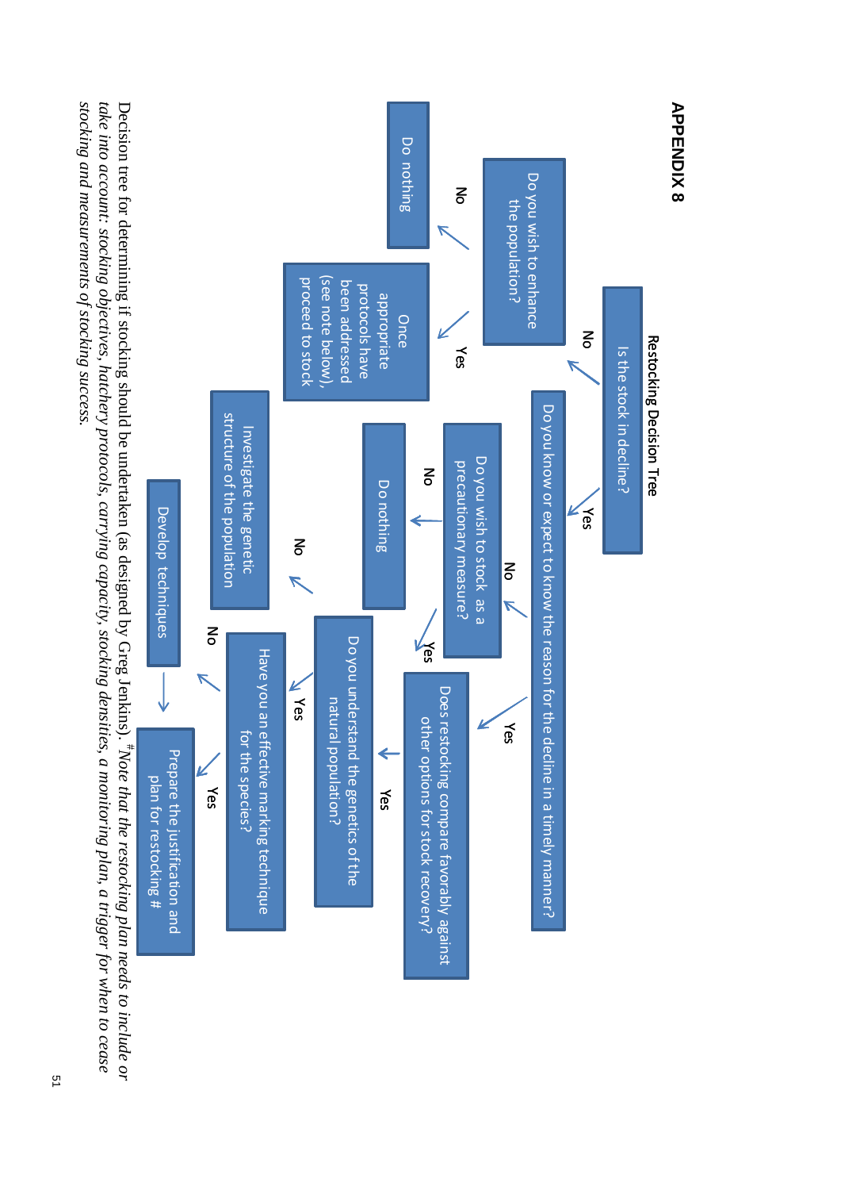# APPENDIX 8

## Restocking Decision Tree

- **Is the stock in decline?**
  - **No** → **Do you wish to enhance the population?**
    - **No** → Do nothing
    - **Yes** → Once appropriate protocols have been addressed (see note below), proceed to stock
  - **Yes** → **Do you know or expect to know the reason for the decline in a timely manner?**
    - **No** → **Do you wish to stock as a precautionary measure?**
      - **No** → Do nothing
      - **Yes** → **Do you understand the genetics of the natural population?**
    - **Yes** → **Does restocking compare favorably against other options for stock recovery?**
      - **Yes** → **Do you understand the genetics of the natural population?**
        - **No** → Investigate the genetic structure of the population
        - **Yes** → **Have you an effective marking technique for the species?**
          - **No** → Develop techniques → Prepare the justification and plan for restocking #
          - **Yes** → Prepare the justification and plan for restocking #

Decision tree for determining if stocking should be undertaken (as designed by Greg Jenkins). [#] *Note that the restocking plan needs to include or take into account: stocking objectives, hatchery protocols, carrying capacity, stocking densities, a monitoring plan, a trigger for when to cease stocking and measurements of stocking success.*